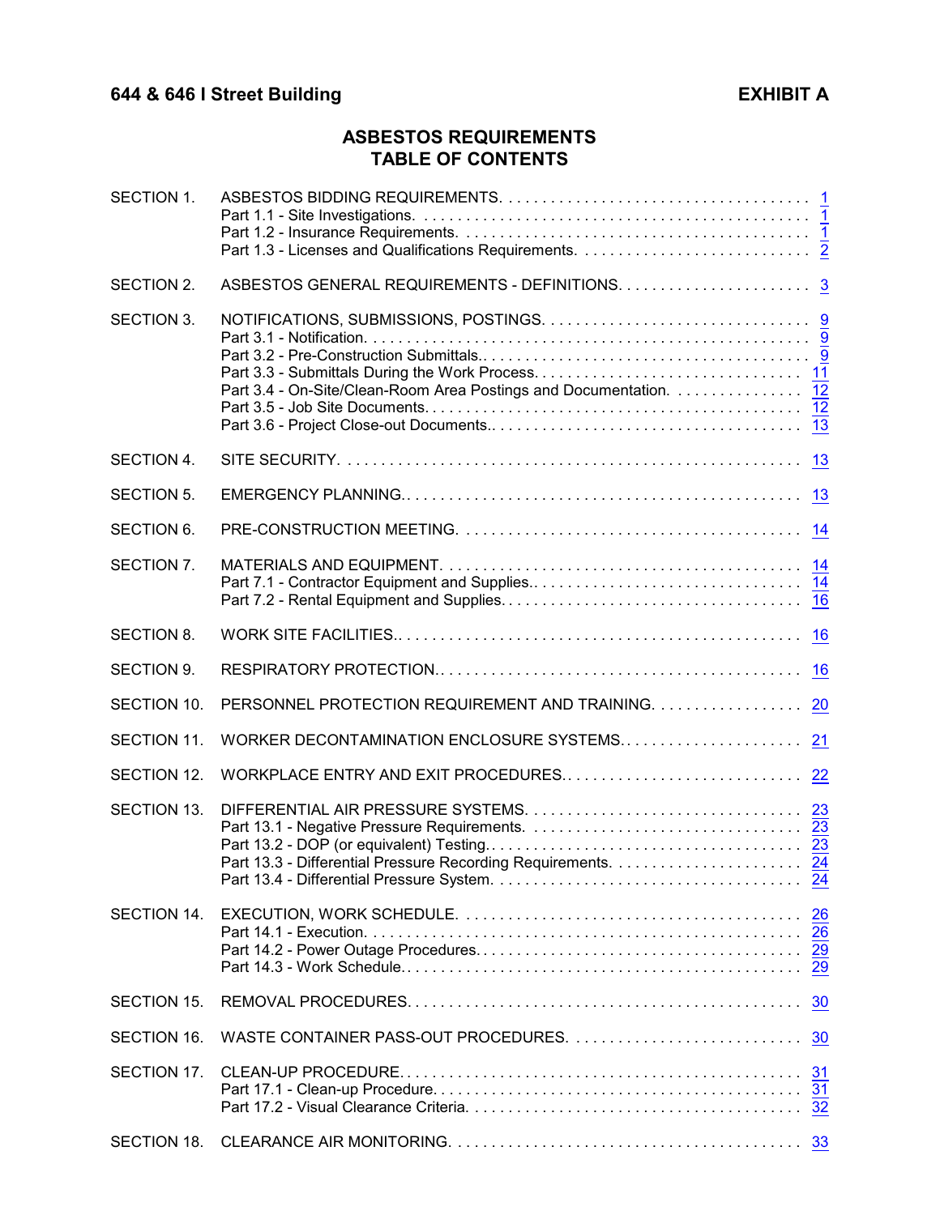**644 & 646 I Street Building** **EXHIBIT A**

# ASBESTOS REQUIREMENTS
# TABLE OF CONTENTS

| | | |
|---|---|---|
| SECTION 1. | ASBESTOS BIDDING REQUIREMENTS | 1 |
| | Part 1.1 - Site Investigations | 1 |
| | Part 1.2 - Insurance Requirements | 1 |
| | Part 1.3 - Licenses and Qualifications Requirements | 2 |
| SECTION 2. | ASBESTOS GENERAL REQUIREMENTS - DEFINITIONS | 3 |
| SECTION 3. | NOTIFICATIONS, SUBMISSIONS, POSTINGS | 9 |
| | Part 3.1 - Notification | 9 |
| | Part 3.2 - Pre-Construction Submittals | 9 |
| | Part 3.3 - Submittals During the Work Process | 11 |
| | Part 3.4 - On-Site/Clean-Room Area Postings and Documentation | 12 |
| | Part 3.5 - Job Site Documents | 12 |
| | Part 3.6 - Project Close-out Documents | 13 |
| SECTION 4. | SITE SECURITY | 13 |
| SECTION 5. | EMERGENCY PLANNING | 13 |
| SECTION 6. | PRE-CONSTRUCTION MEETING | 14 |
| SECTION 7. | MATERIALS AND EQUIPMENT | 14 |
| | Part 7.1 - Contractor Equipment and Supplies | 14 |
| | Part 7.2 - Rental Equipment and Supplies | 16 |
| SECTION 8. | WORK SITE FACILITIES | 16 |
| SECTION 9. | RESPIRATORY PROTECTION | 16 |
| SECTION 10. | PERSONNEL PROTECTION REQUIREMENT AND TRAINING | 20 |
| SECTION 11. | WORKER DECONTAMINATION ENCLOSURE SYSTEMS | 21 |
| SECTION 12. | WORKPLACE ENTRY AND EXIT PROCEDURES | 22 |
| SECTION 13. | DIFFERENTIAL AIR PRESSURE SYSTEMS | 23 |
| | Part 13.1 - Negative Pressure Requirements | 23 |
| | Part 13.2 - DOP (or equivalent) Testing | 23 |
| | Part 13.3 - Differential Pressure Recording Requirements | 24 |
| | Part 13.4 - Differential Pressure System | 24 |
| SECTION 14. | EXECUTION, WORK SCHEDULE | 26 |
| | Part 14.1 - Execution | 26 |
| | Part 14.2 - Power Outage Procedures | 29 |
| | Part 14.3 - Work Schedule | 29 |
| SECTION 15. | REMOVAL PROCEDURES | 30 |
| SECTION 16. | WASTE CONTAINER PASS-OUT PROCEDURES | 30 |
| SECTION 17. | CLEAN-UP PROCEDURE | 31 |
| | Part 17.1 - Clean-up Procedure | 31 |
| | Part 17.2 - Visual Clearance Criteria | 32 |
| SECTION 18. | CLEARANCE AIR MONITORING | 33 |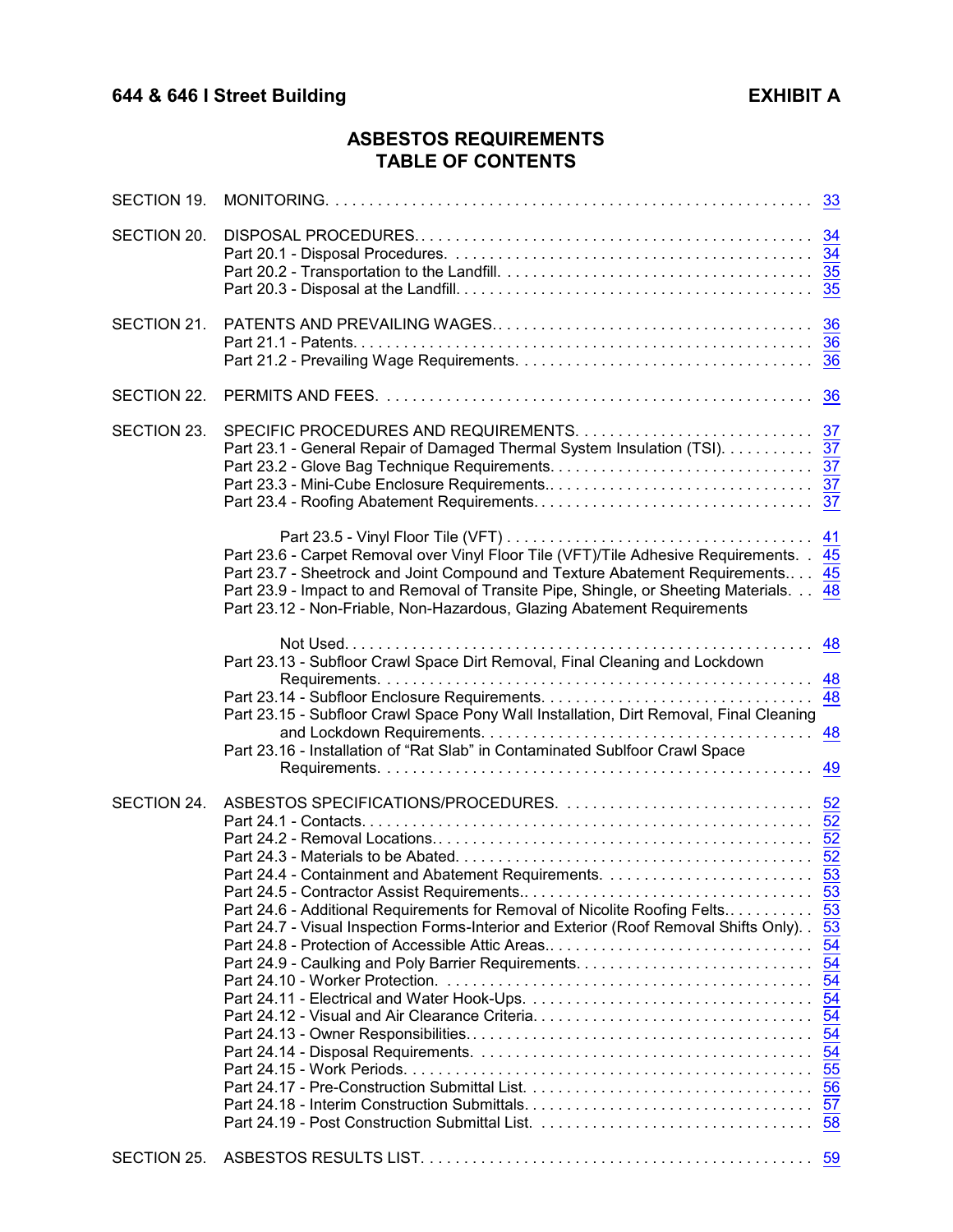**644 & 646 I Street Building** **EXHIBIT A**

## ASBESTOS REQUIREMENTS
## TABLE OF CONTENTS

| | | |
|---|---|---|
| SECTION 19. | MONITORING. | 33 |
| SECTION 20. | DISPOSAL PROCEDURES. | 34 |
| | Part 20.1 - Disposal Procedures. | 34 |
| | Part 20.2 - Transportation to the Landfill. | 35 |
| | Part 20.3 - Disposal at the Landfill. | 35 |
| SECTION 21. | PATENTS AND PREVAILING WAGES. | 36 |
| | Part 21.1 - Patents. | 36 |
| | Part 21.2 - Prevailing Wage Requirements. | 36 |
| SECTION 22. | PERMITS AND FEES. | 36 |
| SECTION 23. | SPECIFIC PROCEDURES AND REQUIREMENTS. | 37 |
| | Part 23.1 - General Repair of Damaged Thermal System Insulation (TSI). | 37 |
| | Part 23.2 - Glove Bag Technique Requirements. | 37 |
| | Part 23.3 - Mini-Cube Enclosure Requirements. | 37 |
| | Part 23.4 - Roofing Abatement Requirements. | 37 |
| | Part 23.5 - Vinyl Floor Tile (VFT) | 41 |
| | Part 23.6 - Carpet Removal over Vinyl Floor Tile (VFT)/Tile Adhesive Requirements. | 45 |
| | Part 23.7 - Sheetrock and Joint Compound and Texture Abatement Requirements. | 45 |
| | Part 23.9 - Impact to and Removal of Transite Pipe, Shingle, or Sheeting Materials. | 48 |
| | Part 23.12 - Non-Friable, Non-Hazardous, Glazing Abatement Requirements Not Used. | 48 |
| | Part 23.13 - Subfloor Crawl Space Dirt Removal, Final Cleaning and Lockdown Requirements. | 48 |
| | Part 23.14 - Subfloor Enclosure Requirements. | 48 |
| | Part 23.15 - Subfloor Crawl Space Pony Wall Installation, Dirt Removal, Final Cleaning and Lockdown Requirements. | 48 |
| | Part 23.16 - Installation of “Rat Slab” in Contaminated Sublfoor Crawl Space Requirements. | 49 |
| SECTION 24. | ASBESTOS SPECIFICATIONS/PROCEDURES. | 52 |
| | Part 24.1 - Contacts. | 52 |
| | Part 24.2 - Removal Locations. | 52 |
| | Part 24.3 - Materials to be Abated. | 52 |
| | Part 24.4 - Containment and Abatement Requirements. | 53 |
| | Part 24.5 - Contractor Assist Requirements. | 53 |
| | Part 24.6 - Additional Requirements for Removal of Nicolite Roofing Felts. | 53 |
| | Part 24.7 - Visual Inspection Forms-Interior and Exterior (Roof Removal Shifts Only). | 53 |
| | Part 24.8 - Protection of Accessible Attic Areas. | 54 |
| | Part 24.9 - Caulking and Poly Barrier Requirements. | 54 |
| | Part 24.10 - Worker Protection. | 54 |
| | Part 24.11 - Electrical and Water Hook-Ups. | 54 |
| | Part 24.12 - Visual and Air Clearance Criteria. | 54 |
| | Part 24.13 - Owner Responsibilities. | 54 |
| | Part 24.14 - Disposal Requirements. | 54 |
| | Part 24.15 - Work Periods. | 55 |
| | Part 24.17 - Pre-Construction Submittal List. | 56 |
| | Part 24.18 - Interim Construction Submittals. | 57 |
| | Part 24.19 - Post Construction Submittal List. | 58 |
| SECTION 25. | ASBESTOS RESULTS LIST. | 59 |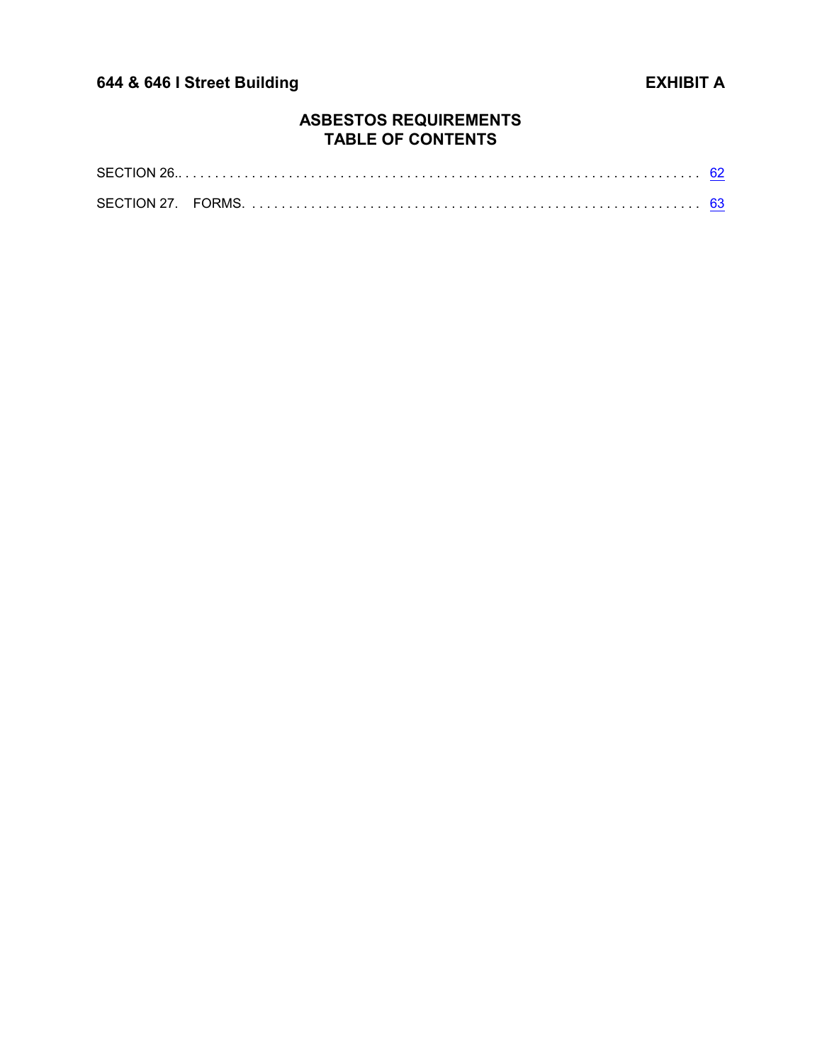644 & 646 I Street Building **EXHIBIT A**

## ASBESTOS REQUIREMENTS
## TABLE OF CONTENTS

SECTION 26.. . . . . . . . . . . . . . . . . . . . . . . . . . . . . . . . . . . . . . . . . . . . . . . . . . . . . . . . . . . . . . . . . . . . 62

SECTION 27. FORMS. . . . . . . . . . . . . . . . . . . . . . . . . . . . . . . . . . . . . . . . . . . . . . . . . . . . . . . . . . . . 63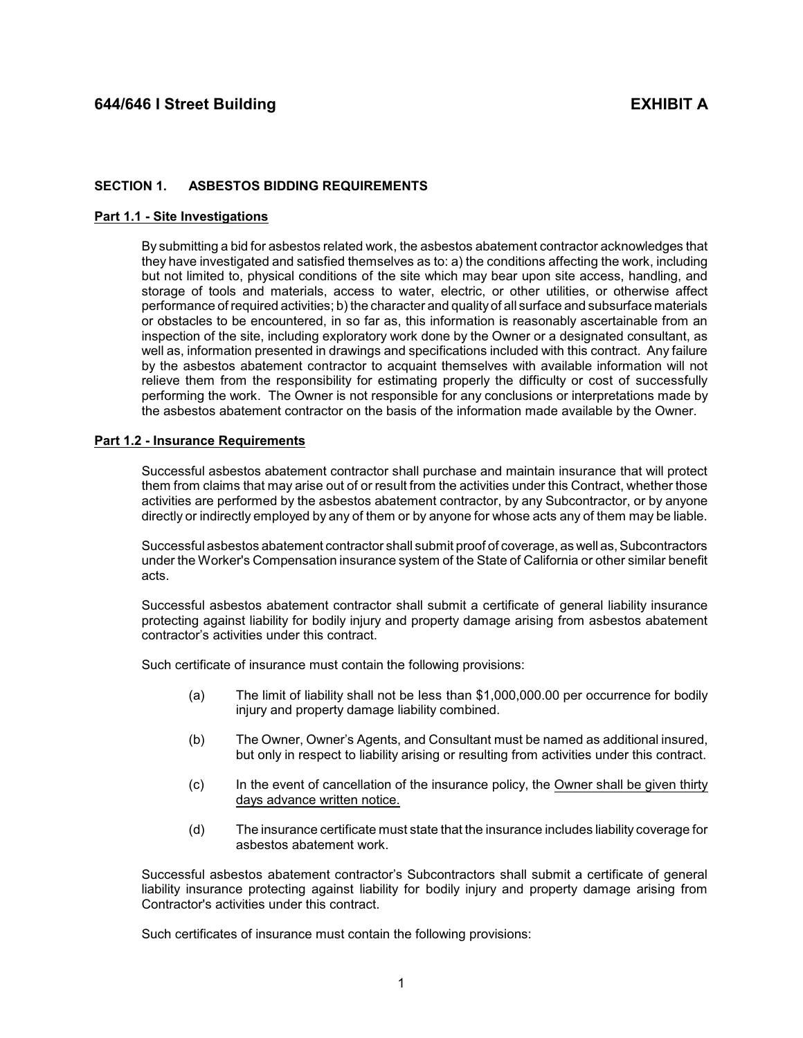# 644/646 I Street Building — EXHIBIT A

## SECTION 1. ASBESTOS BIDDING REQUIREMENTS

### Part 1.1 - Site Investigations

By submitting a bid for asbestos related work, the asbestos abatement contractor acknowledges that they have investigated and satisfied themselves as to: a) the conditions affecting the work, including but not limited to, physical conditions of the site which may bear upon site access, handling, and storage of tools and materials, access to water, electric, or other utilities, or otherwise affect performance of required activities; b) the character and quality of all surface and subsurface materials or obstacles to be encountered, in so far as, this information is reasonably ascertainable from an inspection of the site, including exploratory work done by the Owner or a designated consultant, as well as, information presented in drawings and specifications included with this contract. Any failure by the asbestos abatement contractor to acquaint themselves with available information will not relieve them from the responsibility for estimating properly the difficulty or cost of successfully performing the work. The Owner is not responsible for any conclusions or interpretations made by the asbestos abatement contractor on the basis of the information made available by the Owner.

### Part 1.2 - Insurance Requirements

Successful asbestos abatement contractor shall purchase and maintain insurance that will protect them from claims that may arise out of or result from the activities under this Contract, whether those activities are performed by the asbestos abatement contractor, by any Subcontractor, or by anyone directly or indirectly employed by any of them or by anyone for whose acts any of them may be liable.

Successful asbestos abatement contractor shall submit proof of coverage, as well as, Subcontractors under the Worker's Compensation insurance system of the State of California or other similar benefit acts.

Successful asbestos abatement contractor shall submit a certificate of general liability insurance protecting against liability for bodily injury and property damage arising from asbestos abatement contractor's activities under this contract.

Such certificate of insurance must contain the following provisions:

(a) The limit of liability shall not be less than $1,000,000.00 per occurrence for bodily injury and property damage liability combined.

(b) The Owner, Owner's Agents, and Consultant must be named as additional insured, but only in respect to liability arising or resulting from activities under this contract.

(c) In the event of cancellation of the insurance policy, the Owner shall be given thirty days advance written notice.

(d) The insurance certificate must state that the insurance includes liability coverage for asbestos abatement work.

Successful asbestos abatement contractor's Subcontractors shall submit a certificate of general liability insurance protecting against liability for bodily injury and property damage arising from Contractor's activities under this contract.

Such certificates of insurance must contain the following provisions: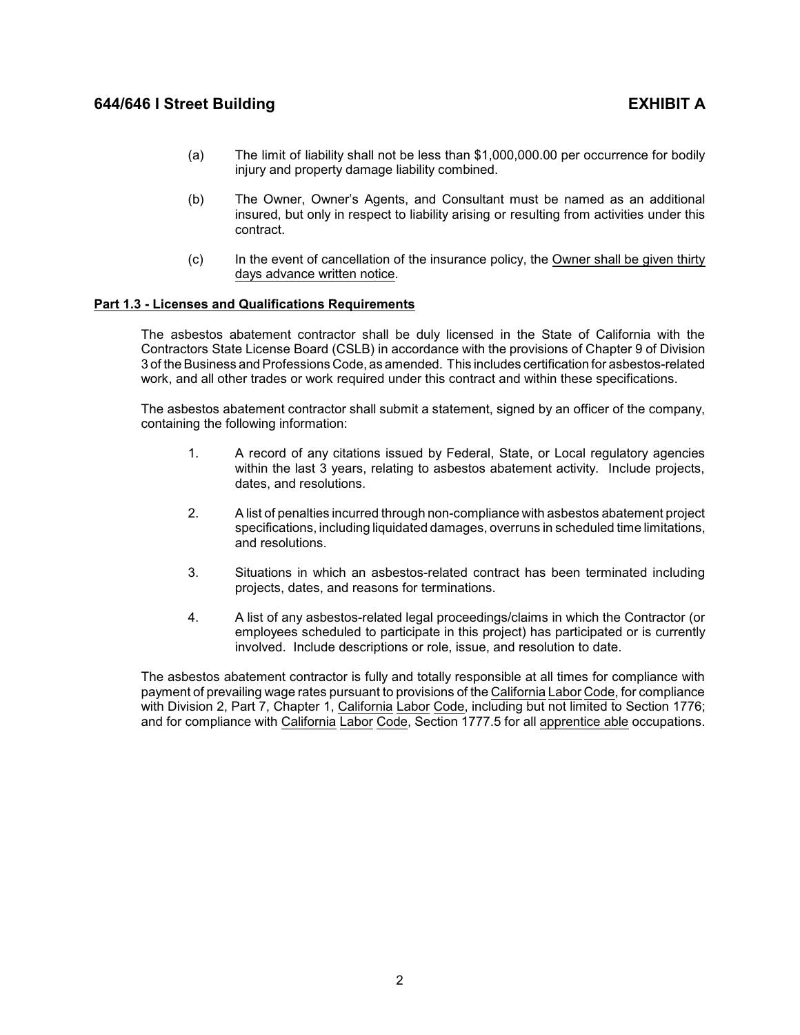(a) The limit of liability shall not be less than $1,000,000.00 per occurrence for bodily injury and property damage liability combined.

(b) The Owner, Owner's Agents, and Consultant must be named as an additional insured, but only in respect to liability arising or resulting from activities under this contract.

(c) In the event of cancellation of the insurance policy, the <u>Owner shall be given thirty days advance written notice</u>.

**<u>Part 1.3 - Licenses and Qualifications Requirements</u>**

The asbestos abatement contractor shall be duly licensed in the State of California with the Contractors State License Board (CSLB) in accordance with the provisions of Chapter 9 of Division 3 of the Business and Professions Code, as amended. This includes certification for asbestos-related work, and all other trades or work required under this contract and within these specifications.

The asbestos abatement contractor shall submit a statement, signed by an officer of the company, containing the following information:

1. A record of any citations issued by Federal, State, or Local regulatory agencies within the last 3 years, relating to asbestos abatement activity. Include projects, dates, and resolutions.

2. A list of penalties incurred through non-compliance with asbestos abatement project specifications, including liquidated damages, overruns in scheduled time limitations, and resolutions.

3. Situations in which an asbestos-related contract has been terminated including projects, dates, and reasons for terminations.

4. A list of any asbestos-related legal proceedings/claims in which the Contractor (or employees scheduled to participate in this project) has participated or is currently involved. Include descriptions or role, issue, and resolution to date.

The asbestos abatement contractor is fully and totally responsible at all times for compliance with payment of prevailing wage rates pursuant to provisions of the <u>California</u> <u>Labor</u> <u>Code</u>, for compliance with Division 2, Part 7, Chapter 1, <u>California</u> <u>Labor</u> <u>Code</u>, including but not limited to Section 1776; and for compliance with <u>California</u> <u>Labor</u> <u>Code</u>, Section 1777.5 for all <u>apprentice able</u> occupations.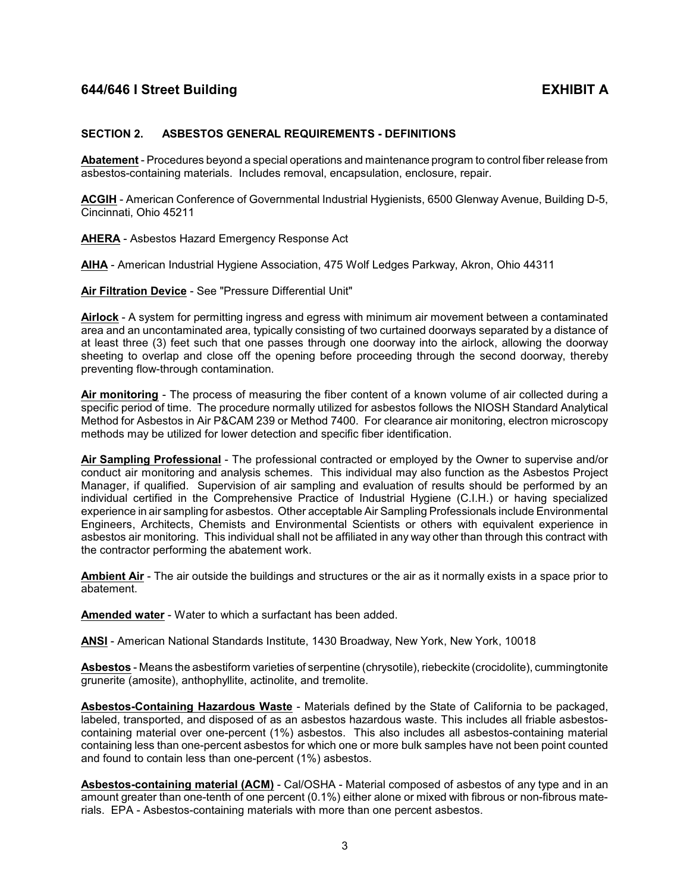## SECTION 2. ASBESTOS GENERAL REQUIREMENTS - DEFINITIONS

**Abatement** - Procedures beyond a special operations and maintenance program to control fiber release from asbestos-containing materials. Includes removal, encapsulation, enclosure, repair.

**ACGIH** - American Conference of Governmental Industrial Hygienists, 6500 Glenway Avenue, Building D-5, Cincinnati, Ohio 45211

**AHERA** - Asbestos Hazard Emergency Response Act

**AIHA** - American Industrial Hygiene Association, 475 Wolf Ledges Parkway, Akron, Ohio 44311

**Air Filtration Device** - See "Pressure Differential Unit"

**Airlock** - A system for permitting ingress and egress with minimum air movement between a contaminated area and an uncontaminated area, typically consisting of two curtained doorways separated by a distance of at least three (3) feet such that one passes through one doorway into the airlock, allowing the doorway sheeting to overlap and close off the opening before proceeding through the second doorway, thereby preventing flow-through contamination.

**Air monitoring** - The process of measuring the fiber content of a known volume of air collected during a specific period of time. The procedure normally utilized for asbestos follows the NIOSH Standard Analytical Method for Asbestos in Air P&CAM 239 or Method 7400. For clearance air monitoring, electron microscopy methods may be utilized for lower detection and specific fiber identification.

**Air Sampling Professional** - The professional contracted or employed by the Owner to supervise and/or conduct air monitoring and analysis schemes. This individual may also function as the Asbestos Project Manager, if qualified. Supervision of air sampling and evaluation of results should be performed by an individual certified in the Comprehensive Practice of Industrial Hygiene (C.I.H.) or having specialized experience in air sampling for asbestos. Other acceptable Air Sampling Professionals include Environmental Engineers, Architects, Chemists and Environmental Scientists or others with equivalent experience in asbestos air monitoring. This individual shall not be affiliated in any way other than through this contract with the contractor performing the abatement work.

**Ambient Air** - The air outside the buildings and structures or the air as it normally exists in a space prior to abatement.

**Amended water** - Water to which a surfactant has been added.

**ANSI** - American National Standards Institute, 1430 Broadway, New York, New York, 10018

**Asbestos** - Means the asbestiform varieties of serpentine (chrysotile), riebeckite (crocidolite), cummingtonite grunerite (amosite), anthophyllite, actinolite, and tremolite.

**Asbestos-Containing Hazardous Waste** - Materials defined by the State of California to be packaged, labeled, transported, and disposed of as an asbestos hazardous waste. This includes all friable asbestos-containing material over one-percent (1%) asbestos. This also includes all asbestos-containing material containing less than one-percent asbestos for which one or more bulk samples have not been point counted and found to contain less than one-percent (1%) asbestos.

**Asbestos-containing material (ACM)** - Cal/OSHA - Material composed of asbestos of any type and in an amount greater than one-tenth of one percent (0.1%) either alone or mixed with fibrous or non-fibrous materials. EPA - Asbestos-containing materials with more than one percent asbestos.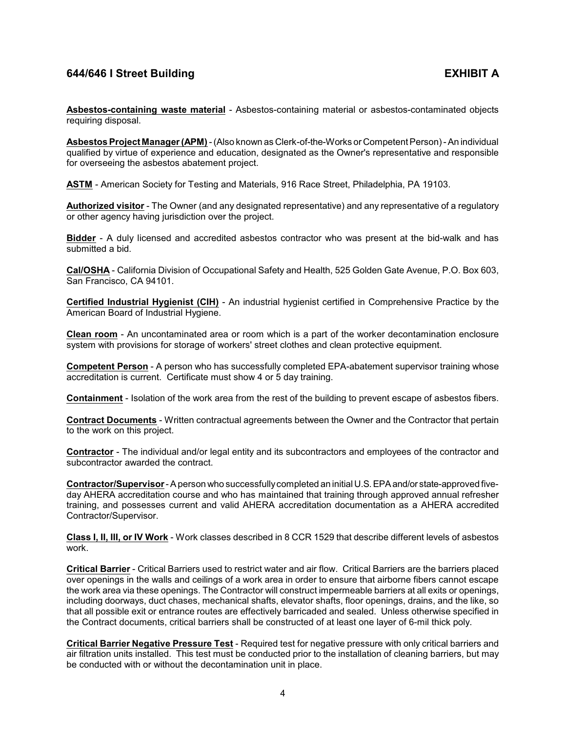**Asbestos-containing waste material** - Asbestos-containing material or asbestos-contaminated objects requiring disposal.

**Asbestos Project Manager (APM)** - (Also known as Clerk-of-the-Works or Competent Person) - An individual qualified by virtue of experience and education, designated as the Owner's representative and responsible for overseeing the asbestos abatement project.

**ASTM** - American Society for Testing and Materials, 916 Race Street, Philadelphia, PA 19103.

**Authorized visitor** - The Owner (and any designated representative) and any representative of a regulatory or other agency having jurisdiction over the project.

**Bidder** - A duly licensed and accredited asbestos contractor who was present at the bid-walk and has submitted a bid.

**Cal/OSHA** - California Division of Occupational Safety and Health, 525 Golden Gate Avenue, P.O. Box 603, San Francisco, CA 94101.

**Certified Industrial Hygienist (CIH)** - An industrial hygienist certified in Comprehensive Practice by the American Board of Industrial Hygiene.

**Clean room** - An uncontaminated area or room which is a part of the worker decontamination enclosure system with provisions for storage of workers' street clothes and clean protective equipment.

**Competent Person** - A person who has successfully completed EPA-abatement supervisor training whose accreditation is current. Certificate must show 4 or 5 day training.

**Containment** - Isolation of the work area from the rest of the building to prevent escape of asbestos fibers.

**Contract Documents** - Written contractual agreements between the Owner and the Contractor that pertain to the work on this project.

**Contractor** - The individual and/or legal entity and its subcontractors and employees of the contractor and subcontractor awarded the contract.

**Contractor/Supervisor** - A person who successfully completed an initial U.S. EPA and/or state-approved five-day AHERA accreditation course and who has maintained that training through approved annual refresher training, and possesses current and valid AHERA accreditation documentation as a AHERA accredited Contractor/Supervisor.

**Class I, II, III, or IV Work** - Work classes described in 8 CCR 1529 that describe different levels of asbestos work.

**Critical Barrier** - Critical Barriers used to restrict water and air flow. Critical Barriers are the barriers placed over openings in the walls and ceilings of a work area in order to ensure that airborne fibers cannot escape the work area via these openings. The Contractor will construct impermeable barriers at all exits or openings, including doorways, duct chases, mechanical shafts, elevator shafts, floor openings, drains, and the like, so that all possible exit or entrance routes are effectively barricaded and sealed. Unless otherwise specified in the Contract documents, critical barriers shall be constructed of at least one layer of 6-mil thick poly.

**Critical Barrier Negative Pressure Test** - Required test for negative pressure with only critical barriers and air filtration units installed. This test must be conducted prior to the installation of cleaning barriers, but may be conducted with or without the decontamination unit in place.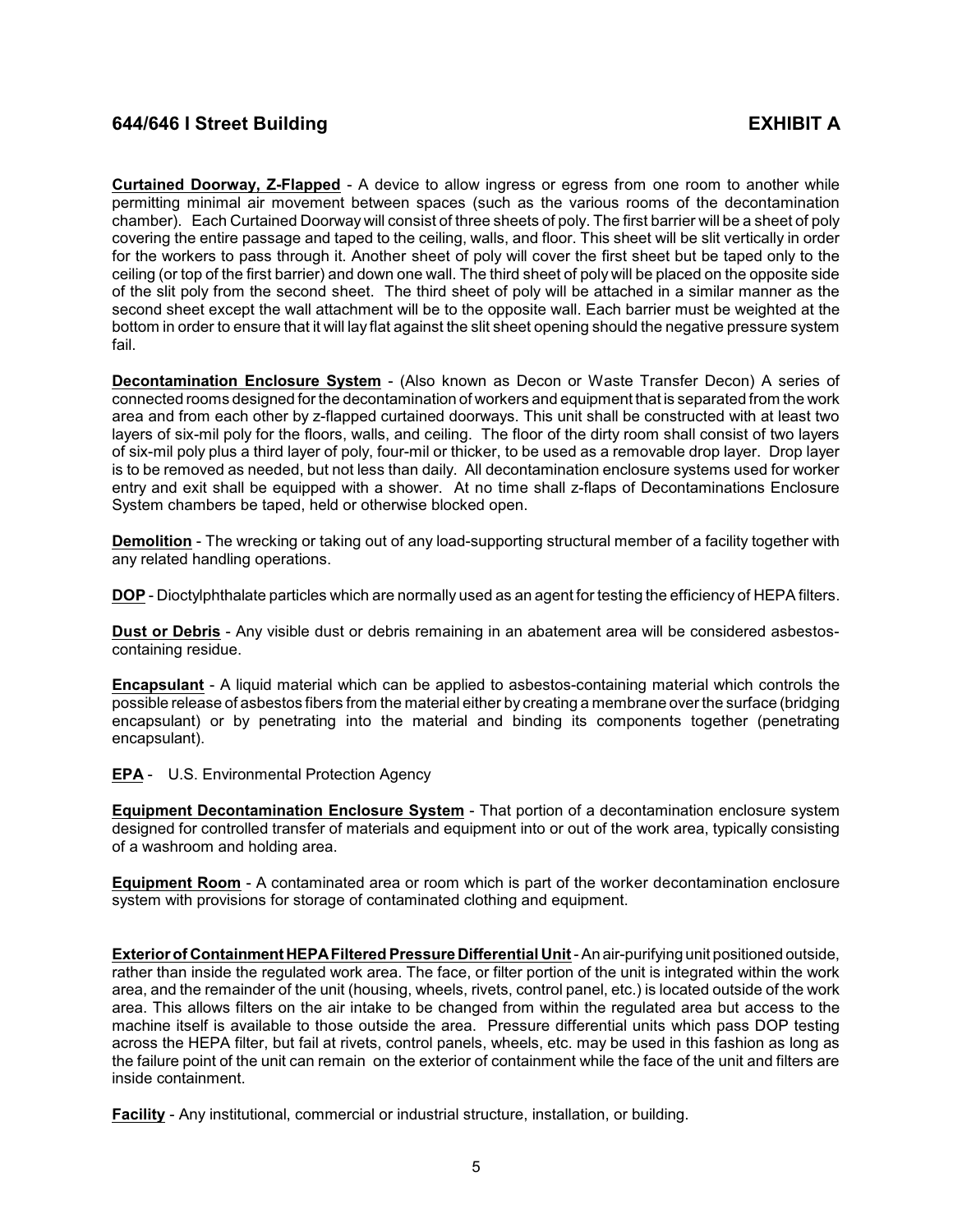**Curtained Doorway, Z-Flapped** - A device to allow ingress or egress from one room to another while permitting minimal air movement between spaces (such as the various rooms of the decontamination chamber). Each Curtained Doorway will consist of three sheets of poly. The first barrier will be a sheet of poly covering the entire passage and taped to the ceiling, walls, and floor. This sheet will be slit vertically in order for the workers to pass through it. Another sheet of poly will cover the first sheet but be taped only to the ceiling (or top of the first barrier) and down one wall. The third sheet of poly will be placed on the opposite side of the slit poly from the second sheet. The third sheet of poly will be attached in a similar manner as the second sheet except the wall attachment will be to the opposite wall. Each barrier must be weighted at the bottom in order to ensure that it will lay flat against the slit sheet opening should the negative pressure system fail.

**Decontamination Enclosure System** - (Also known as Decon or Waste Transfer Decon) A series of connected rooms designed for the decontamination of workers and equipment that is separated from the work area and from each other by z-flapped curtained doorways. This unit shall be constructed with at least two layers of six-mil poly for the floors, walls, and ceiling. The floor of the dirty room shall consist of two layers of six-mil poly plus a third layer of poly, four-mil or thicker, to be used as a removable drop layer. Drop layer is to be removed as needed, but not less than daily. All decontamination enclosure systems used for worker entry and exit shall be equipped with a shower. At no time shall z-flaps of Decontaminations Enclosure System chambers be taped, held or otherwise blocked open.

**Demolition** - The wrecking or taking out of any load-supporting structural member of a facility together with any related handling operations.

**DOP** - Dioctylphthalate particles which are normally used as an agent for testing the efficiency of HEPA filters.

**Dust or Debris** - Any visible dust or debris remaining in an abatement area will be considered asbestos-containing residue.

**Encapsulant** - A liquid material which can be applied to asbestos-containing material which controls the possible release of asbestos fibers from the material either by creating a membrane over the surface (bridging encapsulant) or by penetrating into the material and binding its components together (penetrating encapsulant).

**EPA** - U.S. Environmental Protection Agency

**Equipment Decontamination Enclosure System** - That portion of a decontamination enclosure system designed for controlled transfer of materials and equipment into or out of the work area, typically consisting of a washroom and holding area.

**Equipment Room** - A contaminated area or room which is part of the worker decontamination enclosure system with provisions for storage of contaminated clothing and equipment.

**Exterior of Containment HEPA Filtered Pressure Differential Unit** - An air-purifying unit positioned outside, rather than inside the regulated work area. The face, or filter portion of the unit is integrated within the work area, and the remainder of the unit (housing, wheels, rivets, control panel, etc.) is located outside of the work area. This allows filters on the air intake to be changed from within the regulated area but access to the machine itself is available to those outside the area. Pressure differential units which pass DOP testing across the HEPA filter, but fail at rivets, control panels, wheels, etc. may be used in this fashion as long as the failure point of the unit can remain on the exterior of containment while the face of the unit and filters are inside containment.

**Facility** - Any institutional, commercial or industrial structure, installation, or building.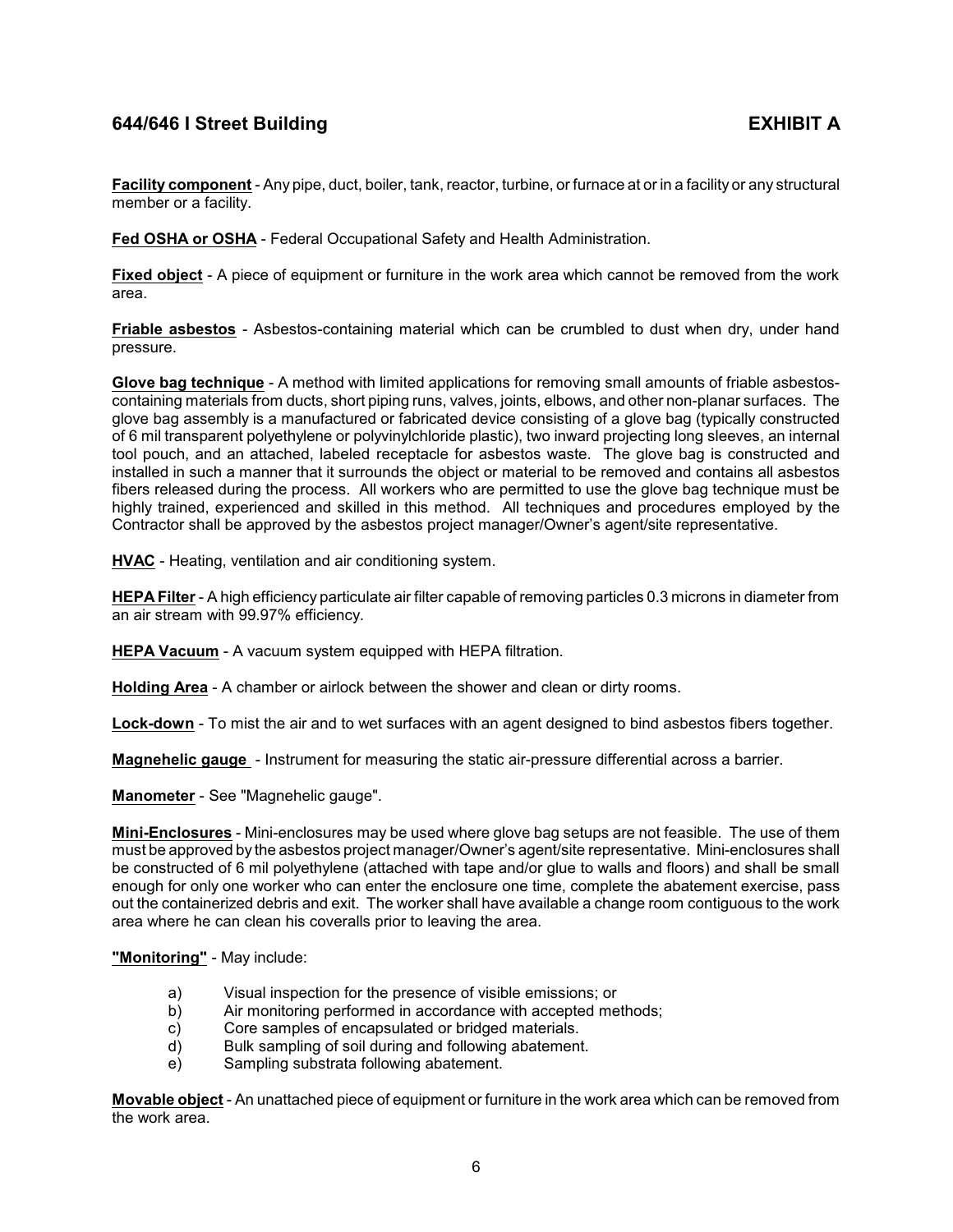**Facility component** - Any pipe, duct, boiler, tank, reactor, turbine, or furnace at or in a facility or any structural member or a facility.

**Fed OSHA or OSHA** - Federal Occupational Safety and Health Administration.

**Fixed object** - A piece of equipment or furniture in the work area which cannot be removed from the work area.

**Friable asbestos** - Asbestos-containing material which can be crumbled to dust when dry, under hand pressure.

**Glove bag technique** - A method with limited applications for removing small amounts of friable asbestos-containing materials from ducts, short piping runs, valves, joints, elbows, and other non-planar surfaces. The glove bag assembly is a manufactured or fabricated device consisting of a glove bag (typically constructed of 6 mil transparent polyethylene or polyvinylchloride plastic), two inward projecting long sleeves, an internal tool pouch, and an attached, labeled receptacle for asbestos waste. The glove bag is constructed and installed in such a manner that it surrounds the object or material to be removed and contains all asbestos fibers released during the process. All workers who are permitted to use the glove bag technique must be highly trained, experienced and skilled in this method. All techniques and procedures employed by the Contractor shall be approved by the asbestos project manager/Owner's agent/site representative.

**HVAC** - Heating, ventilation and air conditioning system.

**HEPA Filter** - A high efficiency particulate air filter capable of removing particles 0.3 microns in diameter from an air stream with 99.97% efficiency.

**HEPA Vacuum** - A vacuum system equipped with HEPA filtration.

**Holding Area** - A chamber or airlock between the shower and clean or dirty rooms.

**Lock-down** - To mist the air and to wet surfaces with an agent designed to bind asbestos fibers together.

**Magnehelic gauge** - Instrument for measuring the static air-pressure differential across a barrier.

**Manometer** - See "Magnehelic gauge".

**Mini-Enclosures** - Mini-enclosures may be used where glove bag setups are not feasible. The use of them must be approved by the asbestos project manager/Owner's agent/site representative. Mini-enclosures shall be constructed of 6 mil polyethylene (attached with tape and/or glue to walls and floors) and shall be small enough for only one worker who can enter the enclosure one time, complete the abatement exercise, pass out the containerized debris and exit. The worker shall have available a change room contiguous to the work area where he can clean his coveralls prior to leaving the area.

**"Monitoring"** - May include:

a) Visual inspection for the presence of visible emissions; or
b) Air monitoring performed in accordance with accepted methods;
c) Core samples of encapsulated or bridged materials.
d) Bulk sampling of soil during and following abatement.
e) Sampling substrata following abatement.

**Movable object** - An unattached piece of equipment or furniture in the work area which can be removed from the work area.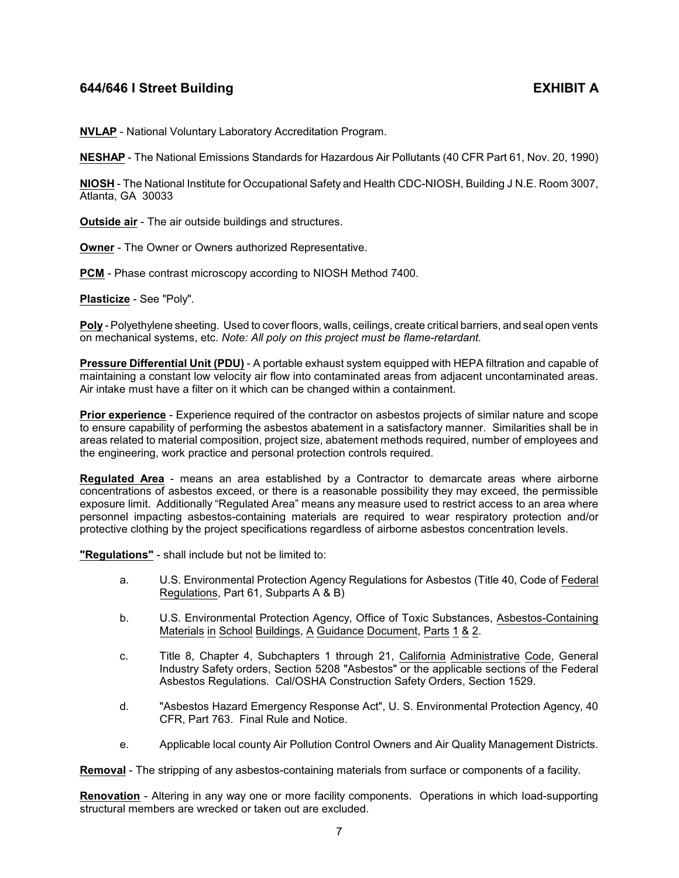**NVLAP** - National Voluntary Laboratory Accreditation Program.

**NESHAP** - The National Emissions Standards for Hazardous Air Pollutants (40 CFR Part 61, Nov. 20, 1990)

**NIOSH** - The National Institute for Occupational Safety and Health CDC-NIOSH, Building J N.E. Room 3007, Atlanta, GA 30033

**Outside air** - The air outside buildings and structures.

**Owner** - The Owner or Owners authorized Representative.

**PCM** - Phase contrast microscopy according to NIOSH Method 7400.

**Plasticize** - See "Poly".

**Poly** - Polyethylene sheeting. Used to cover floors, walls, ceilings, create critical barriers, and seal open vents on mechanical systems, etc. *Note: All poly on this project must be flame-retardant.*

**Pressure Differential Unit (PDU)** - A portable exhaust system equipped with HEPA filtration and capable of maintaining a constant low velocity air flow into contaminated areas from adjacent uncontaminated areas. Air intake must have a filter on it which can be changed within a containment.

**Prior experience** - Experience required of the contractor on asbestos projects of similar nature and scope to ensure capability of performing the asbestos abatement in a satisfactory manner. Similarities shall be in areas related to material composition, project size, abatement methods required, number of employees and the engineering, work practice and personal protection controls required.

**Regulated Area** - means an area established by a Contractor to demarcate areas where airborne concentrations of asbestos exceed, or there is a reasonable possibility they may exceed, the permissible exposure limit. Additionally "Regulated Area" means any measure used to restrict access to an area where personnel impacting asbestos-containing materials are required to wear respiratory protection and/or protective clothing by the project specifications regardless of airborne asbestos concentration levels.

**"Regulations"** - shall include but not be limited to:

a. U.S. Environmental Protection Agency Regulations for Asbestos (Title 40, Code of Federal Regulations, Part 61, Subparts A & B)

b. U.S. Environmental Protection Agency, Office of Toxic Substances, Asbestos-Containing Materials in School Buildings, A Guidance Document, Parts 1 & 2.

c. Title 8, Chapter 4, Subchapters 1 through 21, California Administrative Code, General Industry Safety orders, Section 5208 "Asbestos" or the applicable sections of the Federal Asbestos Regulations. Cal/OSHA Construction Safety Orders, Section 1529.

d. "Asbestos Hazard Emergency Response Act", U. S. Environmental Protection Agency, 40 CFR, Part 763. Final Rule and Notice.

e. Applicable local county Air Pollution Control Owners and Air Quality Management Districts.

**Removal** - The stripping of any asbestos-containing materials from surface or components of a facility.

**Renovation** - Altering in any way one or more facility components. Operations in which load-supporting structural members are wrecked or taken out are excluded.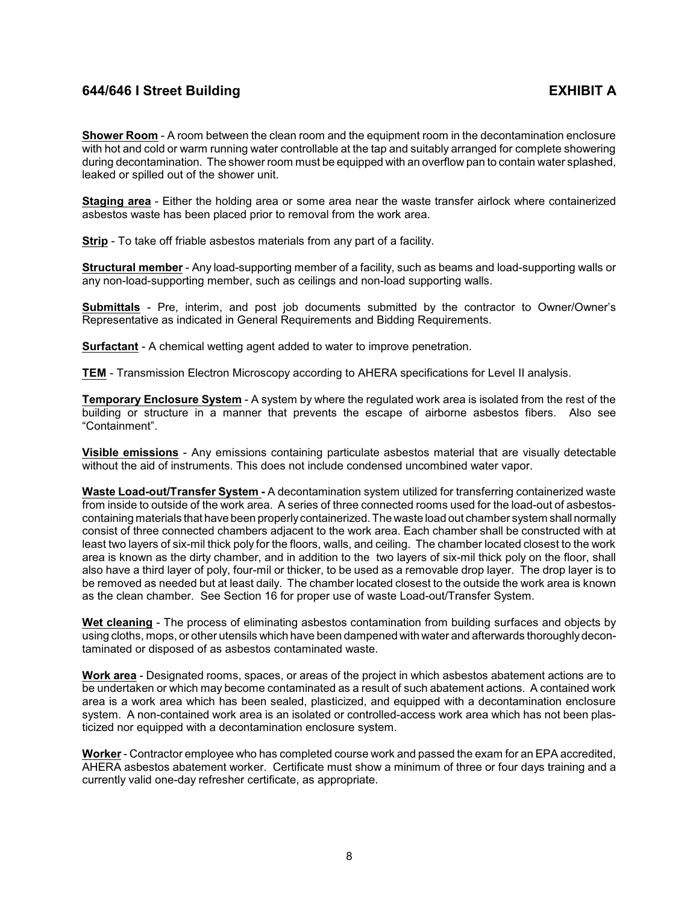**Shower Room** - A room between the clean room and the equipment room in the decontamination enclosure with hot and cold or warm running water controllable at the tap and suitably arranged for complete showering during decontamination. The shower room must be equipped with an overflow pan to contain water splashed, leaked or spilled out of the shower unit.

**Staging area** - Either the holding area or some area near the waste transfer airlock where containerized asbestos waste has been placed prior to removal from the work area.

**Strip** - To take off friable asbestos materials from any part of a facility.

**Structural member** - Any load-supporting member of a facility, such as beams and load-supporting walls or any non-load-supporting member, such as ceilings and non-load supporting walls.

**Submittals** - Pre, interim, and post job documents submitted by the contractor to Owner/Owner's Representative as indicated in General Requirements and Bidding Requirements.

**Surfactant** - A chemical wetting agent added to water to improve penetration.

**TEM** - Transmission Electron Microscopy according to AHERA specifications for Level II analysis.

**Temporary Enclosure System** - A system by where the regulated work area is isolated from the rest of the building or structure in a manner that prevents the escape of airborne asbestos fibers. Also see "Containment".

**Visible emissions** - Any emissions containing particulate asbestos material that are visually detectable without the aid of instruments. This does not include condensed uncombined water vapor.

**Waste Load-out/Transfer System -** A decontamination system utilized for transferring containerized waste from inside to outside of the work area. A series of three connected rooms used for the load-out of asbestos-containing materials that have been properly containerized. The waste load out chamber system shall normally consist of three connected chambers adjacent to the work area. Each chamber shall be constructed with at least two layers of six-mil thick poly for the floors, walls, and ceiling. The chamber located closest to the work area is known as the dirty chamber, and in addition to the two layers of six-mil thick poly on the floor, shall also have a third layer of poly, four-mil or thicker, to be used as a removable drop layer. The drop layer is to be removed as needed but at least daily. The chamber located closest to the outside the work area is known as the clean chamber. See Section 16 for proper use of waste Load-out/Transfer System.

**Wet cleaning** - The process of eliminating asbestos contamination from building surfaces and objects by using cloths, mops, or other utensils which have been dampened with water and afterwards thoroughly decontaminated or disposed of as asbestos contaminated waste.

**Work area** - Designated rooms, spaces, or areas of the project in which asbestos abatement actions are to be undertaken or which may become contaminated as a result of such abatement actions. A contained work area is a work area which has been sealed, plasticized, and equipped with a decontamination enclosure system. A non-contained work area is an isolated or controlled-access work area which has not been plasticized nor equipped with a decontamination enclosure system.

**Worker** - Contractor employee who has completed course work and passed the exam for an EPA accredited, AHERA asbestos abatement worker. Certificate must show a minimum of three or four days training and a currently valid one-day refresher certificate, as appropriate.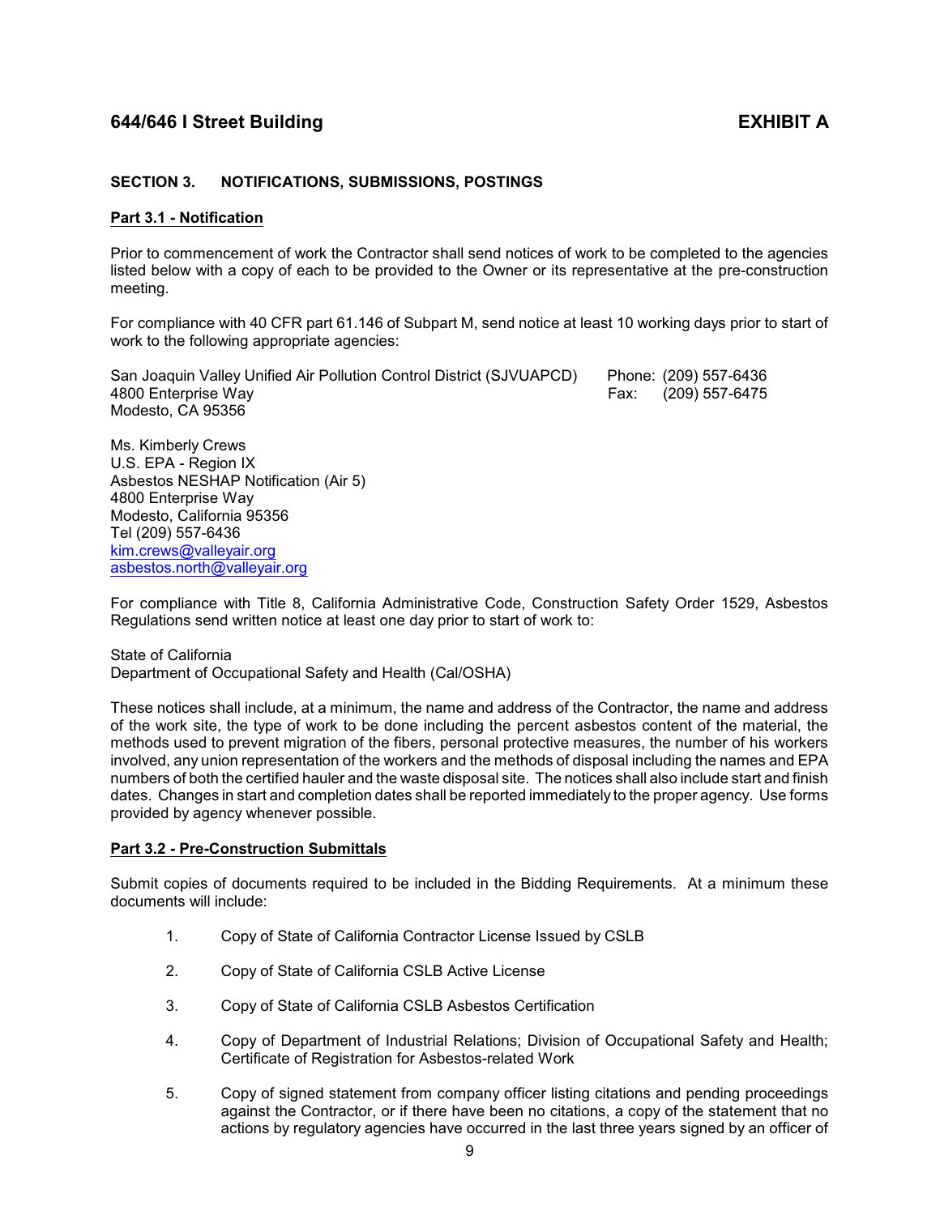## SECTION 3. NOTIFICATIONS, SUBMISSIONS, POSTINGS

### Part 3.1 - Notification

Prior to commencement of work the Contractor shall send notices of work to be completed to the agencies listed below with a copy of each to be provided to the Owner or its representative at the pre-construction meeting.

For compliance with 40 CFR part 61.146 of Subpart M, send notice at least 10 working days prior to start of work to the following appropriate agencies:

San Joaquin Valley Unified Air Pollution Control District (SJVUAPCD)
4800 Enterprise Way
Modesto, CA 95356
Phone: (209) 557-6436
Fax: (209) 557-6475

Ms. Kimberly Crews
U.S. EPA - Region IX
Asbestos NESHAP Notification (Air 5)
4800 Enterprise Way
Modesto, California 95356
Tel (209) 557-6436
kim.crews@valleyair.org
asbestos.north@valleyair.org

For compliance with Title 8, California Administrative Code, Construction Safety Order 1529, Asbestos Regulations send written notice at least one day prior to start of work to:

State of California
Department of Occupational Safety and Health (Cal/OSHA)

These notices shall include, at a minimum, the name and address of the Contractor, the name and address of the work site, the type of work to be done including the percent asbestos content of the material, the methods used to prevent migration of the fibers, personal protective measures, the number of his workers involved, any union representation of the workers and the methods of disposal including the names and EPA numbers of both the certified hauler and the waste disposal site. The notices shall also include start and finish dates. Changes in start and completion dates shall be reported immediately to the proper agency. Use forms provided by agency whenever possible.

### Part 3.2 - Pre-Construction Submittals

Submit copies of documents required to be included in the Bidding Requirements. At a minimum these documents will include:

1. Copy of State of California Contractor License Issued by CSLB
2. Copy of State of California CSLB Active License
3. Copy of State of California CSLB Asbestos Certification
4. Copy of Department of Industrial Relations; Division of Occupational Safety and Health; Certificate of Registration for Asbestos-related Work
5. Copy of signed statement from company officer listing citations and pending proceedings against the Contractor, or if there have been no citations, a copy of the statement that no actions by regulatory agencies have occurred in the last three years signed by an officer of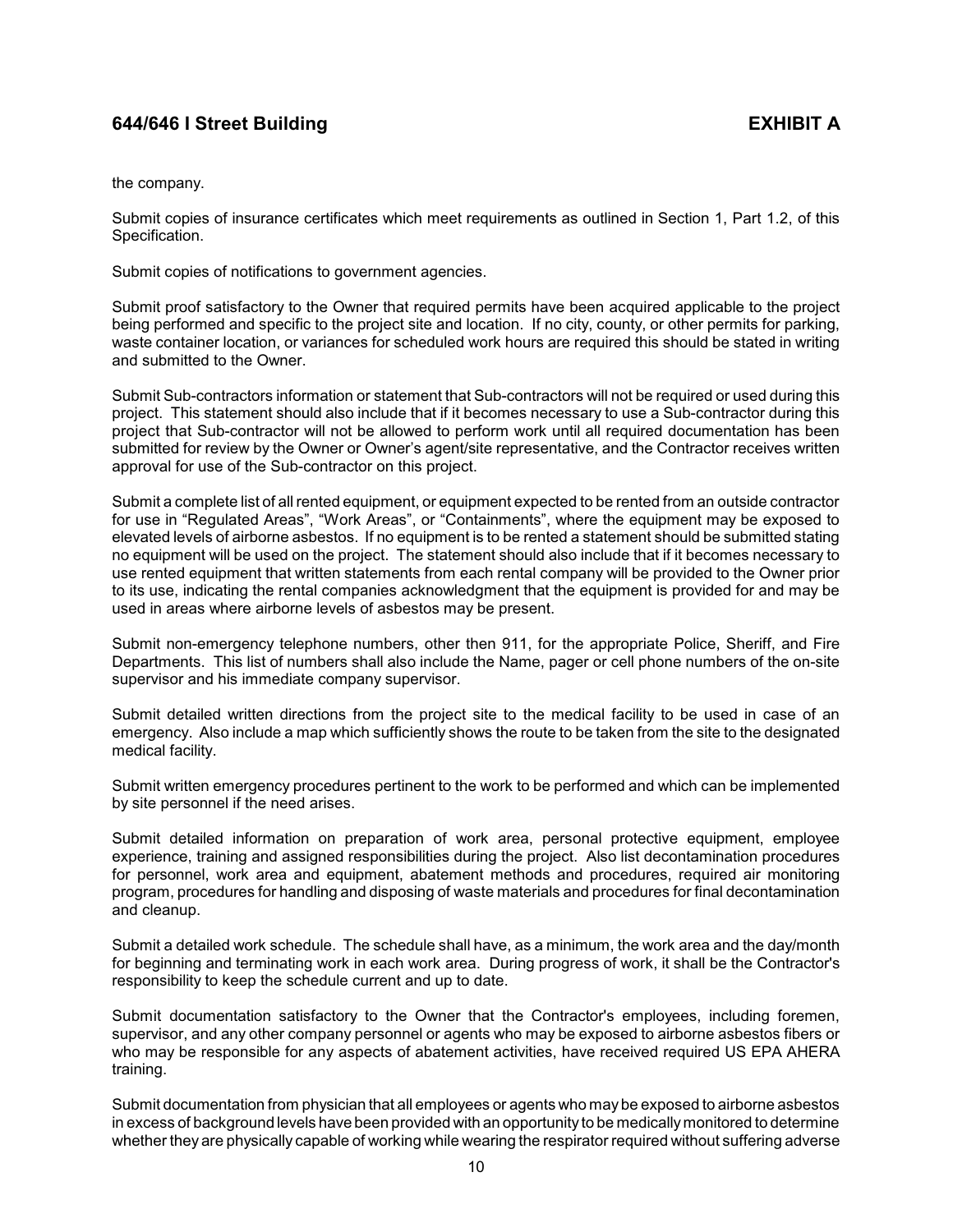the company.

Submit copies of insurance certificates which meet requirements as outlined in Section 1, Part 1.2, of this Specification.

Submit copies of notifications to government agencies.

Submit proof satisfactory to the Owner that required permits have been acquired applicable to the project being performed and specific to the project site and location. If no city, county, or other permits for parking, waste container location, or variances for scheduled work hours are required this should be stated in writing and submitted to the Owner.

Submit Sub-contractors information or statement that Sub-contractors will not be required or used during this project. This statement should also include that if it becomes necessary to use a Sub-contractor during this project that Sub-contractor will not be allowed to perform work until all required documentation has been submitted for review by the Owner or Owner's agent/site representative, and the Contractor receives written approval for use of the Sub-contractor on this project.

Submit a complete list of all rented equipment, or equipment expected to be rented from an outside contractor for use in "Regulated Areas", "Work Areas", or "Containments", where the equipment may be exposed to elevated levels of airborne asbestos. If no equipment is to be rented a statement should be submitted stating no equipment will be used on the project. The statement should also include that if it becomes necessary to use rented equipment that written statements from each rental company will be provided to the Owner prior to its use, indicating the rental companies acknowledgment that the equipment is provided for and may be used in areas where airborne levels of asbestos may be present.

Submit non-emergency telephone numbers, other then 911, for the appropriate Police, Sheriff, and Fire Departments. This list of numbers shall also include the Name, pager or cell phone numbers of the on-site supervisor and his immediate company supervisor.

Submit detailed written directions from the project site to the medical facility to be used in case of an emergency. Also include a map which sufficiently shows the route to be taken from the site to the designated medical facility.

Submit written emergency procedures pertinent to the work to be performed and which can be implemented by site personnel if the need arises.

Submit detailed information on preparation of work area, personal protective equipment, employee experience, training and assigned responsibilities during the project. Also list decontamination procedures for personnel, work area and equipment, abatement methods and procedures, required air monitoring program, procedures for handling and disposing of waste materials and procedures for final decontamination and cleanup.

Submit a detailed work schedule. The schedule shall have, as a minimum, the work area and the day/month for beginning and terminating work in each work area. During progress of work, it shall be the Contractor's responsibility to keep the schedule current and up to date.

Submit documentation satisfactory to the Owner that the Contractor's employees, including foremen, supervisor, and any other company personnel or agents who may be exposed to airborne asbestos fibers or who may be responsible for any aspects of abatement activities, have received required US EPA AHERA training.

Submit documentation from physician that all employees or agents who may be exposed to airborne asbestos in excess of background levels have been provided with an opportunity to be medically monitored to determine whether they are physically capable of working while wearing the respirator required without suffering adverse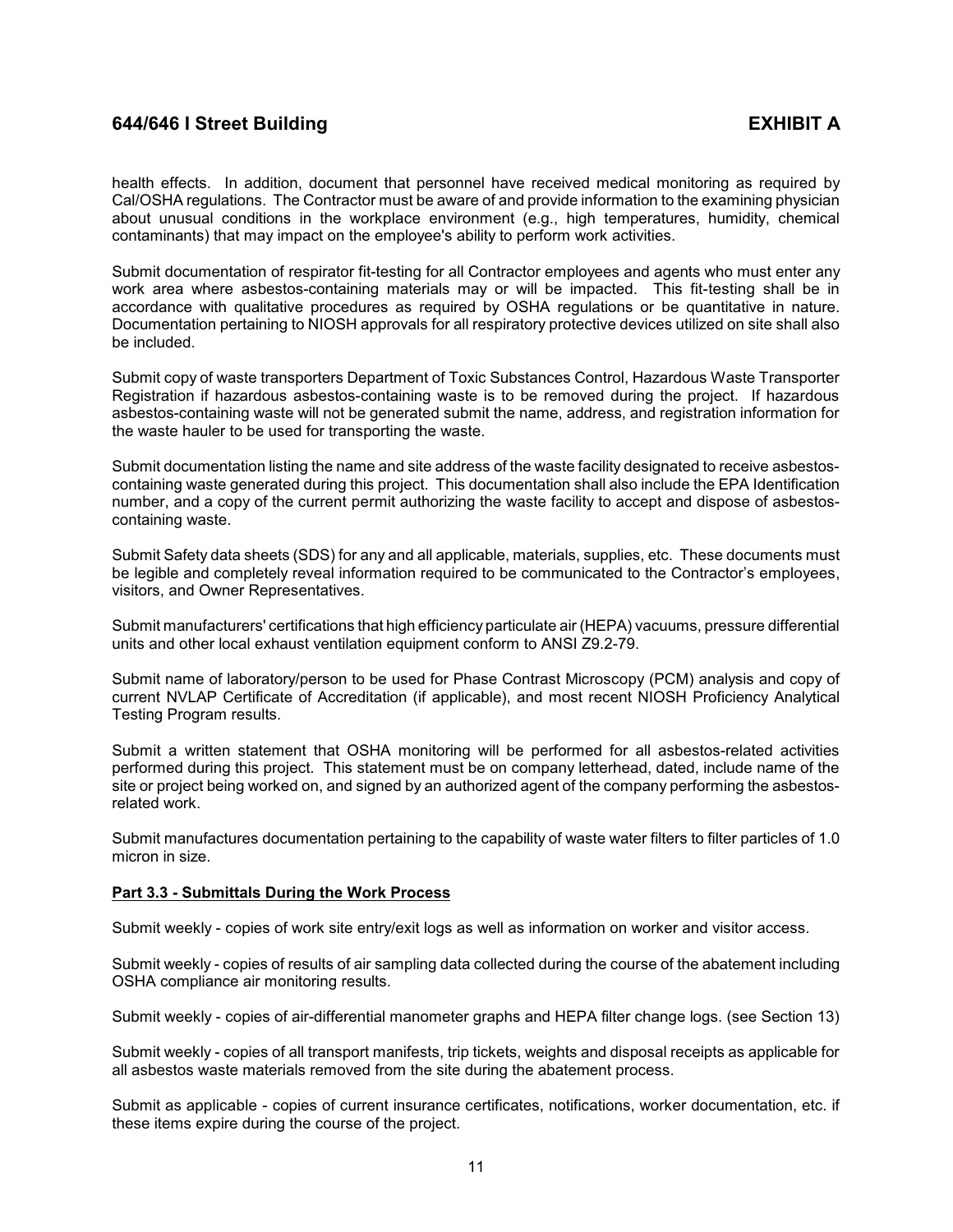health effects. In addition, document that personnel have received medical monitoring as required by Cal/OSHA regulations. The Contractor must be aware of and provide information to the examining physician about unusual conditions in the workplace environment (e.g., high temperatures, humidity, chemical contaminants) that may impact on the employee's ability to perform work activities.

Submit documentation of respirator fit-testing for all Contractor employees and agents who must enter any work area where asbestos-containing materials may or will be impacted. This fit-testing shall be in accordance with qualitative procedures as required by OSHA regulations or be quantitative in nature. Documentation pertaining to NIOSH approvals for all respiratory protective devices utilized on site shall also be included.

Submit copy of waste transporters Department of Toxic Substances Control, Hazardous Waste Transporter Registration if hazardous asbestos-containing waste is to be removed during the project. If hazardous asbestos-containing waste will not be generated submit the name, address, and registration information for the waste hauler to be used for transporting the waste.

Submit documentation listing the name and site address of the waste facility designated to receive asbestos-containing waste generated during this project. This documentation shall also include the EPA Identification number, and a copy of the current permit authorizing the waste facility to accept and dispose of asbestos-containing waste.

Submit Safety data sheets (SDS) for any and all applicable, materials, supplies, etc. These documents must be legible and completely reveal information required to be communicated to the Contractor's employees, visitors, and Owner Representatives.

Submit manufacturers' certifications that high efficiency particulate air (HEPA) vacuums, pressure differential units and other local exhaust ventilation equipment conform to ANSI Z9.2-79.

Submit name of laboratory/person to be used for Phase Contrast Microscopy (PCM) analysis and copy of current NVLAP Certificate of Accreditation (if applicable), and most recent NIOSH Proficiency Analytical Testing Program results.

Submit a written statement that OSHA monitoring will be performed for all asbestos-related activities performed during this project. This statement must be on company letterhead, dated, include name of the site or project being worked on, and signed by an authorized agent of the company performing the asbestos-related work.

Submit manufactures documentation pertaining to the capability of waste water filters to filter particles of 1.0 micron in size.

**Part 3.3 - Submittals During the Work Process**

Submit weekly - copies of work site entry/exit logs as well as information on worker and visitor access.

Submit weekly - copies of results of air sampling data collected during the course of the abatement including OSHA compliance air monitoring results.

Submit weekly - copies of air-differential manometer graphs and HEPA filter change logs. (see Section 13)

Submit weekly - copies of all transport manifests, trip tickets, weights and disposal receipts as applicable for all asbestos waste materials removed from the site during the abatement process.

Submit as applicable - copies of current insurance certificates, notifications, worker documentation, etc. if these items expire during the course of the project.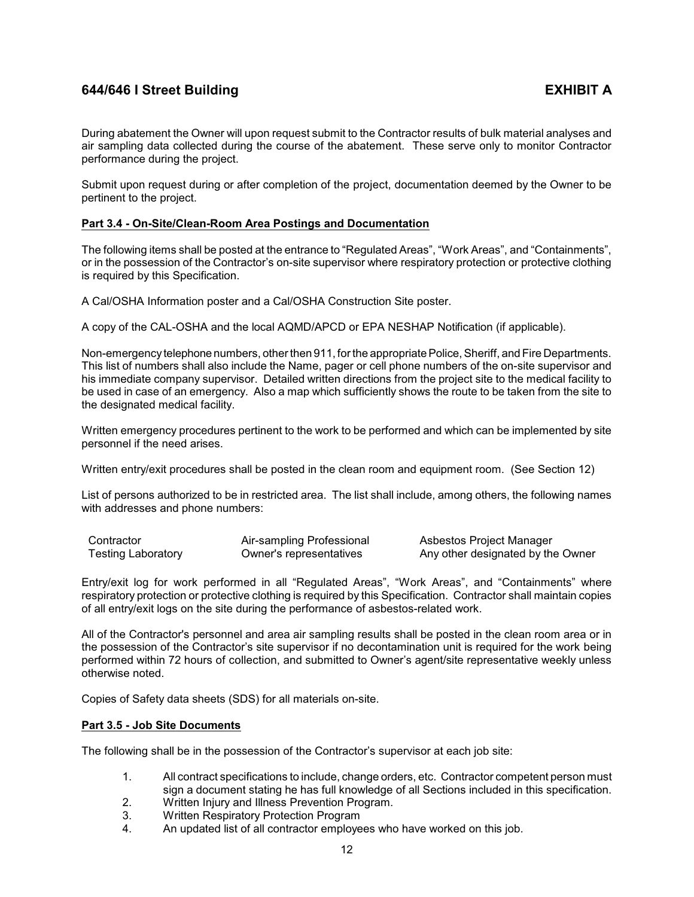During abatement the Owner will upon request submit to the Contractor results of bulk material analyses and air sampling data collected during the course of the abatement. These serve only to monitor Contractor performance during the project.

Submit upon request during or after completion of the project, documentation deemed by the Owner to be pertinent to the project.

**Part 3.4 - On-Site/Clean-Room Area Postings and Documentation**

The following items shall be posted at the entrance to "Regulated Areas", "Work Areas", and "Containments", or in the possession of the Contractor's on-site supervisor where respiratory protection or protective clothing is required by this Specification.

A Cal/OSHA Information poster and a Cal/OSHA Construction Site poster.

A copy of the CAL-OSHA and the local AQMD/APCD or EPA NESHAP Notification (if applicable).

Non-emergency telephone numbers, other then 911, for the appropriate Police, Sheriff, and Fire Departments. This list of numbers shall also include the Name, pager or cell phone numbers of the on-site supervisor and his immediate company supervisor. Detailed written directions from the project site to the medical facility to be used in case of an emergency. Also a map which sufficiently shows the route to be taken from the site to the designated medical facility.

Written emergency procedures pertinent to the work to be performed and which can be implemented by site personnel if the need arises.

Written entry/exit procedures shall be posted in the clean room and equipment room. (See Section 12)

List of persons authorized to be in restricted area. The list shall include, among others, the following names with addresses and phone numbers:

| | | |
|---|---|---|
| Contractor | Air-sampling Professional | Asbestos Project Manager |
| Testing Laboratory | Owner's representatives | Any other designated by the Owner |

Entry/exit log for work performed in all "Regulated Areas", "Work Areas", and "Containments" where respiratory protection or protective clothing is required by this Specification. Contractor shall maintain copies of all entry/exit logs on the site during the performance of asbestos-related work.

All of the Contractor's personnel and area air sampling results shall be posted in the clean room area or in the possession of the Contractor's site supervisor if no decontamination unit is required for the work being performed within 72 hours of collection, and submitted to Owner's agent/site representative weekly unless otherwise noted.

Copies of Safety data sheets (SDS) for all materials on-site.

**Part 3.5 - Job Site Documents**

The following shall be in the possession of the Contractor's supervisor at each job site:

1. All contract specifications to include, change orders, etc. Contractor competent person must sign a document stating he has full knowledge of all Sections included in this specification.
2. Written Injury and Illness Prevention Program.
3. Written Respiratory Protection Program
4. An updated list of all contractor employees who have worked on this job.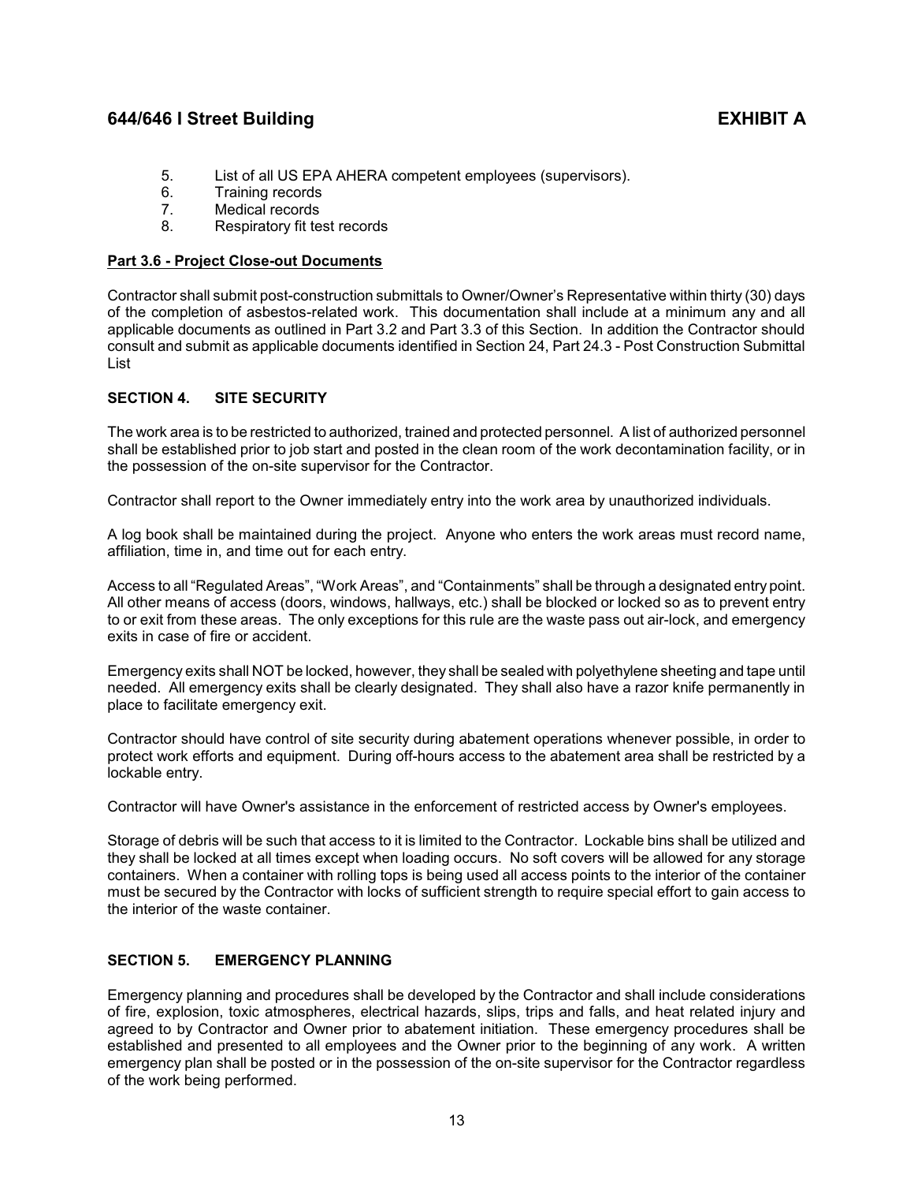5. List of all US EPA AHERA competent employees (supervisors).
6. Training records
7. Medical records
8. Respiratory fit test records

**Part 3.6 - Project Close-out Documents**

Contractor shall submit post-construction submittals to Owner/Owner's Representative within thirty (30) days of the completion of asbestos-related work. This documentation shall include at a minimum any and all applicable documents as outlined in Part 3.2 and Part 3.3 of this Section. In addition the Contractor should consult and submit as applicable documents identified in Section 24, Part 24.3 - Post Construction Submittal List

## SECTION 4. SITE SECURITY

The work area is to be restricted to authorized, trained and protected personnel. A list of authorized personnel shall be established prior to job start and posted in the clean room of the work decontamination facility, or in the possession of the on-site supervisor for the Contractor.

Contractor shall report to the Owner immediately entry into the work area by unauthorized individuals.

A log book shall be maintained during the project. Anyone who enters the work areas must record name, affiliation, time in, and time out for each entry.

Access to all "Regulated Areas", "Work Areas", and "Containments" shall be through a designated entry point. All other means of access (doors, windows, hallways, etc.) shall be blocked or locked so as to prevent entry to or exit from these areas. The only exceptions for this rule are the waste pass out air-lock, and emergency exits in case of fire or accident.

Emergency exits shall NOT be locked, however, they shall be sealed with polyethylene sheeting and tape until needed. All emergency exits shall be clearly designated. They shall also have a razor knife permanently in place to facilitate emergency exit.

Contractor should have control of site security during abatement operations whenever possible, in order to protect work efforts and equipment. During off-hours access to the abatement area shall be restricted by a lockable entry.

Contractor will have Owner's assistance in the enforcement of restricted access by Owner's employees.

Storage of debris will be such that access to it is limited to the Contractor. Lockable bins shall be utilized and they shall be locked at all times except when loading occurs. No soft covers will be allowed for any storage containers. When a container with rolling tops is being used all access points to the interior of the container must be secured by the Contractor with locks of sufficient strength to require special effort to gain access to the interior of the waste container.

## SECTION 5. EMERGENCY PLANNING

Emergency planning and procedures shall be developed by the Contractor and shall include considerations of fire, explosion, toxic atmospheres, electrical hazards, slips, trips and falls, and heat related injury and agreed to by Contractor and Owner prior to abatement initiation. These emergency procedures shall be established and presented to all employees and the Owner prior to the beginning of any work. A written emergency plan shall be posted or in the possession of the on-site supervisor for the Contractor regardless of the work being performed.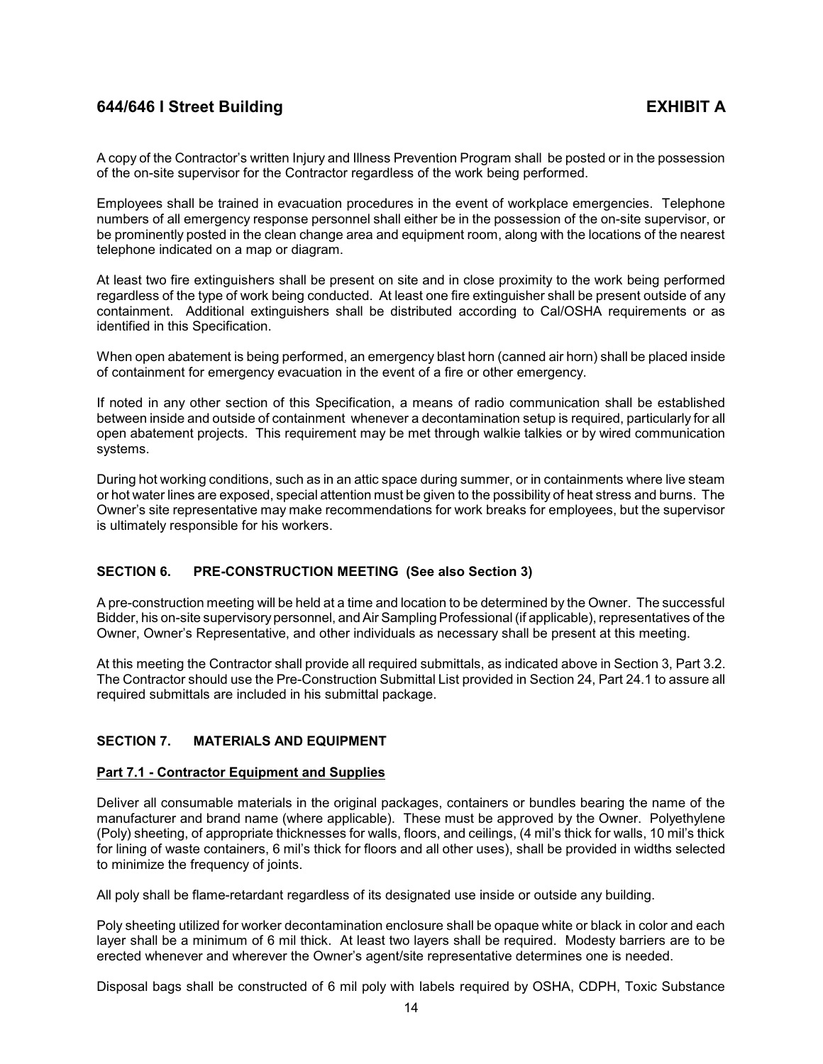A copy of the Contractor's written Injury and Illness Prevention Program shall be posted or in the possession of the on-site supervisor for the Contractor regardless of the work being performed.

Employees shall be trained in evacuation procedures in the event of workplace emergencies. Telephone numbers of all emergency response personnel shall either be in the possession of the on-site supervisor, or be prominently posted in the clean change area and equipment room, along with the locations of the nearest telephone indicated on a map or diagram.

At least two fire extinguishers shall be present on site and in close proximity to the work being performed regardless of the type of work being conducted. At least one fire extinguisher shall be present outside of any containment. Additional extinguishers shall be distributed according to Cal/OSHA requirements or as identified in this Specification.

When open abatement is being performed, an emergency blast horn (canned air horn) shall be placed inside of containment for emergency evacuation in the event of a fire or other emergency.

If noted in any other section of this Specification, a means of radio communication shall be established between inside and outside of containment whenever a decontamination setup is required, particularly for all open abatement projects. This requirement may be met through walkie talkies or by wired communication systems.

During hot working conditions, such as in an attic space during summer, or in containments where live steam or hot water lines are exposed, special attention must be given to the possibility of heat stress and burns. The Owner's site representative may make recommendations for work breaks for employees, but the supervisor is ultimately responsible for his workers.

## SECTION 6. PRE-CONSTRUCTION MEETING (See also Section 3)

A pre-construction meeting will be held at a time and location to be determined by the Owner. The successful Bidder, his on-site supervisory personnel, and Air Sampling Professional (if applicable), representatives of the Owner, Owner's Representative, and other individuals as necessary shall be present at this meeting.

At this meeting the Contractor shall provide all required submittals, as indicated above in Section 3, Part 3.2. The Contractor should use the Pre-Construction Submittal List provided in Section 24, Part 24.1 to assure all required submittals are included in his submittal package.

## SECTION 7. MATERIALS AND EQUIPMENT

### Part 7.1 - Contractor Equipment and Supplies

Deliver all consumable materials in the original packages, containers or bundles bearing the name of the manufacturer and brand name (where applicable). These must be approved by the Owner. Polyethylene (Poly) sheeting, of appropriate thicknesses for walls, floors, and ceilings, (4 mil's thick for walls, 10 mil's thick for lining of waste containers, 6 mil's thick for floors and all other uses), shall be provided in widths selected to minimize the frequency of joints.

All poly shall be flame-retardant regardless of its designated use inside or outside any building.

Poly sheeting utilized for worker decontamination enclosure shall be opaque white or black in color and each layer shall be a minimum of 6 mil thick. At least two layers shall be required. Modesty barriers are to be erected whenever and wherever the Owner's agent/site representative determines one is needed.

Disposal bags shall be constructed of 6 mil poly with labels required by OSHA, CDPH, Toxic Substance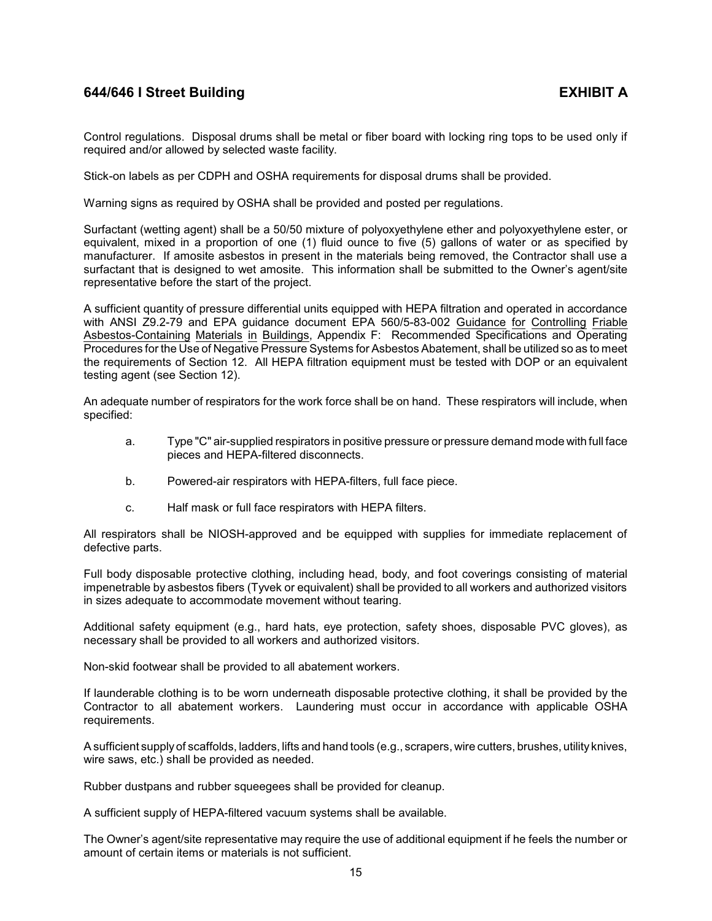Control regulations. Disposal drums shall be metal or fiber board with locking ring tops to be used only if required and/or allowed by selected waste facility.

Stick-on labels as per CDPH and OSHA requirements for disposal drums shall be provided.

Warning signs as required by OSHA shall be provided and posted per regulations.

Surfactant (wetting agent) shall be a 50/50 mixture of polyoxyethylene ether and polyoxyethylene ester, or equivalent, mixed in a proportion of one (1) fluid ounce to five (5) gallons of water or as specified by manufacturer. If amosite asbestos in present in the materials being removed, the Contractor shall use a surfactant that is designed to wet amosite. This information shall be submitted to the Owner's agent/site representative before the start of the project.

A sufficient quantity of pressure differential units equipped with HEPA filtration and operated in accordance with ANSI Z9.2-79 and EPA guidance document EPA 560/5-83-002 Guidance for Controlling Friable Asbestos-Containing Materials in Buildings, Appendix F: Recommended Specifications and Operating Procedures for the Use of Negative Pressure Systems for Asbestos Abatement, shall be utilized so as to meet the requirements of Section 12. All HEPA filtration equipment must be tested with DOP or an equivalent testing agent (see Section 12).

An adequate number of respirators for the work force shall be on hand. These respirators will include, when specified:

a. Type "C" air-supplied respirators in positive pressure or pressure demand mode with full face pieces and HEPA-filtered disconnects.

b. Powered-air respirators with HEPA-filters, full face piece.

c. Half mask or full face respirators with HEPA filters.

All respirators shall be NIOSH-approved and be equipped with supplies for immediate replacement of defective parts.

Full body disposable protective clothing, including head, body, and foot coverings consisting of material impenetrable by asbestos fibers (Tyvek or equivalent) shall be provided to all workers and authorized visitors in sizes adequate to accommodate movement without tearing.

Additional safety equipment (e.g., hard hats, eye protection, safety shoes, disposable PVC gloves), as necessary shall be provided to all workers and authorized visitors.

Non-skid footwear shall be provided to all abatement workers.

If launderable clothing is to be worn underneath disposable protective clothing, it shall be provided by the Contractor to all abatement workers. Laundering must occur in accordance with applicable OSHA requirements.

A sufficient supply of scaffolds, ladders, lifts and hand tools (e.g., scrapers, wire cutters, brushes, utility knives, wire saws, etc.) shall be provided as needed.

Rubber dustpans and rubber squeegees shall be provided for cleanup.

A sufficient supply of HEPA-filtered vacuum systems shall be available.

The Owner's agent/site representative may require the use of additional equipment if he feels the number or amount of certain items or materials is not sufficient.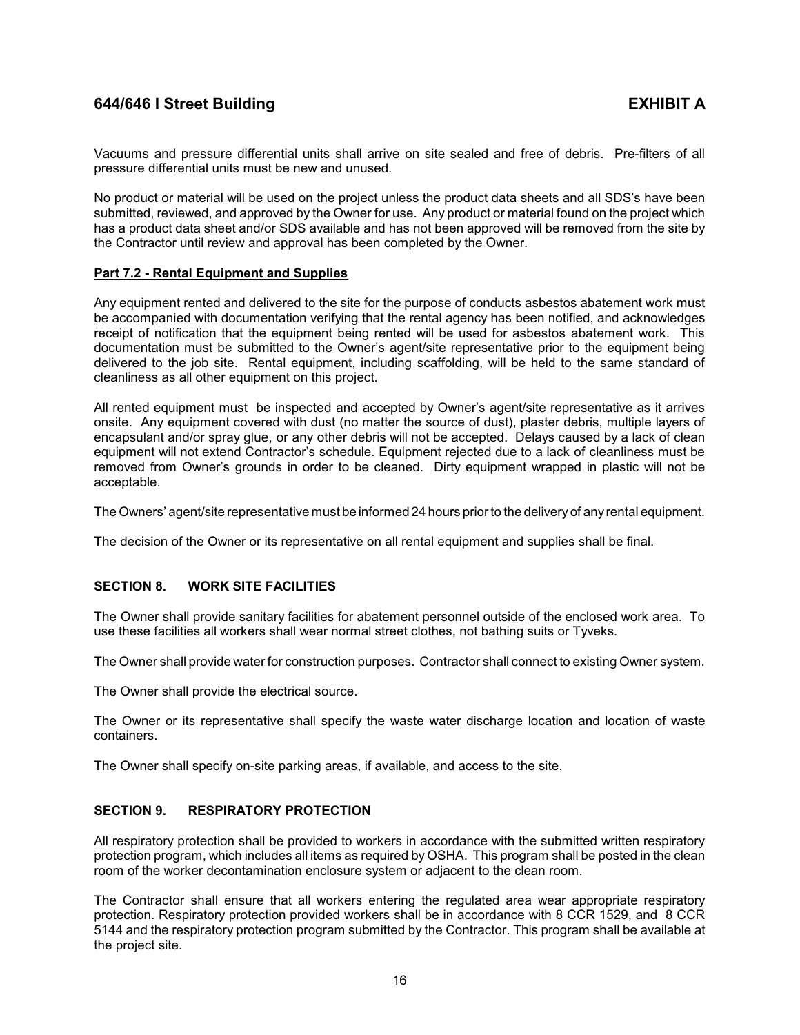Vacuums and pressure differential units shall arrive on site sealed and free of debris. Pre-filters of all pressure differential units must be new and unused.

No product or material will be used on the project unless the product data sheets and all SDS's have been submitted, reviewed, and approved by the Owner for use. Any product or material found on the project which has a product data sheet and/or SDS available and has not been approved will be removed from the site by the Contractor until review and approval has been completed by the Owner.

**Part 7.2 - Rental Equipment and Supplies**

Any equipment rented and delivered to the site for the purpose of conducts asbestos abatement work must be accompanied with documentation verifying that the rental agency has been notified, and acknowledges receipt of notification that the equipment being rented will be used for asbestos abatement work. This documentation must be submitted to the Owner's agent/site representative prior to the equipment being delivered to the job site. Rental equipment, including scaffolding, will be held to the same standard of cleanliness as all other equipment on this project.

All rented equipment must be inspected and accepted by Owner's agent/site representative as it arrives onsite. Any equipment covered with dust (no matter the source of dust), plaster debris, multiple layers of encapsulant and/or spray glue, or any other debris will not be accepted. Delays caused by a lack of clean equipment will not extend Contractor's schedule. Equipment rejected due to a lack of cleanliness must be removed from Owner's grounds in order to be cleaned. Dirty equipment wrapped in plastic will not be acceptable.

The Owners' agent/site representative must be informed 24 hours prior to the delivery of any rental equipment.

The decision of the Owner or its representative on all rental equipment and supplies shall be final.

## SECTION 8. WORK SITE FACILITIES

The Owner shall provide sanitary facilities for abatement personnel outside of the enclosed work area. To use these facilities all workers shall wear normal street clothes, not bathing suits or Tyveks.

The Owner shall provide water for construction purposes. Contractor shall connect to existing Owner system.

The Owner shall provide the electrical source.

The Owner or its representative shall specify the waste water discharge location and location of waste containers.

The Owner shall specify on-site parking areas, if available, and access to the site.

## SECTION 9. RESPIRATORY PROTECTION

All respiratory protection shall be provided to workers in accordance with the submitted written respiratory protection program, which includes all items as required by OSHA. This program shall be posted in the clean room of the worker decontamination enclosure system or adjacent to the clean room.

The Contractor shall ensure that all workers entering the regulated area wear appropriate respiratory protection. Respiratory protection provided workers shall be in accordance with 8 CCR 1529, and 8 CCR 5144 and the respiratory protection program submitted by the Contractor. This program shall be available at the project site.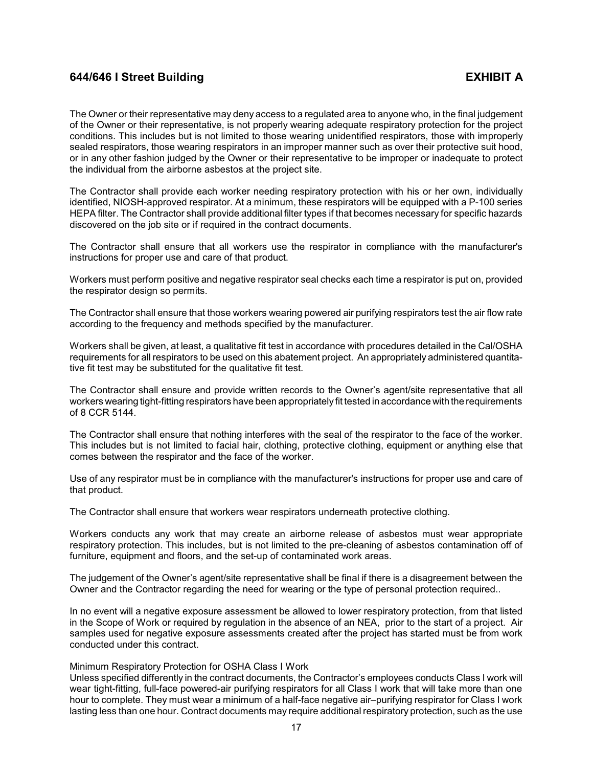The Owner or their representative may deny access to a regulated area to anyone who, in the final judgement of the Owner or their representative, is not properly wearing adequate respiratory protection for the project conditions. This includes but is not limited to those wearing unidentified respirators, those with improperly sealed respirators, those wearing respirators in an improper manner such as over their protective suit hood, or in any other fashion judged by the Owner or their representative to be improper or inadequate to protect the individual from the airborne asbestos at the project site.

The Contractor shall provide each worker needing respiratory protection with his or her own, individually identified, NIOSH-approved respirator. At a minimum, these respirators will be equipped with a P-100 series HEPA filter. The Contractor shall provide additional filter types if that becomes necessary for specific hazards discovered on the job site or if required in the contract documents.

The Contractor shall ensure that all workers use the respirator in compliance with the manufacturer's instructions for proper use and care of that product.

Workers must perform positive and negative respirator seal checks each time a respirator is put on, provided the respirator design so permits.

The Contractor shall ensure that those workers wearing powered air purifying respirators test the air flow rate according to the frequency and methods specified by the manufacturer.

Workers shall be given, at least, a qualitative fit test in accordance with procedures detailed in the Cal/OSHA requirements for all respirators to be used on this abatement project. An appropriately administered quantitative fit test may be substituted for the qualitative fit test.

The Contractor shall ensure and provide written records to the Owner's agent/site representative that all workers wearing tight-fitting respirators have been appropriately fit tested in accordance with the requirements of 8 CCR 5144.

The Contractor shall ensure that nothing interferes with the seal of the respirator to the face of the worker. This includes but is not limited to facial hair, clothing, protective clothing, equipment or anything else that comes between the respirator and the face of the worker.

Use of any respirator must be in compliance with the manufacturer's instructions for proper use and care of that product.

The Contractor shall ensure that workers wear respirators underneath protective clothing.

Workers conducts any work that may create an airborne release of asbestos must wear appropriate respiratory protection. This includes, but is not limited to the pre-cleaning of asbestos contamination off of furniture, equipment and floors, and the set-up of contaminated work areas.

The judgement of the Owner's agent/site representative shall be final if there is a disagreement between the Owner and the Contractor regarding the need for wearing or the type of personal protection required..

In no event will a negative exposure assessment be allowed to lower respiratory protection, from that listed in the Scope of Work or required by regulation in the absence of an NEA, prior to the start of a project. Air samples used for negative exposure assessments created after the project has started must be from work conducted under this contract.

Minimum Respiratory Protection for OSHA Class I Work

Unless specified differently in the contract documents, the Contractor's employees conducts Class I work will wear tight-fitting, full-face powered-air purifying respirators for all Class I work that will take more than one hour to complete. They must wear a minimum of a half-face negative air–purifying respirator for Class I work lasting less than one hour. Contract documents may require additional respiratory protection, such as the use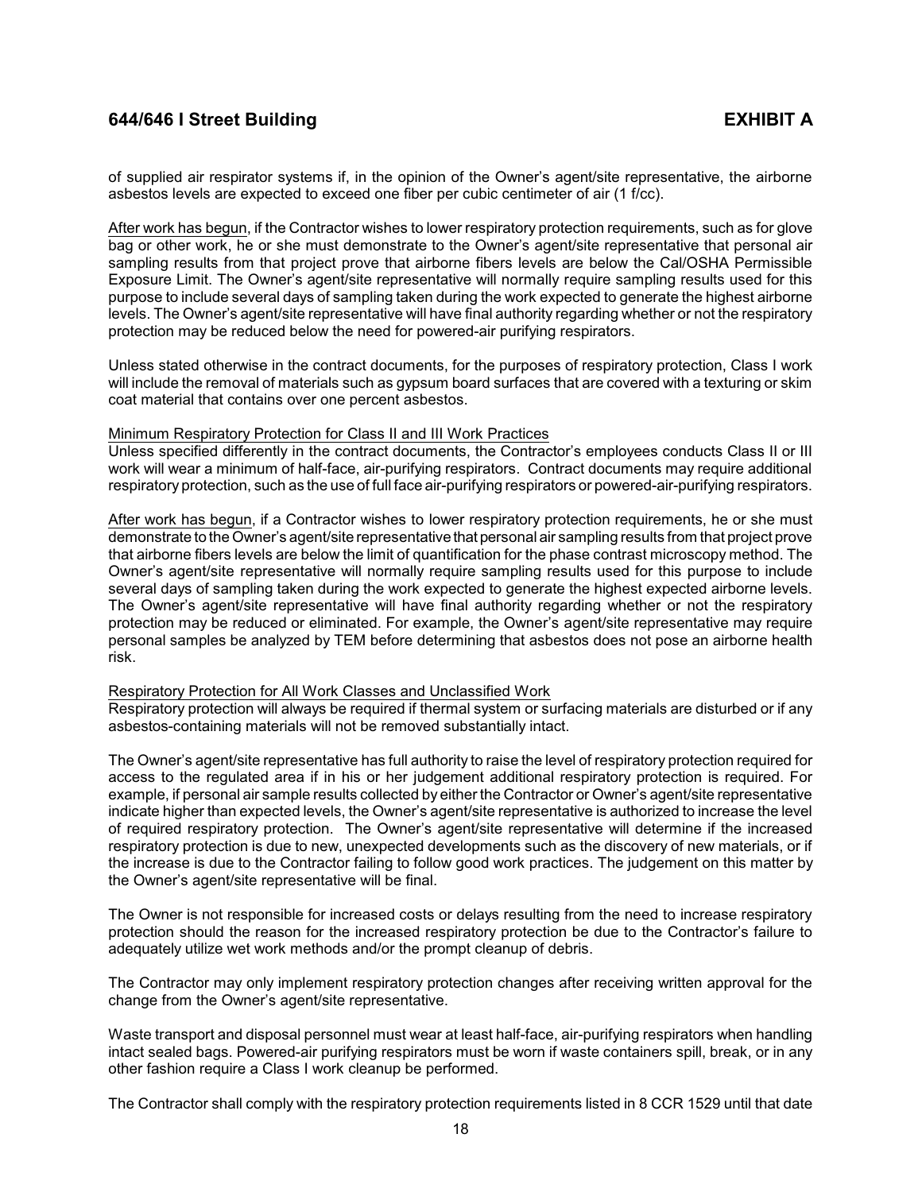of supplied air respirator systems if, in the opinion of the Owner's agent/site representative, the airborne asbestos levels are expected to exceed one fiber per cubic centimeter of air (1 f/cc).

After work has begun, if the Contractor wishes to lower respiratory protection requirements, such as for glove bag or other work, he or she must demonstrate to the Owner's agent/site representative that personal air sampling results from that project prove that airborne fibers levels are below the Cal/OSHA Permissible Exposure Limit. The Owner's agent/site representative will normally require sampling results used for this purpose to include several days of sampling taken during the work expected to generate the highest airborne levels. The Owner's agent/site representative will have final authority regarding whether or not the respiratory protection may be reduced below the need for powered-air purifying respirators.

Unless stated otherwise in the contract documents, for the purposes of respiratory protection, Class I work will include the removal of materials such as gypsum board surfaces that are covered with a texturing or skim coat material that contains over one percent asbestos.

Minimum Respiratory Protection for Class II and III Work Practices

Unless specified differently in the contract documents, the Contractor's employees conducts Class II or III work will wear a minimum of half-face, air-purifying respirators. Contract documents may require additional respiratory protection, such as the use of full face air-purifying respirators or powered-air-purifying respirators.

After work has begun, if a Contractor wishes to lower respiratory protection requirements, he or she must demonstrate to the Owner's agent/site representative that personal air sampling results from that project prove that airborne fibers levels are below the limit of quantification for the phase contrast microscopy method. The Owner's agent/site representative will normally require sampling results used for this purpose to include several days of sampling taken during the work expected to generate the highest expected airborne levels. The Owner's agent/site representative will have final authority regarding whether or not the respiratory protection may be reduced or eliminated. For example, the Owner's agent/site representative may require personal samples be analyzed by TEM before determining that asbestos does not pose an airborne health risk.

Respiratory Protection for All Work Classes and Unclassified Work

Respiratory protection will always be required if thermal system or surfacing materials are disturbed or if any asbestos-containing materials will not be removed substantially intact.

The Owner's agent/site representative has full authority to raise the level of respiratory protection required for access to the regulated area if in his or her judgement additional respiratory protection is required. For example, if personal air sample results collected by either the Contractor or Owner's agent/site representative indicate higher than expected levels, the Owner's agent/site representative is authorized to increase the level of required respiratory protection. The Owner's agent/site representative will determine if the increased respiratory protection is due to new, unexpected developments such as the discovery of new materials, or if the increase is due to the Contractor failing to follow good work practices. The judgement on this matter by the Owner's agent/site representative will be final.

The Owner is not responsible for increased costs or delays resulting from the need to increase respiratory protection should the reason for the increased respiratory protection be due to the Contractor's failure to adequately utilize wet work methods and/or the prompt cleanup of debris.

The Contractor may only implement respiratory protection changes after receiving written approval for the change from the Owner's agent/site representative.

Waste transport and disposal personnel must wear at least half-face, air-purifying respirators when handling intact sealed bags. Powered-air purifying respirators must be worn if waste containers spill, break, or in any other fashion require a Class I work cleanup be performed.

The Contractor shall comply with the respiratory protection requirements listed in 8 CCR 1529 until that date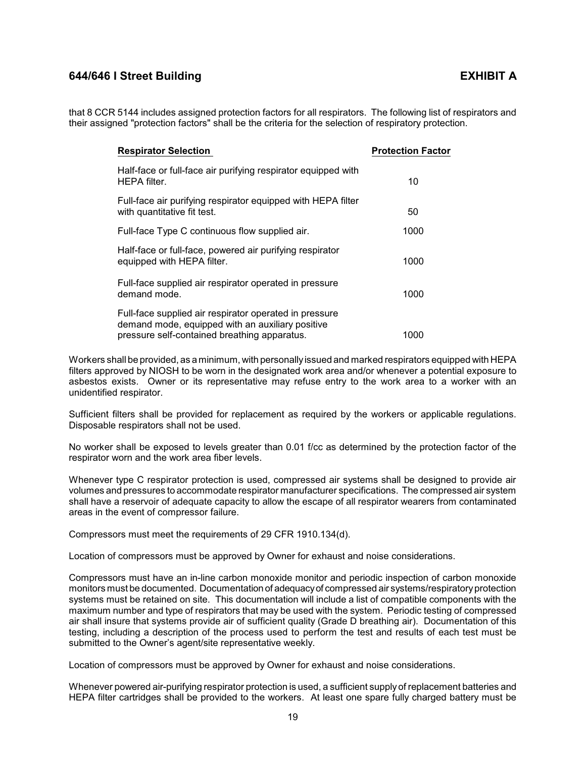that 8 CCR 5144 includes assigned protection factors for all respirators. The following list of respirators and their assigned "protection factors" shall be the criteria for the selection of respiratory protection.

| Respirator Selection | Protection Factor |
|---|---|
| Half-face or full-face air purifying respirator equipped with HEPA filter. | 10 |
| Full-face air purifying respirator equipped with HEPA filter with quantitative fit test. | 50 |
| Full-face Type C continuous flow supplied air. | 1000 |
| Half-face or full-face, powered air purifying respirator equipped with HEPA filter. | 1000 |
| Full-face supplied air respirator operated in pressure demand mode. | 1000 |
| Full-face supplied air respirator operated in pressure demand mode, equipped with an auxiliary positive pressure self-contained breathing apparatus. | 1000 |

Workers shall be provided, as a minimum, with personally issued and marked respirators equipped with HEPA filters approved by NIOSH to be worn in the designated work area and/or whenever a potential exposure to asbestos exists. Owner or its representative may refuse entry to the work area to a worker with an unidentified respirator.

Sufficient filters shall be provided for replacement as required by the workers or applicable regulations. Disposable respirators shall not be used.

No worker shall be exposed to levels greater than 0.01 f/cc as determined by the protection factor of the respirator worn and the work area fiber levels.

Whenever type C respirator protection is used, compressed air systems shall be designed to provide air volumes and pressures to accommodate respirator manufacturer specifications. The compressed air system shall have a reservoir of adequate capacity to allow the escape of all respirator wearers from contaminated areas in the event of compressor failure.

Compressors must meet the requirements of 29 CFR 1910.134(d).

Location of compressors must be approved by Owner for exhaust and noise considerations.

Compressors must have an in-line carbon monoxide monitor and periodic inspection of carbon monoxide monitors must be documented. Documentation of adequacy of compressed air systems/respiratory protection systems must be retained on site. This documentation will include a list of compatible components with the maximum number and type of respirators that may be used with the system. Periodic testing of compressed air shall insure that systems provide air of sufficient quality (Grade D breathing air). Documentation of this testing, including a description of the process used to perform the test and results of each test must be submitted to the Owner's agent/site representative weekly.

Location of compressors must be approved by Owner for exhaust and noise considerations.

Whenever powered air-purifying respirator protection is used, a sufficient supply of replacement batteries and HEPA filter cartridges shall be provided to the workers. At least one spare fully charged battery must be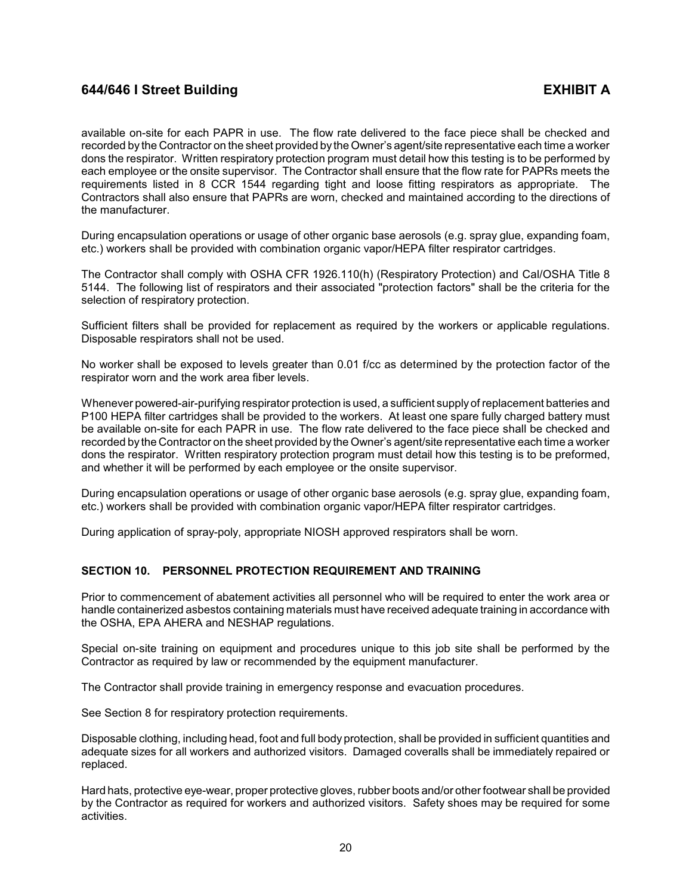available on-site for each PAPR in use. The flow rate delivered to the face piece shall be checked and recorded by the Contractor on the sheet provided by the Owner's agent/site representative each time a worker dons the respirator. Written respiratory protection program must detail how this testing is to be performed by each employee or the onsite supervisor. The Contractor shall ensure that the flow rate for PAPRs meets the requirements listed in 8 CCR 1544 regarding tight and loose fitting respirators as appropriate. The Contractors shall also ensure that PAPRs are worn, checked and maintained according to the directions of the manufacturer.

During encapsulation operations or usage of other organic base aerosols (e.g. spray glue, expanding foam, etc.) workers shall be provided with combination organic vapor/HEPA filter respirator cartridges.

The Contractor shall comply with OSHA CFR 1926.110(h) (Respiratory Protection) and Cal/OSHA Title 8 5144. The following list of respirators and their associated "protection factors" shall be the criteria for the selection of respiratory protection.

Sufficient filters shall be provided for replacement as required by the workers or applicable regulations. Disposable respirators shall not be used.

No worker shall be exposed to levels greater than 0.01 f/cc as determined by the protection factor of the respirator worn and the work area fiber levels.

Whenever powered-air-purifying respirator protection is used, a sufficient supply of replacement batteries and P100 HEPA filter cartridges shall be provided to the workers. At least one spare fully charged battery must be available on-site for each PAPR in use. The flow rate delivered to the face piece shall be checked and recorded by the Contractor on the sheet provided by the Owner's agent/site representative each time a worker dons the respirator. Written respiratory protection program must detail how this testing is to be preformed, and whether it will be performed by each employee or the onsite supervisor.

During encapsulation operations or usage of other organic base aerosols (e.g. spray glue, expanding foam, etc.) workers shall be provided with combination organic vapor/HEPA filter respirator cartridges.

During application of spray-poly, appropriate NIOSH approved respirators shall be worn.

## SECTION 10. PERSONNEL PROTECTION REQUIREMENT AND TRAINING

Prior to commencement of abatement activities all personnel who will be required to enter the work area or handle containerized asbestos containing materials must have received adequate training in accordance with the OSHA, EPA AHERA and NESHAP regulations.

Special on-site training on equipment and procedures unique to this job site shall be performed by the Contractor as required by law or recommended by the equipment manufacturer.

The Contractor shall provide training in emergency response and evacuation procedures.

See Section 8 for respiratory protection requirements.

Disposable clothing, including head, foot and full body protection, shall be provided in sufficient quantities and adequate sizes for all workers and authorized visitors. Damaged coveralls shall be immediately repaired or replaced.

Hard hats, protective eye-wear, proper protective gloves, rubber boots and/or other footwear shall be provided by the Contractor as required for workers and authorized visitors. Safety shoes may be required for some activities.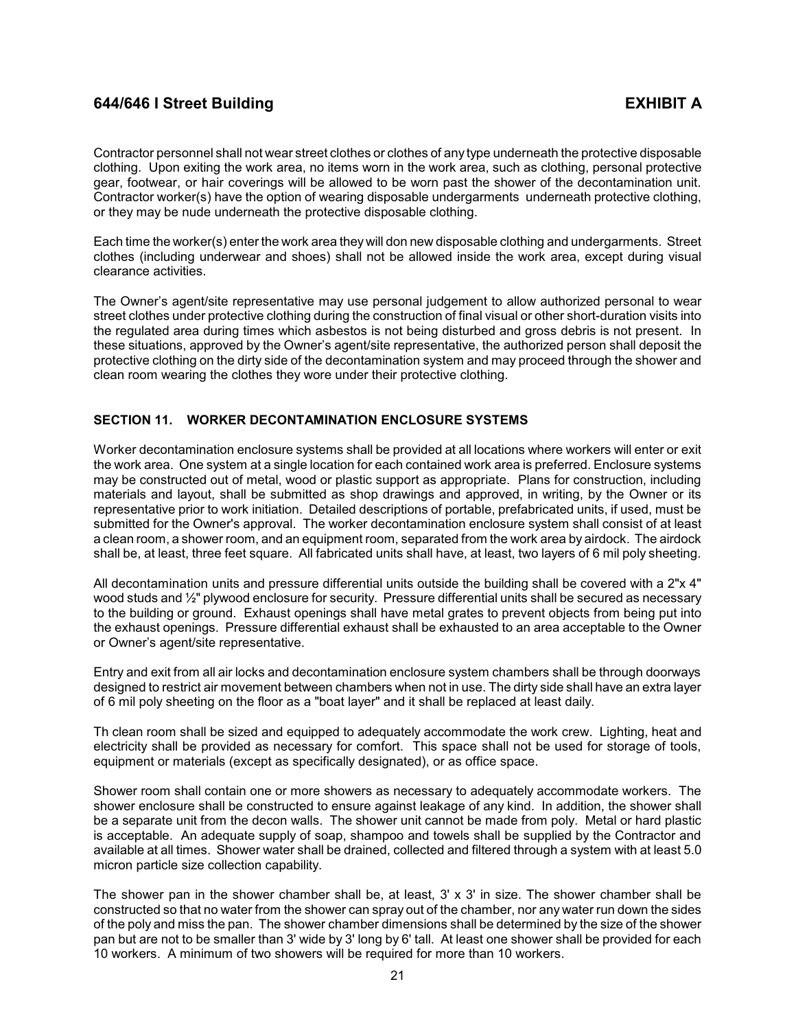Contractor personnel shall not wear street clothes or clothes of any type underneath the protective disposable clothing. Upon exiting the work area, no items worn in the work area, such as clothing, personal protective gear, footwear, or hair coverings will be allowed to be worn past the shower of the decontamination unit. Contractor worker(s) have the option of wearing disposable undergarments underneath protective clothing, or they may be nude underneath the protective disposable clothing.

Each time the worker(s) enter the work area they will don new disposable clothing and undergarments. Street clothes (including underwear and shoes) shall not be allowed inside the work area, except during visual clearance activities.

The Owner's agent/site representative may use personal judgement to allow authorized personal to wear street clothes under protective clothing during the construction of final visual or other short-duration visits into the regulated area during times which asbestos is not being disturbed and gross debris is not present. In these situations, approved by the Owner's agent/site representative, the authorized person shall deposit the protective clothing on the dirty side of the decontamination system and may proceed through the shower and clean room wearing the clothes they wore under their protective clothing.

## SECTION 11. WORKER DECONTAMINATION ENCLOSURE SYSTEMS

Worker decontamination enclosure systems shall be provided at all locations where workers will enter or exit the work area. One system at a single location for each contained work area is preferred. Enclosure systems may be constructed out of metal, wood or plastic support as appropriate. Plans for construction, including materials and layout, shall be submitted as shop drawings and approved, in writing, by the Owner or its representative prior to work initiation. Detailed descriptions of portable, prefabricated units, if used, must be submitted for the Owner's approval. The worker decontamination enclosure system shall consist of at least a clean room, a shower room, and an equipment room, separated from the work area by airdock. The airdock shall be, at least, three feet square. All fabricated units shall have, at least, two layers of 6 mil poly sheeting.

All decontamination units and pressure differential units outside the building shall be covered with a 2"x 4" wood studs and ½" plywood enclosure for security. Pressure differential units shall be secured as necessary to the building or ground. Exhaust openings shall have metal grates to prevent objects from being put into the exhaust openings. Pressure differential exhaust shall be exhausted to an area acceptable to the Owner or Owner's agent/site representative.

Entry and exit from all air locks and decontamination enclosure system chambers shall be through doorways designed to restrict air movement between chambers when not in use. The dirty side shall have an extra layer of 6 mil poly sheeting on the floor as a "boat layer" and it shall be replaced at least daily.

Th clean room shall be sized and equipped to adequately accommodate the work crew. Lighting, heat and electricity shall be provided as necessary for comfort. This space shall not be used for storage of tools, equipment or materials (except as specifically designated), or as office space.

Shower room shall contain one or more showers as necessary to adequately accommodate workers. The shower enclosure shall be constructed to ensure against leakage of any kind. In addition, the shower shall be a separate unit from the decon walls. The shower unit cannot be made from poly. Metal or hard plastic is acceptable. An adequate supply of soap, shampoo and towels shall be supplied by the Contractor and available at all times. Shower water shall be drained, collected and filtered through a system with at least 5.0 micron particle size collection capability.

The shower pan in the shower chamber shall be, at least, 3' x 3' in size. The shower chamber shall be constructed so that no water from the shower can spray out of the chamber, nor any water run down the sides of the poly and miss the pan. The shower chamber dimensions shall be determined by the size of the shower pan but are not to be smaller than 3' wide by 3' long by 6' tall. At least one shower shall be provided for each 10 workers. A minimum of two showers will be required for more than 10 workers.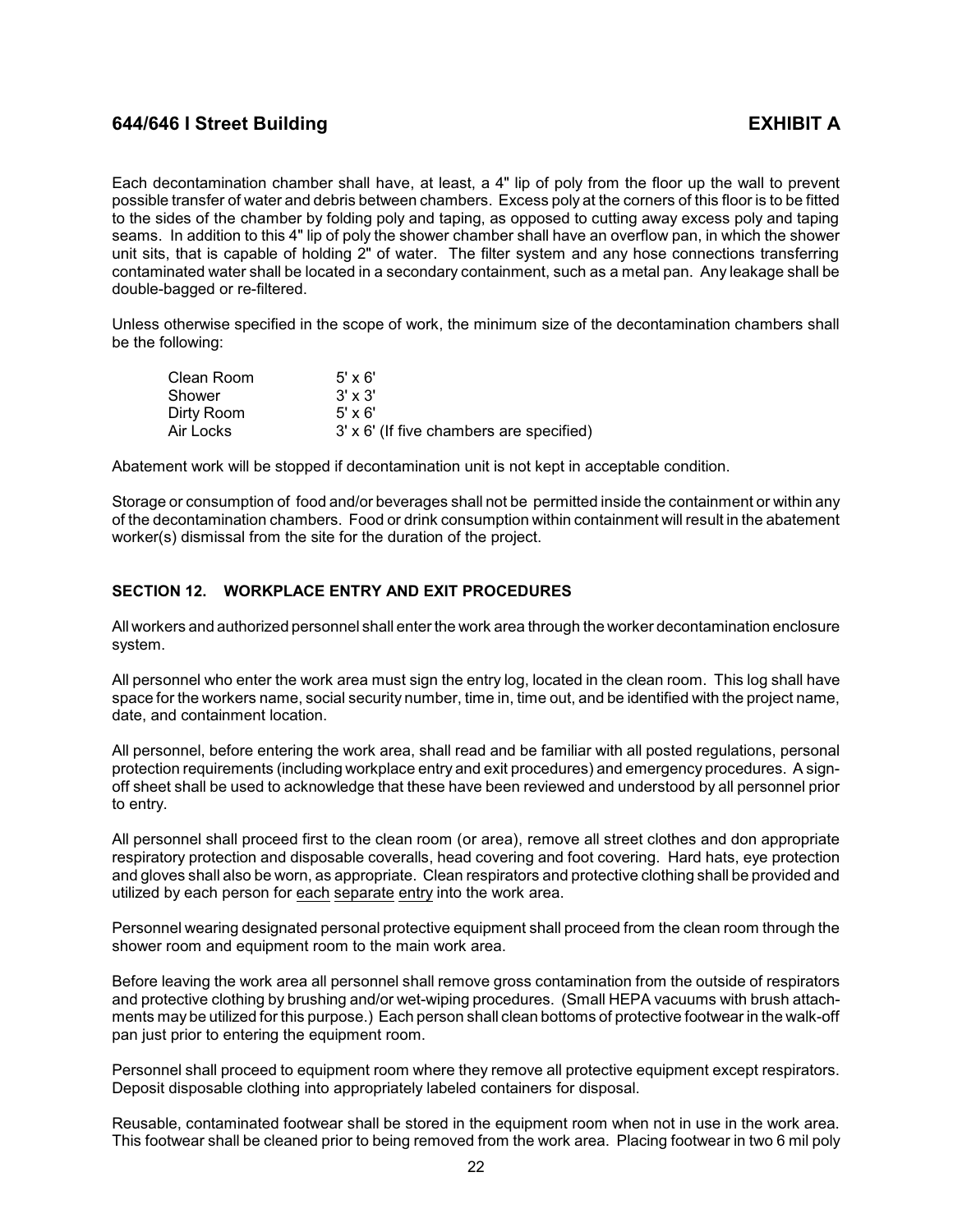Each decontamination chamber shall have, at least, a 4" lip of poly from the floor up the wall to prevent possible transfer of water and debris between chambers. Excess poly at the corners of this floor is to be fitted to the sides of the chamber by folding poly and taping, as opposed to cutting away excess poly and taping seams. In addition to this 4" lip of poly the shower chamber shall have an overflow pan, in which the shower unit sits, that is capable of holding 2" of water. The filter system and any hose connections transferring contaminated water shall be located in a secondary containment, such as a metal pan. Any leakage shall be double-bagged or re-filtered.

Unless otherwise specified in the scope of work, the minimum size of the decontamination chambers shall be the following:

| | |
|---|---|
| Clean Room | 5' x 6' |
| Shower | 3' x 3' |
| Dirty Room | 5' x 6' |
| Air Locks | 3' x 6' (If five chambers are specified) |

Abatement work will be stopped if decontamination unit is not kept in acceptable condition.

Storage or consumption of food and/or beverages shall not be permitted inside the containment or within any of the decontamination chambers. Food or drink consumption within containment will result in the abatement worker(s) dismissal from the site for the duration of the project.

## SECTION 12. WORKPLACE ENTRY AND EXIT PROCEDURES

All workers and authorized personnel shall enter the work area through the worker decontamination enclosure system.

All personnel who enter the work area must sign the entry log, located in the clean room. This log shall have space for the workers name, social security number, time in, time out, and be identified with the project name, date, and containment location.

All personnel, before entering the work area, shall read and be familiar with all posted regulations, personal protection requirements (including workplace entry and exit procedures) and emergency procedures. A sign-off sheet shall be used to acknowledge that these have been reviewed and understood by all personnel prior to entry.

All personnel shall proceed first to the clean room (or area), remove all street clothes and don appropriate respiratory protection and disposable coveralls, head covering and foot covering. Hard hats, eye protection and gloves shall also be worn, as appropriate. Clean respirators and protective clothing shall be provided and utilized by each person for <u>each</u> <u>separate</u> <u>entry</u> into the work area.

Personnel wearing designated personal protective equipment shall proceed from the clean room through the shower room and equipment room to the main work area.

Before leaving the work area all personnel shall remove gross contamination from the outside of respirators and protective clothing by brushing and/or wet-wiping procedures. (Small HEPA vacuums with brush attachments may be utilized for this purpose.) Each person shall clean bottoms of protective footwear in the walk-off pan just prior to entering the equipment room.

Personnel shall proceed to equipment room where they remove all protective equipment except respirators. Deposit disposable clothing into appropriately labeled containers for disposal.

Reusable, contaminated footwear shall be stored in the equipment room when not in use in the work area. This footwear shall be cleaned prior to being removed from the work area. Placing footwear in two 6 mil poly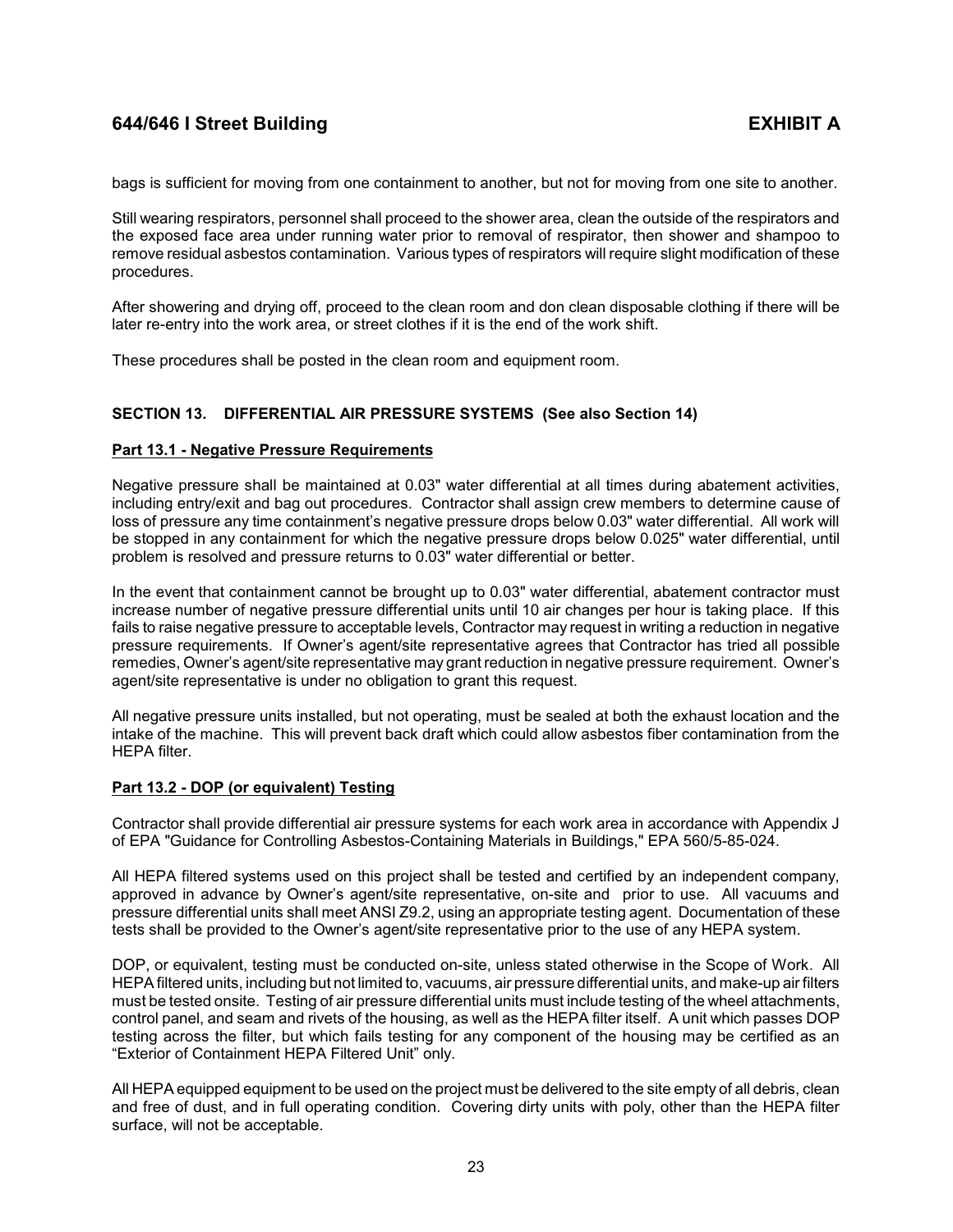bags is sufficient for moving from one containment to another, but not for moving from one site to another.

Still wearing respirators, personnel shall proceed to the shower area, clean the outside of the respirators and the exposed face area under running water prior to removal of respirator, then shower and shampoo to remove residual asbestos contamination. Various types of respirators will require slight modification of these procedures.

After showering and drying off, proceed to the clean room and don clean disposable clothing if there will be later re-entry into the work area, or street clothes if it is the end of the work shift.

These procedures shall be posted in the clean room and equipment room.

## SECTION 13. DIFFERENTIAL AIR PRESSURE SYSTEMS (See also Section 14)

### Part 13.1 - Negative Pressure Requirements

Negative pressure shall be maintained at 0.03" water differential at all times during abatement activities, including entry/exit and bag out procedures. Contractor shall assign crew members to determine cause of loss of pressure any time containment's negative pressure drops below 0.03" water differential. All work will be stopped in any containment for which the negative pressure drops below 0.025" water differential, until problem is resolved and pressure returns to 0.03" water differential or better.

In the event that containment cannot be brought up to 0.03" water differential, abatement contractor must increase number of negative pressure differential units until 10 air changes per hour is taking place. If this fails to raise negative pressure to acceptable levels, Contractor may request in writing a reduction in negative pressure requirements. If Owner's agent/site representative agrees that Contractor has tried all possible remedies, Owner's agent/site representative may grant reduction in negative pressure requirement. Owner's agent/site representative is under no obligation to grant this request.

All negative pressure units installed, but not operating, must be sealed at both the exhaust location and the intake of the machine. This will prevent back draft which could allow asbestos fiber contamination from the HEPA filter.

### Part 13.2 - DOP (or equivalent) Testing

Contractor shall provide differential air pressure systems for each work area in accordance with Appendix J of EPA "Guidance for Controlling Asbestos-Containing Materials in Buildings," EPA 560/5-85-024.

All HEPA filtered systems used on this project shall be tested and certified by an independent company, approved in advance by Owner's agent/site representative, on-site and prior to use. All vacuums and pressure differential units shall meet ANSI Z9.2, using an appropriate testing agent. Documentation of these tests shall be provided to the Owner's agent/site representative prior to the use of any HEPA system.

DOP, or equivalent, testing must be conducted on-site, unless stated otherwise in the Scope of Work. All HEPA filtered units, including but not limited to, vacuums, air pressure differential units, and make-up air filters must be tested onsite. Testing of air pressure differential units must include testing of the wheel attachments, control panel, and seam and rivets of the housing, as well as the HEPA filter itself. A unit which passes DOP testing across the filter, but which fails testing for any component of the housing may be certified as an "Exterior of Containment HEPA Filtered Unit" only.

All HEPA equipped equipment to be used on the project must be delivered to the site empty of all debris, clean and free of dust, and in full operating condition. Covering dirty units with poly, other than the HEPA filter surface, will not be acceptable.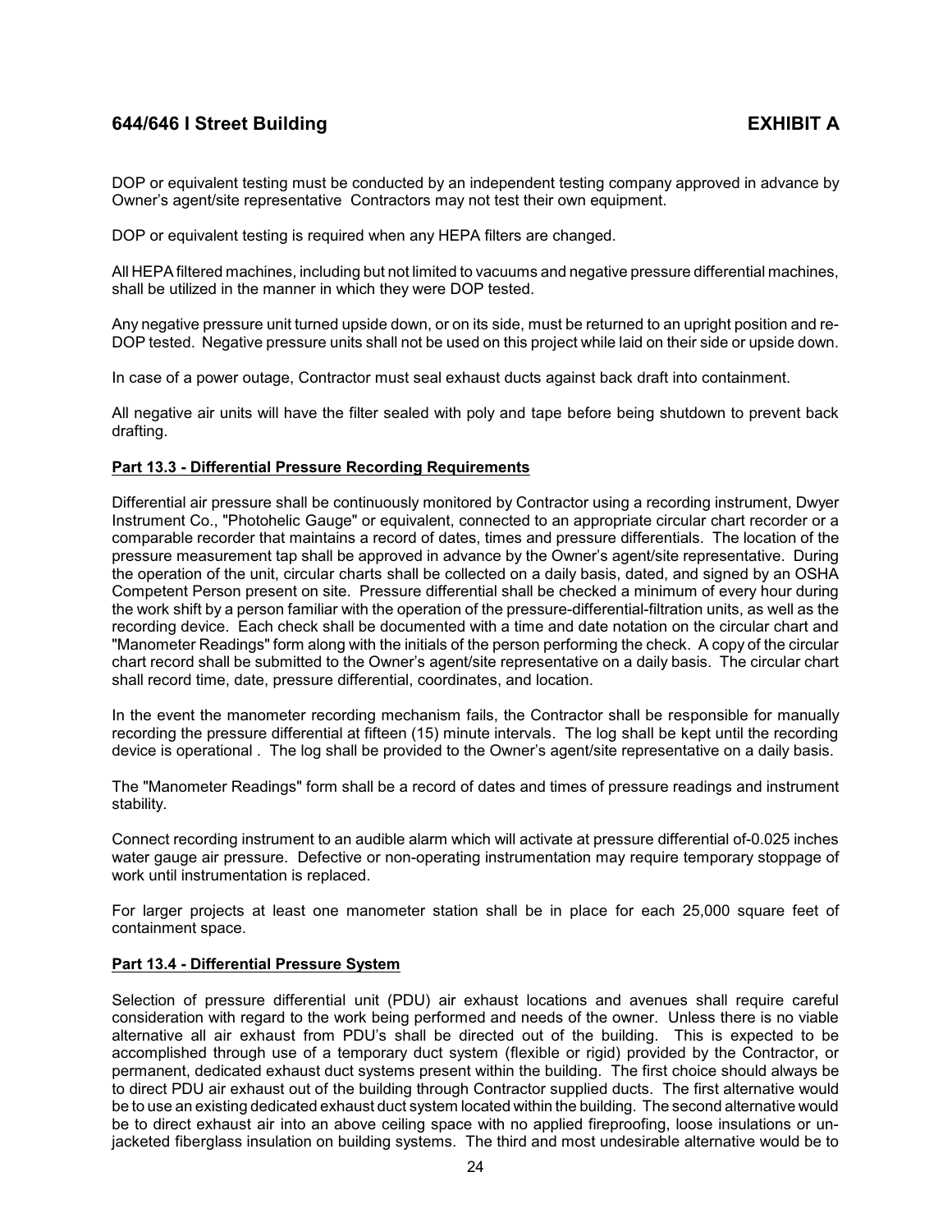DOP or equivalent testing must be conducted by an independent testing company approved in advance by Owner's agent/site representative  Contractors may not test their own equipment.

DOP or equivalent testing is required when any HEPA filters are changed.

All HEPA filtered machines, including but not limited to vacuums and negative pressure differential machines, shall be utilized in the manner in which they were DOP tested.

Any negative pressure unit turned upside down, or on its side, must be returned to an upright position and re-DOP tested. Negative pressure units shall not be used on this project while laid on their side or upside down.

In case of a power outage, Contractor must seal exhaust ducts against back draft into containment.

All negative air units will have the filter sealed with poly and tape before being shutdown to prevent back drafting.

**Part 13.3 - Differential Pressure Recording Requirements**

Differential air pressure shall be continuously monitored by Contractor using a recording instrument, Dwyer Instrument Co., "Photohelic Gauge" or equivalent, connected to an appropriate circular chart recorder or a comparable recorder that maintains a record of dates, times and pressure differentials. The location of the pressure measurement tap shall be approved in advance by the Owner's agent/site representative. During the operation of the unit, circular charts shall be collected on a daily basis, dated, and signed by an OSHA Competent Person present on site. Pressure differential shall be checked a minimum of every hour during the work shift by a person familiar with the operation of the pressure-differential-filtration units, as well as the recording device. Each check shall be documented with a time and date notation on the circular chart and "Manometer Readings" form along with the initials of the person performing the check. A copy of the circular chart record shall be submitted to the Owner's agent/site representative on a daily basis. The circular chart shall record time, date, pressure differential, coordinates, and location.

In the event the manometer recording mechanism fails, the Contractor shall be responsible for manually recording the pressure differential at fifteen (15) minute intervals. The log shall be kept until the recording device is operational . The log shall be provided to the Owner's agent/site representative on a daily basis.

The "Manometer Readings" form shall be a record of dates and times of pressure readings and instrument stability.

Connect recording instrument to an audible alarm which will activate at pressure differential of-0.025 inches water gauge air pressure. Defective or non-operating instrumentation may require temporary stoppage of work until instrumentation is replaced.

For larger projects at least one manometer station shall be in place for each 25,000 square feet of containment space.

**Part 13.4 - Differential Pressure System**

Selection of pressure differential unit (PDU) air exhaust locations and avenues shall require careful consideration with regard to the work being performed and needs of the owner. Unless there is no viable alternative all air exhaust from PDU's shall be directed out of the building. This is expected to be accomplished through use of a temporary duct system (flexible or rigid) provided by the Contractor, or permanent, dedicated exhaust duct systems present within the building. The first choice should always be to direct PDU air exhaust out of the building through Contractor supplied ducts. The first alternative would be to use an existing dedicated exhaust duct system located within the building. The second alternative would be to direct exhaust air into an above ceiling space with no applied fireproofing, loose insulations or un-jacketed fiberglass insulation on building systems. The third and most undesirable alternative would be to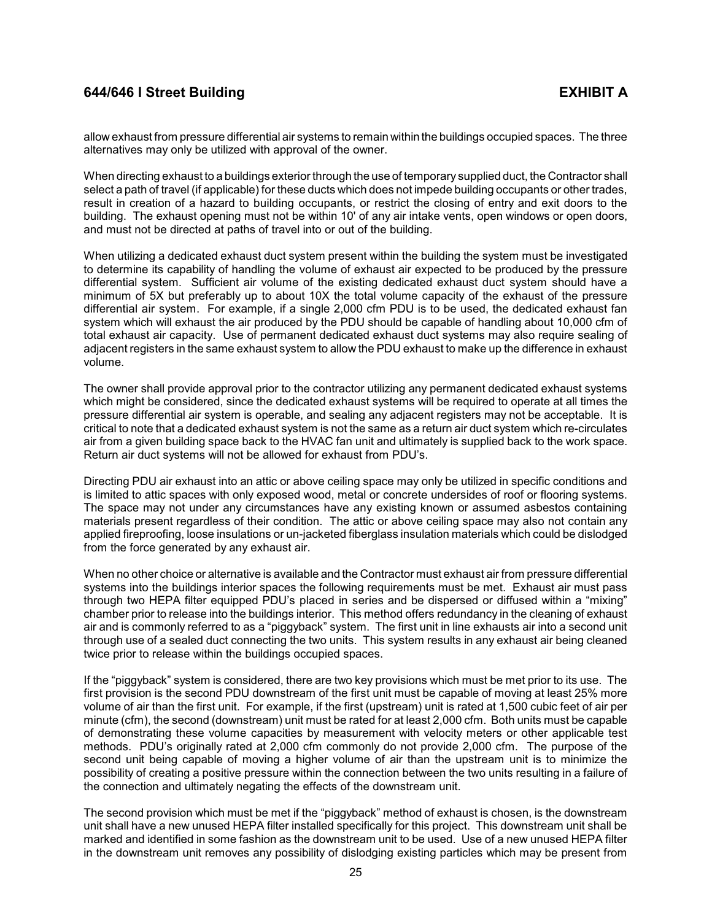allow exhaust from pressure differential air systems to remain within the buildings occupied spaces. The three alternatives may only be utilized with approval of the owner.

When directing exhaust to a buildings exterior through the use of temporary supplied duct, the Contractor shall select a path of travel (if applicable) for these ducts which does not impede building occupants or other trades, result in creation of a hazard to building occupants, or restrict the closing of entry and exit doors to the building. The exhaust opening must not be within 10' of any air intake vents, open windows or open doors, and must not be directed at paths of travel into or out of the building.

When utilizing a dedicated exhaust duct system present within the building the system must be investigated to determine its capability of handling the volume of exhaust air expected to be produced by the pressure differential system. Sufficient air volume of the existing dedicated exhaust duct system should have a minimum of 5X but preferably up to about 10X the total volume capacity of the exhaust of the pressure differential air system. For example, if a single 2,000 cfm PDU is to be used, the dedicated exhaust fan system which will exhaust the air produced by the PDU should be capable of handling about 10,000 cfm of total exhaust air capacity. Use of permanent dedicated exhaust duct systems may also require sealing of adjacent registers in the same exhaust system to allow the PDU exhaust to make up the difference in exhaust volume.

The owner shall provide approval prior to the contractor utilizing any permanent dedicated exhaust systems which might be considered, since the dedicated exhaust systems will be required to operate at all times the pressure differential air system is operable, and sealing any adjacent registers may not be acceptable. It is critical to note that a dedicated exhaust system is not the same as a return air duct system which re-circulates air from a given building space back to the HVAC fan unit and ultimately is supplied back to the work space. Return air duct systems will not be allowed for exhaust from PDU's.

Directing PDU air exhaust into an attic or above ceiling space may only be utilized in specific conditions and is limited to attic spaces with only exposed wood, metal or concrete undersides of roof or flooring systems. The space may not under any circumstances have any existing known or assumed asbestos containing materials present regardless of their condition. The attic or above ceiling space may also not contain any applied fireproofing, loose insulations or un-jacketed fiberglass insulation materials which could be dislodged from the force generated by any exhaust air.

When no other choice or alternative is available and the Contractor must exhaust air from pressure differential systems into the buildings interior spaces the following requirements must be met. Exhaust air must pass through two HEPA filter equipped PDU's placed in series and be dispersed or diffused within a "mixing" chamber prior to release into the buildings interior. This method offers redundancy in the cleaning of exhaust air and is commonly referred to as a "piggyback" system. The first unit in line exhausts air into a second unit through use of a sealed duct connecting the two units. This system results in any exhaust air being cleaned twice prior to release within the buildings occupied spaces.

If the "piggyback" system is considered, there are two key provisions which must be met prior to its use. The first provision is the second PDU downstream of the first unit must be capable of moving at least 25% more volume of air than the first unit. For example, if the first (upstream) unit is rated at 1,500 cubic feet of air per minute (cfm), the second (downstream) unit must be rated for at least 2,000 cfm. Both units must be capable of demonstrating these volume capacities by measurement with velocity meters or other applicable test methods. PDU's originally rated at 2,000 cfm commonly do not provide 2,000 cfm. The purpose of the second unit being capable of moving a higher volume of air than the upstream unit is to minimize the possibility of creating a positive pressure within the connection between the two units resulting in a failure of the connection and ultimately negating the effects of the downstream unit.

The second provision which must be met if the "piggyback" method of exhaust is chosen, is the downstream unit shall have a new unused HEPA filter installed specifically for this project. This downstream unit shall be marked and identified in some fashion as the downstream unit to be used. Use of a new unused HEPA filter in the downstream unit removes any possibility of dislodging existing particles which may be present from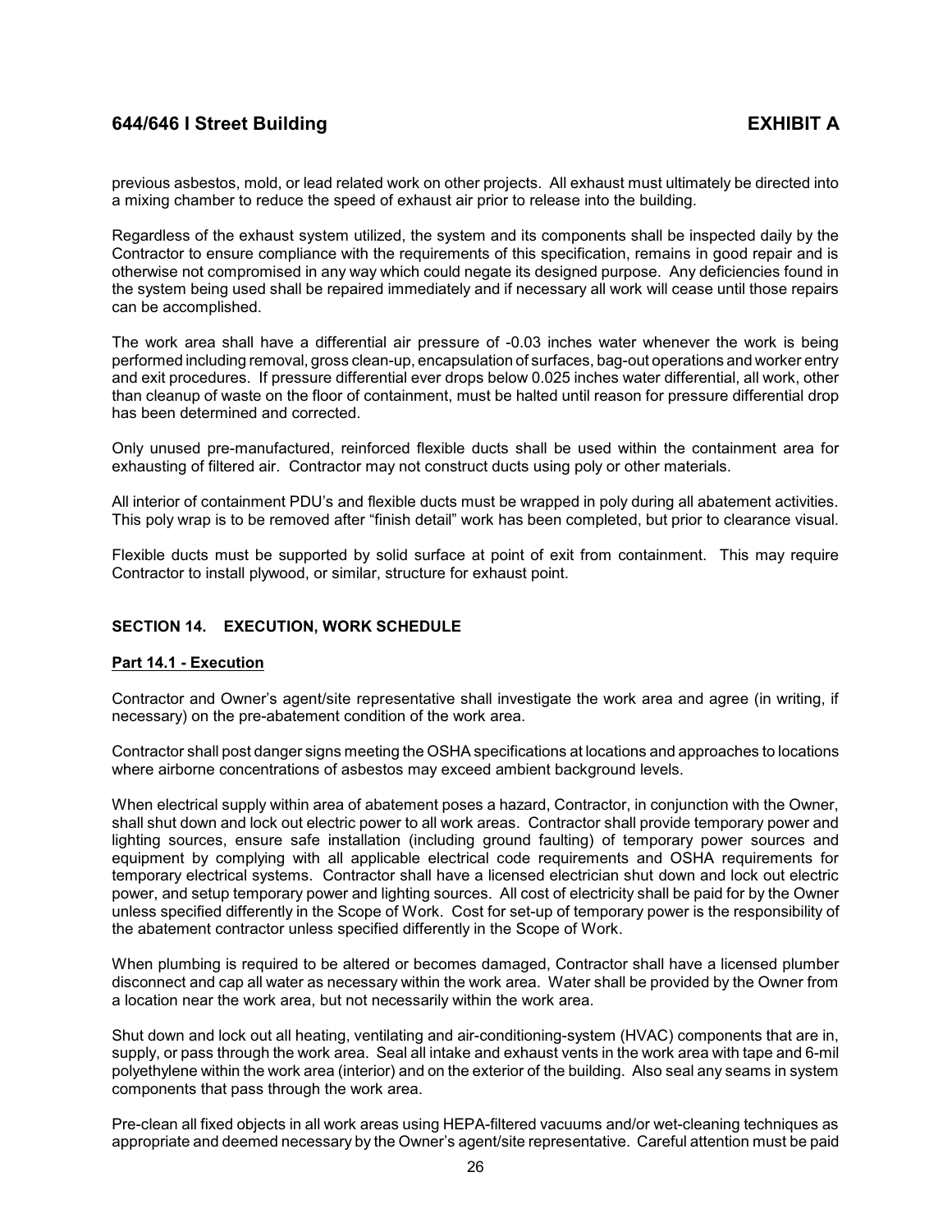previous asbestos, mold, or lead related work on other projects. All exhaust must ultimately be directed into a mixing chamber to reduce the speed of exhaust air prior to release into the building.

Regardless of the exhaust system utilized, the system and its components shall be inspected daily by the Contractor to ensure compliance with the requirements of this specification, remains in good repair and is otherwise not compromised in any way which could negate its designed purpose. Any deficiencies found in the system being used shall be repaired immediately and if necessary all work will cease until those repairs can be accomplished.

The work area shall have a differential air pressure of -0.03 inches water whenever the work is being performed including removal, gross clean-up, encapsulation of surfaces, bag-out operations and worker entry and exit procedures. If pressure differential ever drops below 0.025 inches water differential, all work, other than cleanup of waste on the floor of containment, must be halted until reason for pressure differential drop has been determined and corrected.

Only unused pre-manufactured, reinforced flexible ducts shall be used within the containment area for exhausting of filtered air. Contractor may not construct ducts using poly or other materials.

All interior of containment PDU's and flexible ducts must be wrapped in poly during all abatement activities. This poly wrap is to be removed after "finish detail" work has been completed, but prior to clearance visual.

Flexible ducts must be supported by solid surface at point of exit from containment. This may require Contractor to install plywood, or similar, structure for exhaust point.

## SECTION 14. EXECUTION, WORK SCHEDULE

### Part 14.1 - Execution

Contractor and Owner's agent/site representative shall investigate the work area and agree (in writing, if necessary) on the pre-abatement condition of the work area.

Contractor shall post danger signs meeting the OSHA specifications at locations and approaches to locations where airborne concentrations of asbestos may exceed ambient background levels.

When electrical supply within area of abatement poses a hazard, Contractor, in conjunction with the Owner, shall shut down and lock out electric power to all work areas. Contractor shall provide temporary power and lighting sources, ensure safe installation (including ground faulting) of temporary power sources and equipment by complying with all applicable electrical code requirements and OSHA requirements for temporary electrical systems. Contractor shall have a licensed electrician shut down and lock out electric power, and setup temporary power and lighting sources. All cost of electricity shall be paid for by the Owner unless specified differently in the Scope of Work. Cost for set-up of temporary power is the responsibility of the abatement contractor unless specified differently in the Scope of Work.

When plumbing is required to be altered or becomes damaged, Contractor shall have a licensed plumber disconnect and cap all water as necessary within the work area. Water shall be provided by the Owner from a location near the work area, but not necessarily within the work area.

Shut down and lock out all heating, ventilating and air-conditioning-system (HVAC) components that are in, supply, or pass through the work area. Seal all intake and exhaust vents in the work area with tape and 6-mil polyethylene within the work area (interior) and on the exterior of the building. Also seal any seams in system components that pass through the work area.

Pre-clean all fixed objects in all work areas using HEPA-filtered vacuums and/or wet-cleaning techniques as appropriate and deemed necessary by the Owner's agent/site representative. Careful attention must be paid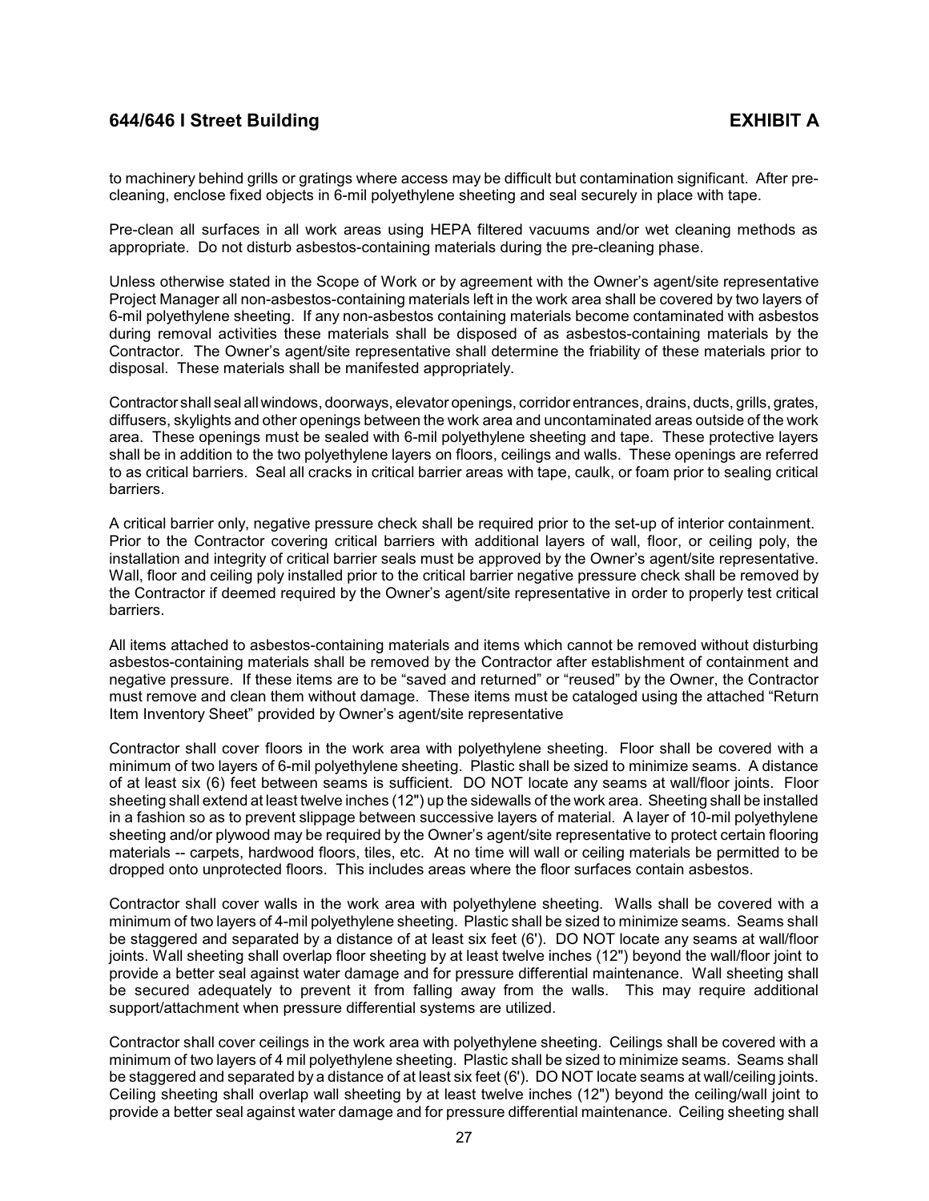to machinery behind grills or gratings where access may be difficult but contamination significant. After pre-cleaning, enclose fixed objects in 6-mil polyethylene sheeting and seal securely in place with tape.

Pre-clean all surfaces in all work areas using HEPA filtered vacuums and/or wet cleaning methods as appropriate. Do not disturb asbestos-containing materials during the pre-cleaning phase.

Unless otherwise stated in the Scope of Work or by agreement with the Owner's agent/site representative Project Manager all non-asbestos-containing materials left in the work area shall be covered by two layers of 6-mil polyethylene sheeting. If any non-asbestos containing materials become contaminated with asbestos during removal activities these materials shall be disposed of as asbestos-containing materials by the Contractor. The Owner's agent/site representative shall determine the friability of these materials prior to disposal. These materials shall be manifested appropriately.

Contractor shall seal all windows, doorways, elevator openings, corridor entrances, drains, ducts, grills, grates, diffusers, skylights and other openings between the work area and uncontaminated areas outside of the work area. These openings must be sealed with 6-mil polyethylene sheeting and tape. These protective layers shall be in addition to the two polyethylene layers on floors, ceilings and walls. These openings are referred to as critical barriers. Seal all cracks in critical barrier areas with tape, caulk, or foam prior to sealing critical barriers.

A critical barrier only, negative pressure check shall be required prior to the set-up of interior containment. Prior to the Contractor covering critical barriers with additional layers of wall, floor, or ceiling poly, the installation and integrity of critical barrier seals must be approved by the Owner's agent/site representative. Wall, floor and ceiling poly installed prior to the critical barrier negative pressure check shall be removed by the Contractor if deemed required by the Owner's agent/site representative in order to properly test critical barriers.

All items attached to asbestos-containing materials and items which cannot be removed without disturbing asbestos-containing materials shall be removed by the Contractor after establishment of containment and negative pressure. If these items are to be "saved and returned" or "reused" by the Owner, the Contractor must remove and clean them without damage. These items must be cataloged using the attached "Return Item Inventory Sheet" provided by Owner's agent/site representative

Contractor shall cover floors in the work area with polyethylene sheeting. Floor shall be covered with a minimum of two layers of 6-mil polyethylene sheeting. Plastic shall be sized to minimize seams. A distance of at least six (6) feet between seams is sufficient. DO NOT locate any seams at wall/floor joints. Floor sheeting shall extend at least twelve inches (12") up the sidewalls of the work area. Sheeting shall be installed in a fashion so as to prevent slippage between successive layers of material. A layer of 10-mil polyethylene sheeting and/or plywood may be required by the Owner's agent/site representative to protect certain flooring materials -- carpets, hardwood floors, tiles, etc. At no time will wall or ceiling materials be permitted to be dropped onto unprotected floors. This includes areas where the floor surfaces contain asbestos.

Contractor shall cover walls in the work area with polyethylene sheeting. Walls shall be covered with a minimum of two layers of 4-mil polyethylene sheeting. Plastic shall be sized to minimize seams. Seams shall be staggered and separated by a distance of at least six feet (6'). DO NOT locate any seams at wall/floor joints. Wall sheeting shall overlap floor sheeting by at least twelve inches (12") beyond the wall/floor joint to provide a better seal against water damage and for pressure differential maintenance. Wall sheeting shall be secured adequately to prevent it from falling away from the walls. This may require additional support/attachment when pressure differential systems are utilized.

Contractor shall cover ceilings in the work area with polyethylene sheeting. Ceilings shall be covered with a minimum of two layers of 4 mil polyethylene sheeting. Plastic shall be sized to minimize seams. Seams shall be staggered and separated by a distance of at least six feet (6'). DO NOT locate seams at wall/ceiling joints. Ceiling sheeting shall overlap wall sheeting by at least twelve inches (12") beyond the ceiling/wall joint to provide a better seal against water damage and for pressure differential maintenance. Ceiling sheeting shall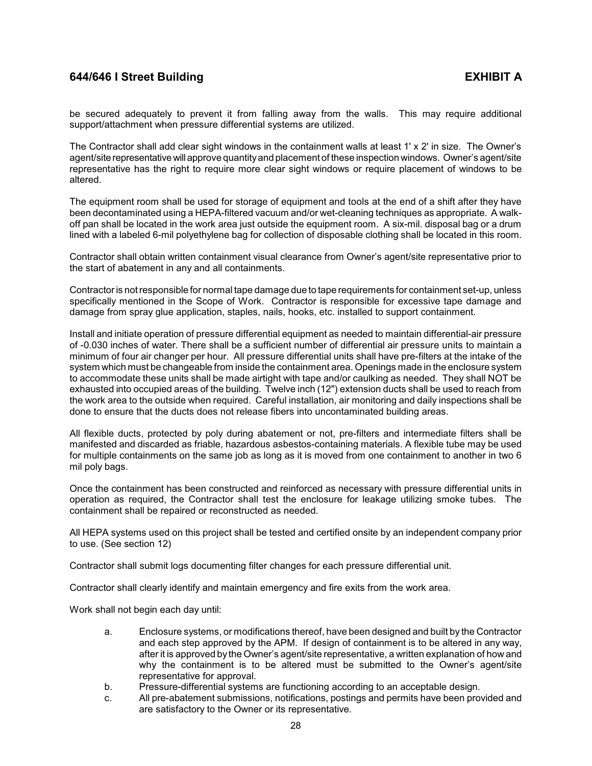be secured adequately to prevent it from falling away from the walls. This may require additional support/attachment when pressure differential systems are utilized.

The Contractor shall add clear sight windows in the containment walls at least 1' x 2' in size. The Owner's agent/site representative will approve quantity and placement of these inspection windows. Owner's agent/site representative has the right to require more clear sight windows or require placement of windows to be altered.

The equipment room shall be used for storage of equipment and tools at the end of a shift after they have been decontaminated using a HEPA-filtered vacuum and/or wet-cleaning techniques as appropriate. A walk-off pan shall be located in the work area just outside the equipment room. A six-mil. disposal bag or a drum lined with a labeled 6-mil polyethylene bag for collection of disposable clothing shall be located in this room.

Contractor shall obtain written containment visual clearance from Owner's agent/site representative prior to the start of abatement in any and all containments.

Contractor is not responsible for normal tape damage due to tape requirements for containment set-up, unless specifically mentioned in the Scope of Work. Contractor is responsible for excessive tape damage and damage from spray glue application, staples, nails, hooks, etc. installed to support containment.

Install and initiate operation of pressure differential equipment as needed to maintain differential-air pressure of -0.030 inches of water. There shall be a sufficient number of differential air pressure units to maintain a minimum of four air changer per hour. All pressure differential units shall have pre-filters at the intake of the system which must be changeable from inside the containment area. Openings made in the enclosure system to accommodate these units shall be made airtight with tape and/or caulking as needed. They shall NOT be exhausted into occupied areas of the building. Twelve inch (12") extension ducts shall be used to reach from the work area to the outside when required. Careful installation, air monitoring and daily inspections shall be done to ensure that the ducts does not release fibers into uncontaminated building areas.

All flexible ducts, protected by poly during abatement or not, pre-filters and intermediate filters shall be manifested and discarded as friable, hazardous asbestos-containing materials. A flexible tube may be used for multiple containments on the same job as long as it is moved from one containment to another in two 6 mil poly bags.

Once the containment has been constructed and reinforced as necessary with pressure differential units in operation as required, the Contractor shall test the enclosure for leakage utilizing smoke tubes. The containment shall be repaired or reconstructed as needed.

All HEPA systems used on this project shall be tested and certified onsite by an independent company prior to use. (See section 12)

Contractor shall submit logs documenting filter changes for each pressure differential unit.

Contractor shall clearly identify and maintain emergency and fire exits from the work area.

Work shall not begin each day until:

a. Enclosure systems, or modifications thereof, have been designed and built by the Contractor and each step approved by the APM. If design of containment is to be altered in any way, after it is approved by the Owner's agent/site representative, a written explanation of how and why the containment is to be altered must be submitted to the Owner's agent/site representative for approval.
b. Pressure-differential systems are functioning according to an acceptable design.
c. All pre-abatement submissions, notifications, postings and permits have been provided and are satisfactory to the Owner or its representative.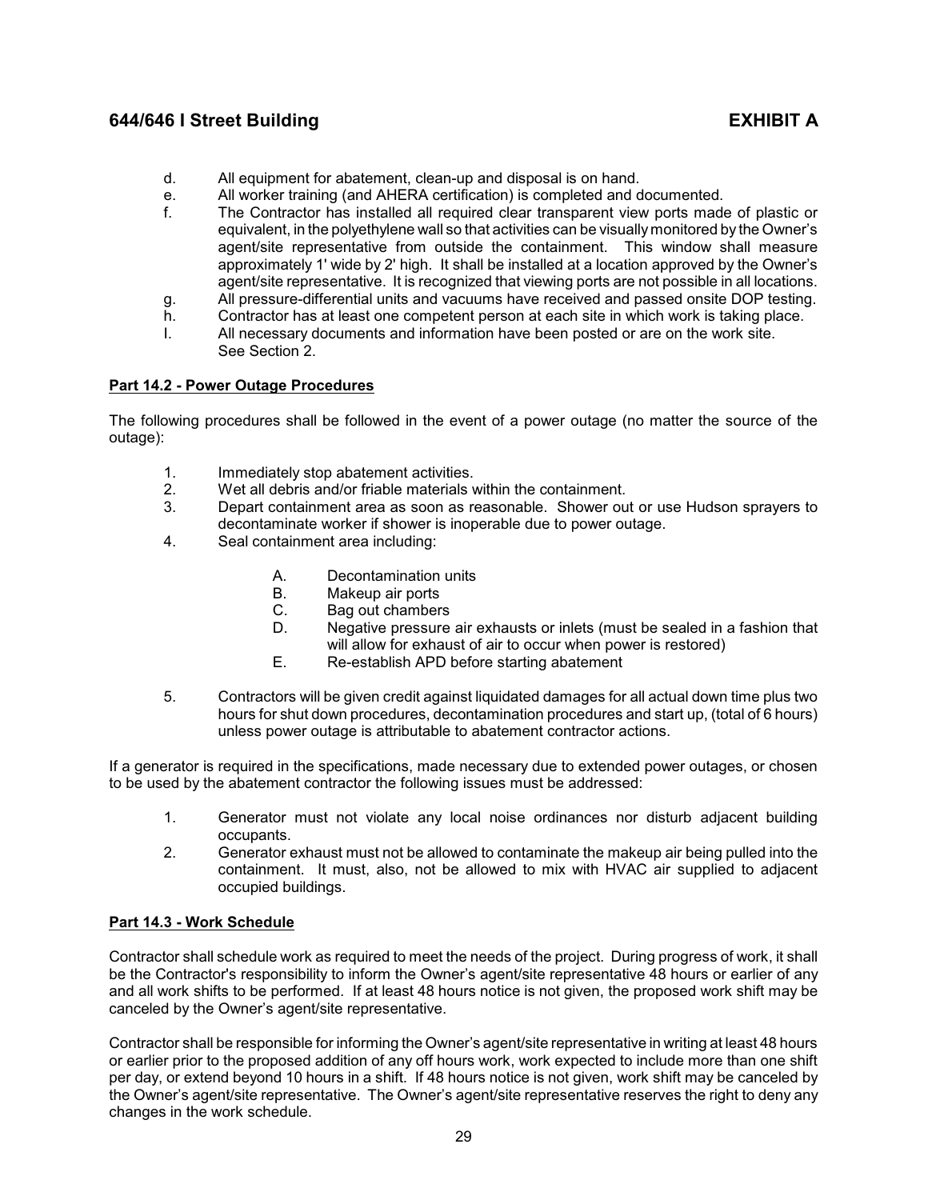d. All equipment for abatement, clean-up and disposal is on hand.

e. All worker training (and AHERA certification) is completed and documented.

f. The Contractor has installed all required clear transparent view ports made of plastic or equivalent, in the polyethylene wall so that activities can be visually monitored by the Owner's agent/site representative from outside the containment. This window shall measure approximately 1' wide by 2' high. It shall be installed at a location approved by the Owner's agent/site representative. It is recognized that viewing ports are not possible in all locations.

g. All pressure-differential units and vacuums have received and passed onsite DOP testing.

h. Contractor has at least one competent person at each site in which work is taking place.

I. All necessary documents and information have been posted or are on the work site. See Section 2.

**Part 14.2 - Power Outage Procedures**

The following procedures shall be followed in the event of a power outage (no matter the source of the outage):

1. Immediately stop abatement activities.
2. Wet all debris and/or friable materials within the containment.
3. Depart containment area as soon as reasonable. Shower out or use Hudson sprayers to decontaminate worker if shower is inoperable due to power outage.
4. Seal containment area including:

   A. Decontamination units

   B. Makeup air ports

   C. Bag out chambers

   D. Negative pressure air exhausts or inlets (must be sealed in a fashion that will allow for exhaust of air to occur when power is restored)

   E. Re-establish APD before starting abatement

5. Contractors will be given credit against liquidated damages for all actual down time plus two hours for shut down procedures, decontamination procedures and start up, (total of 6 hours) unless power outage is attributable to abatement contractor actions.

If a generator is required in the specifications, made necessary due to extended power outages, or chosen to be used by the abatement contractor the following issues must be addressed:

1. Generator must not violate any local noise ordinances nor disturb adjacent building occupants.
2. Generator exhaust must not be allowed to contaminate the makeup air being pulled into the containment. It must, also, not be allowed to mix with HVAC air supplied to adjacent occupied buildings.

**Part 14.3 - Work Schedule**

Contractor shall schedule work as required to meet the needs of the project. During progress of work, it shall be the Contractor's responsibility to inform the Owner's agent/site representative 48 hours or earlier of any and all work shifts to be performed. If at least 48 hours notice is not given, the proposed work shift may be canceled by the Owner's agent/site representative.

Contractor shall be responsible for informing the Owner's agent/site representative in writing at least 48 hours or earlier prior to the proposed addition of any off hours work, work expected to include more than one shift per day, or extend beyond 10 hours in a shift. If 48 hours notice is not given, work shift may be canceled by the Owner's agent/site representative. The Owner's agent/site representative reserves the right to deny any changes in the work schedule.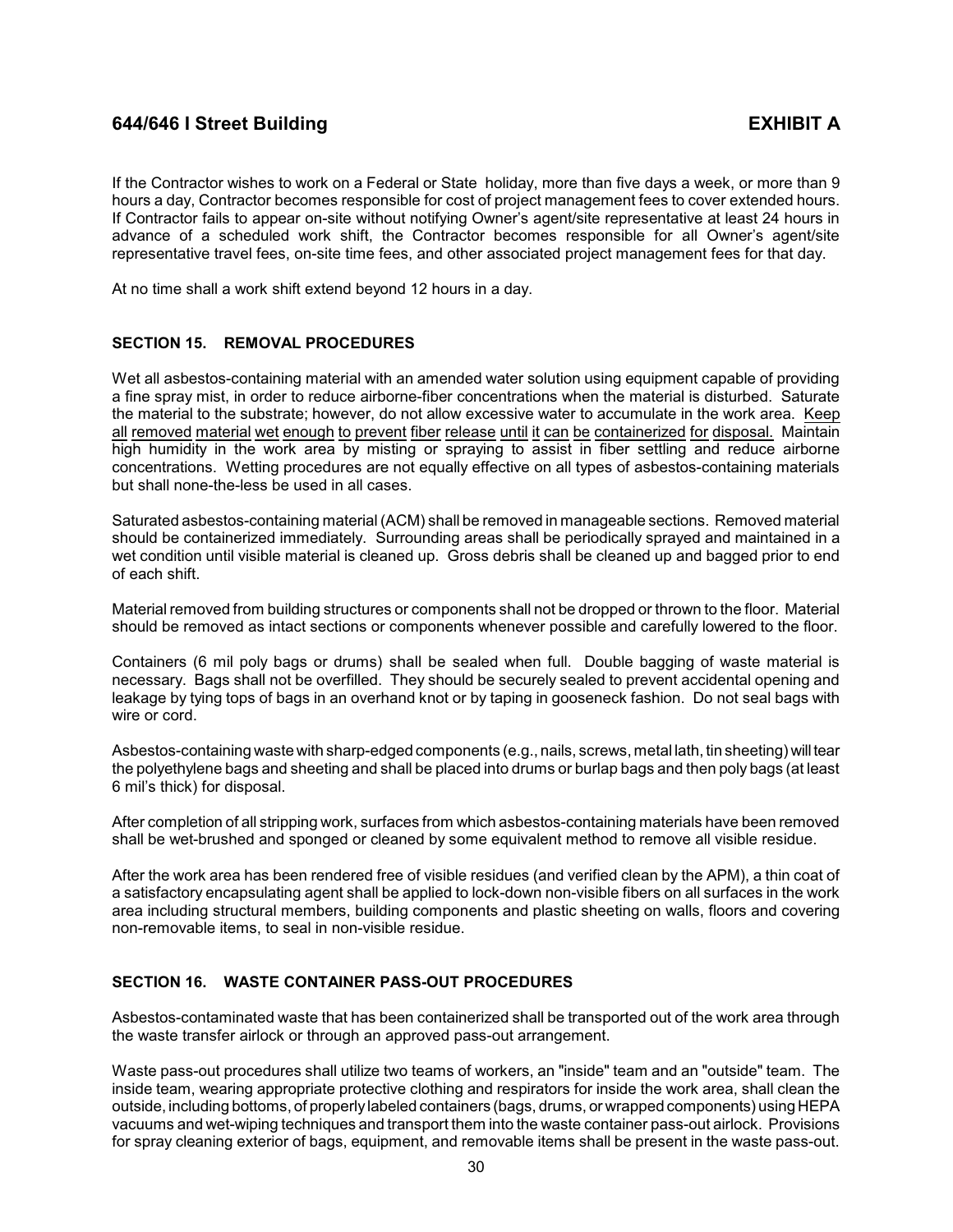If the Contractor wishes to work on a Federal or State holiday, more than five days a week, or more than 9 hours a day, Contractor becomes responsible for cost of project management fees to cover extended hours. If Contractor fails to appear on-site without notifying Owner's agent/site representative at least 24 hours in advance of a scheduled work shift, the Contractor becomes responsible for all Owner's agent/site representative travel fees, on-site time fees, and other associated project management fees for that day.

At no time shall a work shift extend beyond 12 hours in a day.

### SECTION 15. REMOVAL PROCEDURES

Wet all asbestos-containing material with an amended water solution using equipment capable of providing a fine spray mist, in order to reduce airborne-fiber concentrations when the material is disturbed. Saturate the material to the substrate; however, do not allow excessive water to accumulate in the work area. <u>Keep all removed material wet enough to prevent fiber release until it can be containerized for disposal.</u> Maintain high humidity in the work area by misting or spraying to assist in fiber settling and reduce airborne concentrations. Wetting procedures are not equally effective on all types of asbestos-containing materials but shall none-the-less be used in all cases.

Saturated asbestos-containing material (ACM) shall be removed in manageable sections. Removed material should be containerized immediately. Surrounding areas shall be periodically sprayed and maintained in a wet condition until visible material is cleaned up. Gross debris shall be cleaned up and bagged prior to end of each shift.

Material removed from building structures or components shall not be dropped or thrown to the floor. Material should be removed as intact sections or components whenever possible and carefully lowered to the floor.

Containers (6 mil poly bags or drums) shall be sealed when full. Double bagging of waste material is necessary. Bags shall not be overfilled. They should be securely sealed to prevent accidental opening and leakage by tying tops of bags in an overhand knot or by taping in gooseneck fashion. Do not seal bags with wire or cord.

Asbestos-containing waste with sharp-edged components (e.g., nails, screws, metal lath, tin sheeting) will tear the polyethylene bags and sheeting and shall be placed into drums or burlap bags and then poly bags (at least 6 mil's thick) for disposal.

After completion of all stripping work, surfaces from which asbestos-containing materials have been removed shall be wet-brushed and sponged or cleaned by some equivalent method to remove all visible residue.

After the work area has been rendered free of visible residues (and verified clean by the APM), a thin coat of a satisfactory encapsulating agent shall be applied to lock-down non-visible fibers on all surfaces in the work area including structural members, building components and plastic sheeting on walls, floors and covering non-removable items, to seal in non-visible residue.

### SECTION 16. WASTE CONTAINER PASS-OUT PROCEDURES

Asbestos-contaminated waste that has been containerized shall be transported out of the work area through the waste transfer airlock or through an approved pass-out arrangement.

Waste pass-out procedures shall utilize two teams of workers, an "inside" team and an "outside" team. The inside team, wearing appropriate protective clothing and respirators for inside the work area, shall clean the outside, including bottoms, of properly labeled containers (bags, drums, or wrapped components) using HEPA vacuums and wet-wiping techniques and transport them into the waste container pass-out airlock. Provisions for spray cleaning exterior of bags, equipment, and removable items shall be present in the waste pass-out.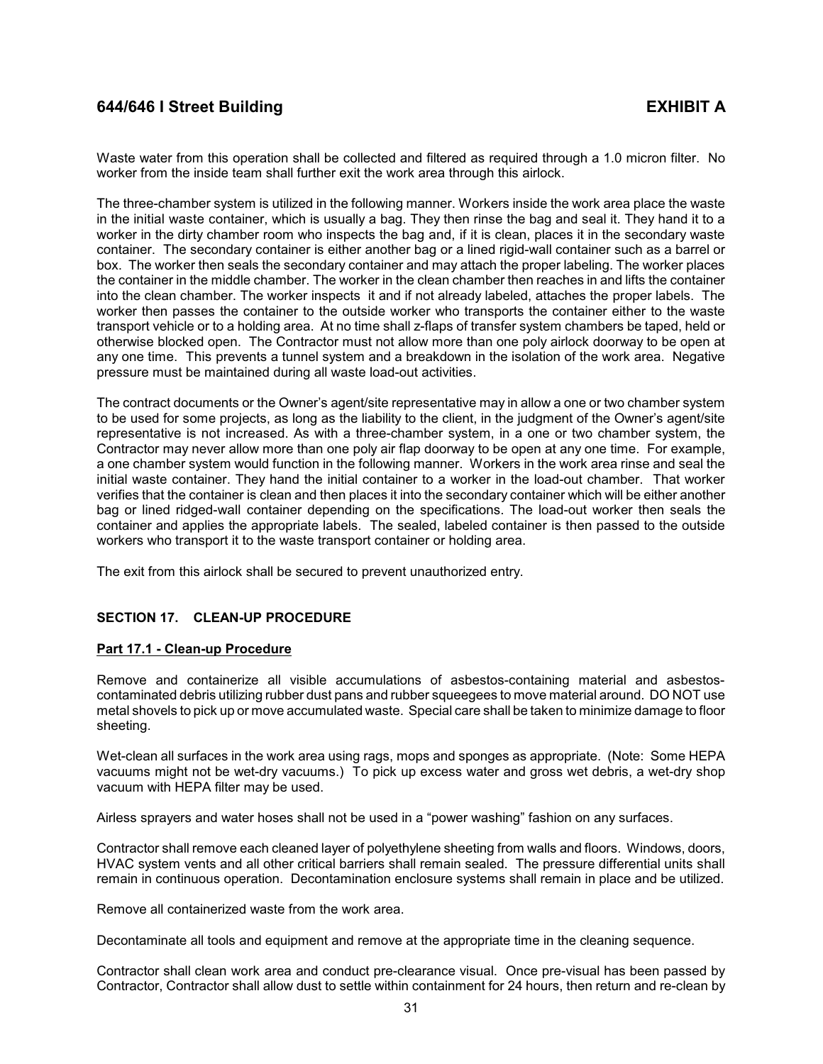Waste water from this operation shall be collected and filtered as required through a 1.0 micron filter. No worker from the inside team shall further exit the work area through this airlock.

The three-chamber system is utilized in the following manner. Workers inside the work area place the waste in the initial waste container, which is usually a bag. They then rinse the bag and seal it. They hand it to a worker in the dirty chamber room who inspects the bag and, if it is clean, places it in the secondary waste container. The secondary container is either another bag or a lined rigid-wall container such as a barrel or box. The worker then seals the secondary container and may attach the proper labeling. The worker places the container in the middle chamber. The worker in the clean chamber then reaches in and lifts the container into the clean chamber. The worker inspects it and if not already labeled, attaches the proper labels. The worker then passes the container to the outside worker who transports the container either to the waste transport vehicle or to a holding area. At no time shall z-flaps of transfer system chambers be taped, held or otherwise blocked open. The Contractor must not allow more than one poly airlock doorway to be open at any one time. This prevents a tunnel system and a breakdown in the isolation of the work area. Negative pressure must be maintained during all waste load-out activities.

The contract documents or the Owner's agent/site representative may in allow a one or two chamber system to be used for some projects, as long as the liability to the client, in the judgment of the Owner's agent/site representative is not increased. As with a three-chamber system, in a one or two chamber system, the Contractor may never allow more than one poly air flap doorway to be open at any one time. For example, a one chamber system would function in the following manner. Workers in the work area rinse and seal the initial waste container. They hand the initial container to a worker in the load-out chamber. That worker verifies that the container is clean and then places it into the secondary container which will be either another bag or lined ridged-wall container depending on the specifications. The load-out worker then seals the container and applies the appropriate labels. The sealed, labeled container is then passed to the outside workers who transport it to the waste transport container or holding area.

The exit from this airlock shall be secured to prevent unauthorized entry.

## SECTION 17. CLEAN-UP PROCEDURE

### Part 17.1 - Clean-up Procedure

Remove and containerize all visible accumulations of asbestos-containing material and asbestos-contaminated debris utilizing rubber dust pans and rubber squeegees to move material around. DO NOT use metal shovels to pick up or move accumulated waste. Special care shall be taken to minimize damage to floor sheeting.

Wet-clean all surfaces in the work area using rags, mops and sponges as appropriate. (Note: Some HEPA vacuums might not be wet-dry vacuums.) To pick up excess water and gross wet debris, a wet-dry shop vacuum with HEPA filter may be used.

Airless sprayers and water hoses shall not be used in a "power washing" fashion on any surfaces.

Contractor shall remove each cleaned layer of polyethylene sheeting from walls and floors. Windows, doors, HVAC system vents and all other critical barriers shall remain sealed. The pressure differential units shall remain in continuous operation. Decontamination enclosure systems shall remain in place and be utilized.

Remove all containerized waste from the work area.

Decontaminate all tools and equipment and remove at the appropriate time in the cleaning sequence.

Contractor shall clean work area and conduct pre-clearance visual. Once pre-visual has been passed by Contractor, Contractor shall allow dust to settle within containment for 24 hours, then return and re-clean by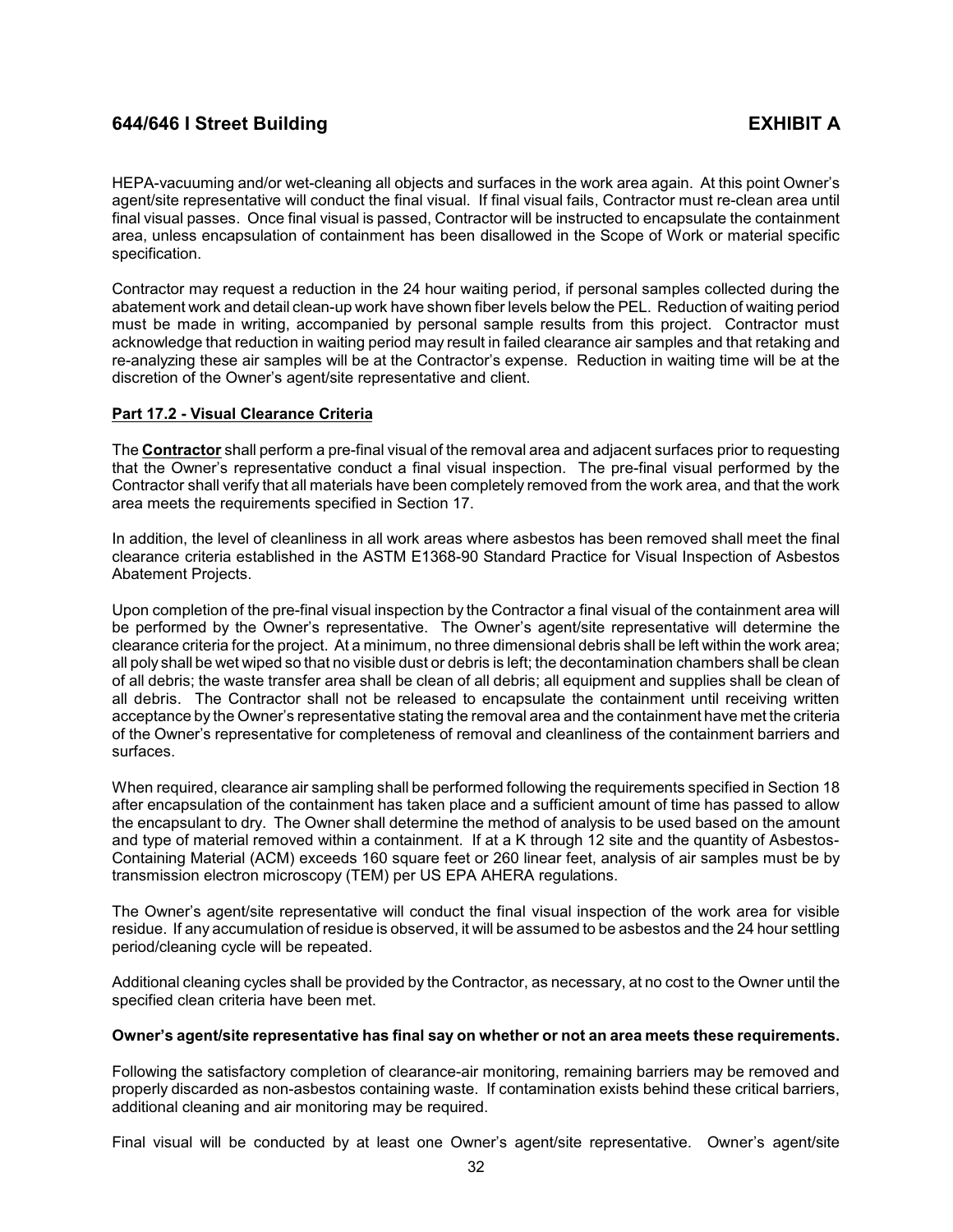HEPA-vacuuming and/or wet-cleaning all objects and surfaces in the work area again. At this point Owner's agent/site representative will conduct the final visual. If final visual fails, Contractor must re-clean area until final visual passes. Once final visual is passed, Contractor will be instructed to encapsulate the containment area, unless encapsulation of containment has been disallowed in the Scope of Work or material specific specification.

Contractor may request a reduction in the 24 hour waiting period, if personal samples collected during the abatement work and detail clean-up work have shown fiber levels below the PEL. Reduction of waiting period must be made in writing, accompanied by personal sample results from this project. Contractor must acknowledge that reduction in waiting period may result in failed clearance air samples and that retaking and re-analyzing these air samples will be at the Contractor's expense. Reduction in waiting time will be at the discretion of the Owner's agent/site representative and client.

**Part 17.2 - Visual Clearance Criteria**

The **Contractor** shall perform a pre-final visual of the removal area and adjacent surfaces prior to requesting that the Owner's representative conduct a final visual inspection. The pre-final visual performed by the Contractor shall verify that all materials have been completely removed from the work area, and that the work area meets the requirements specified in Section 17.

In addition, the level of cleanliness in all work areas where asbestos has been removed shall meet the final clearance criteria established in the ASTM E1368-90 Standard Practice for Visual Inspection of Asbestos Abatement Projects.

Upon completion of the pre-final visual inspection by the Contractor a final visual of the containment area will be performed by the Owner's representative. The Owner's agent/site representative will determine the clearance criteria for the project. At a minimum, no three dimensional debris shall be left within the work area; all poly shall be wet wiped so that no visible dust or debris is left; the decontamination chambers shall be clean of all debris; the waste transfer area shall be clean of all debris; all equipment and supplies shall be clean of all debris. The Contractor shall not be released to encapsulate the containment until receiving written acceptance by the Owner's representative stating the removal area and the containment have met the criteria of the Owner's representative for completeness of removal and cleanliness of the containment barriers and surfaces.

When required, clearance air sampling shall be performed following the requirements specified in Section 18 after encapsulation of the containment has taken place and a sufficient amount of time has passed to allow the encapsulant to dry. The Owner shall determine the method of analysis to be used based on the amount and type of material removed within a containment. If at a K through 12 site and the quantity of Asbestos-Containing Material (ACM) exceeds 160 square feet or 260 linear feet, analysis of air samples must be by transmission electron microscopy (TEM) per US EPA AHERA regulations.

The Owner's agent/site representative will conduct the final visual inspection of the work area for visible residue. If any accumulation of residue is observed, it will be assumed to be asbestos and the 24 hour settling period/cleaning cycle will be repeated.

Additional cleaning cycles shall be provided by the Contractor, as necessary, at no cost to the Owner until the specified clean criteria have been met.

**Owner's agent/site representative has final say on whether or not an area meets these requirements.**

Following the satisfactory completion of clearance-air monitoring, remaining barriers may be removed and properly discarded as non-asbestos containing waste. If contamination exists behind these critical barriers, additional cleaning and air monitoring may be required.

Final visual will be conducted by at least one Owner's agent/site representative. Owner's agent/site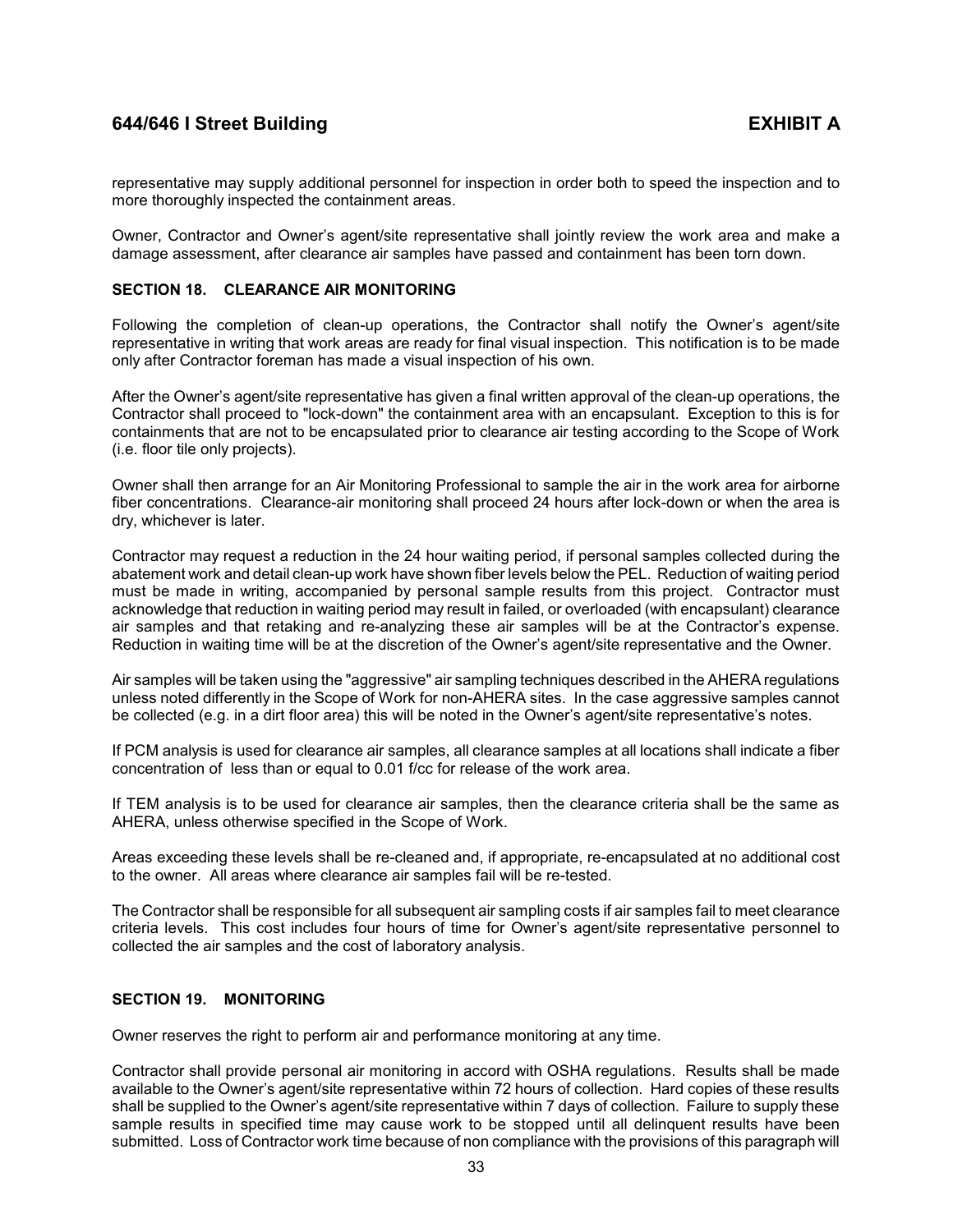representative may supply additional personnel for inspection in order both to speed the inspection and to more thoroughly inspected the containment areas.

Owner, Contractor and Owner's agent/site representative shall jointly review the work area and make a damage assessment, after clearance air samples have passed and containment has been torn down.

## SECTION 18. CLEARANCE AIR MONITORING

Following the completion of clean-up operations, the Contractor shall notify the Owner's agent/site representative in writing that work areas are ready for final visual inspection. This notification is to be made only after Contractor foreman has made a visual inspection of his own.

After the Owner's agent/site representative has given a final written approval of the clean-up operations, the Contractor shall proceed to "lock-down" the containment area with an encapsulant. Exception to this is for containments that are not to be encapsulated prior to clearance air testing according to the Scope of Work (i.e. floor tile only projects).

Owner shall then arrange for an Air Monitoring Professional to sample the air in the work area for airborne fiber concentrations. Clearance-air monitoring shall proceed 24 hours after lock-down or when the area is dry, whichever is later.

Contractor may request a reduction in the 24 hour waiting period, if personal samples collected during the abatement work and detail clean-up work have shown fiber levels below the PEL. Reduction of waiting period must be made in writing, accompanied by personal sample results from this project. Contractor must acknowledge that reduction in waiting period may result in failed, or overloaded (with encapsulant) clearance air samples and that retaking and re-analyzing these air samples will be at the Contractor's expense. Reduction in waiting time will be at the discretion of the Owner's agent/site representative and the Owner.

Air samples will be taken using the "aggressive" air sampling techniques described in the AHERA regulations unless noted differently in the Scope of Work for non-AHERA sites. In the case aggressive samples cannot be collected (e.g. in a dirt floor area) this will be noted in the Owner's agent/site representative's notes.

If PCM analysis is used for clearance air samples, all clearance samples at all locations shall indicate a fiber concentration of less than or equal to 0.01 f/cc for release of the work area.

If TEM analysis is to be used for clearance air samples, then the clearance criteria shall be the same as AHERA, unless otherwise specified in the Scope of Work.

Areas exceeding these levels shall be re-cleaned and, if appropriate, re-encapsulated at no additional cost to the owner. All areas where clearance air samples fail will be re-tested.

The Contractor shall be responsible for all subsequent air sampling costs if air samples fail to meet clearance criteria levels. This cost includes four hours of time for Owner's agent/site representative personnel to collected the air samples and the cost of laboratory analysis.

## SECTION 19. MONITORING

Owner reserves the right to perform air and performance monitoring at any time.

Contractor shall provide personal air monitoring in accord with OSHA regulations. Results shall be made available to the Owner's agent/site representative within 72 hours of collection. Hard copies of these results shall be supplied to the Owner's agent/site representative within 7 days of collection. Failure to supply these sample results in specified time may cause work to be stopped until all delinquent results have been submitted. Loss of Contractor work time because of non compliance with the provisions of this paragraph will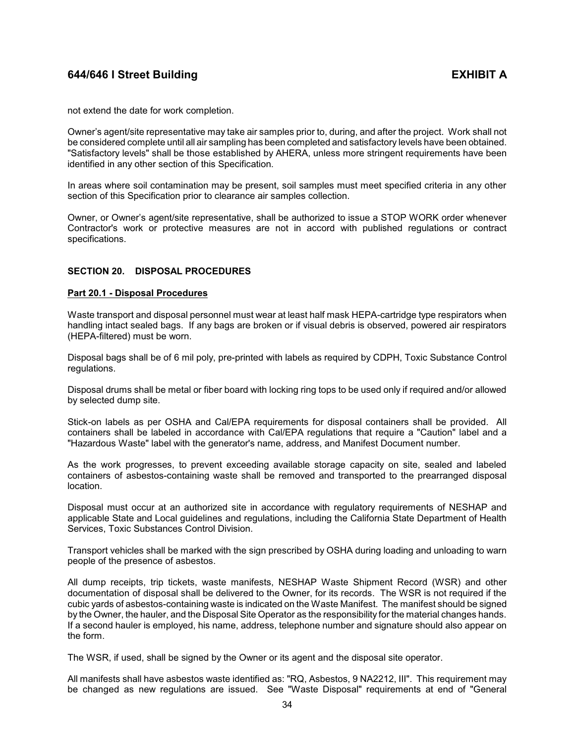not extend the date for work completion.

Owner's agent/site representative may take air samples prior to, during, and after the project. Work shall not be considered complete until all air sampling has been completed and satisfactory levels have been obtained. "Satisfactory levels" shall be those established by AHERA, unless more stringent requirements have been identified in any other section of this Specification.

In areas where soil contamination may be present, soil samples must meet specified criteria in any other section of this Specification prior to clearance air samples collection.

Owner, or Owner's agent/site representative, shall be authorized to issue a STOP WORK order whenever Contractor's work or protective measures are not in accord with published regulations or contract specifications.

## SECTION 20. DISPOSAL PROCEDURES

### Part 20.1 - Disposal Procedures

Waste transport and disposal personnel must wear at least half mask HEPA-cartridge type respirators when handling intact sealed bags. If any bags are broken or if visual debris is observed, powered air respirators (HEPA-filtered) must be worn.

Disposal bags shall be of 6 mil poly, pre-printed with labels as required by CDPH, Toxic Substance Control regulations.

Disposal drums shall be metal or fiber board with locking ring tops to be used only if required and/or allowed by selected dump site.

Stick-on labels as per OSHA and Cal/EPA requirements for disposal containers shall be provided. All containers shall be labeled in accordance with Cal/EPA regulations that require a "Caution" label and a "Hazardous Waste" label with the generator's name, address, and Manifest Document number.

As the work progresses, to prevent exceeding available storage capacity on site, sealed and labeled containers of asbestos-containing waste shall be removed and transported to the prearranged disposal location.

Disposal must occur at an authorized site in accordance with regulatory requirements of NESHAP and applicable State and Local guidelines and regulations, including the California State Department of Health Services, Toxic Substances Control Division.

Transport vehicles shall be marked with the sign prescribed by OSHA during loading and unloading to warn people of the presence of asbestos.

All dump receipts, trip tickets, waste manifests, NESHAP Waste Shipment Record (WSR) and other documentation of disposal shall be delivered to the Owner, for its records. The WSR is not required if the cubic yards of asbestos-containing waste is indicated on the Waste Manifest. The manifest should be signed by the Owner, the hauler, and the Disposal Site Operator as the responsibility for the material changes hands. If a second hauler is employed, his name, address, telephone number and signature should also appear on the form.

The WSR, if used, shall be signed by the Owner or its agent and the disposal site operator.

All manifests shall have asbestos waste identified as: "RQ, Asbestos, 9 NA2212, III". This requirement may be changed as new regulations are issued. See "Waste Disposal" requirements at end of "General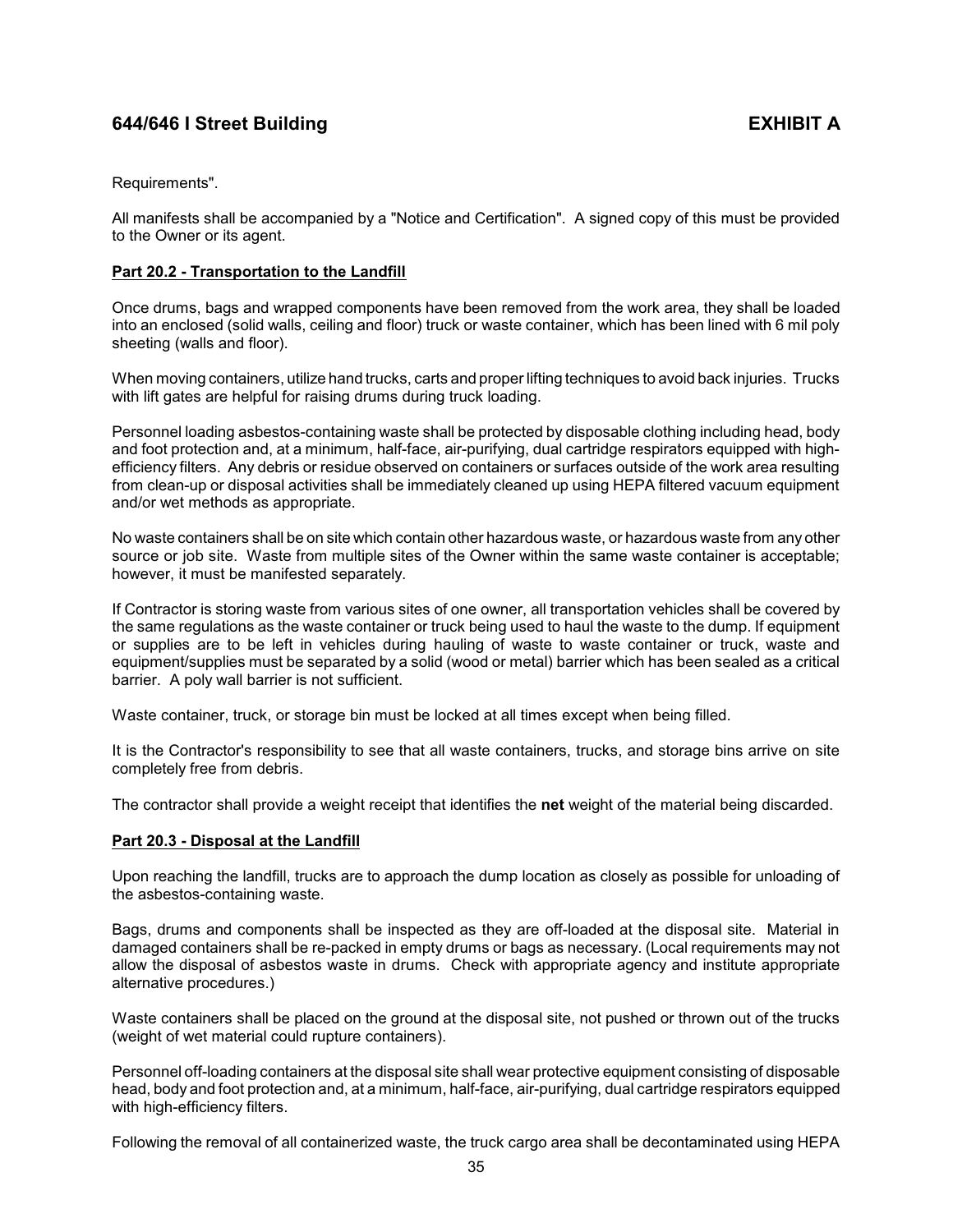Requirements".

All manifests shall be accompanied by a "Notice and Certification". A signed copy of this must be provided to the Owner or its agent.

**Part 20.2 - Transportation to the Landfill**

Once drums, bags and wrapped components have been removed from the work area, they shall be loaded into an enclosed (solid walls, ceiling and floor) truck or waste container, which has been lined with 6 mil poly sheeting (walls and floor).

When moving containers, utilize hand trucks, carts and proper lifting techniques to avoid back injuries. Trucks with lift gates are helpful for raising drums during truck loading.

Personnel loading asbestos-containing waste shall be protected by disposable clothing including head, body and foot protection and, at a minimum, half-face, air-purifying, dual cartridge respirators equipped with high-efficiency filters. Any debris or residue observed on containers or surfaces outside of the work area resulting from clean-up or disposal activities shall be immediately cleaned up using HEPA filtered vacuum equipment and/or wet methods as appropriate.

No waste containers shall be on site which contain other hazardous waste, or hazardous waste from any other source or job site. Waste from multiple sites of the Owner within the same waste container is acceptable; however, it must be manifested separately.

If Contractor is storing waste from various sites of one owner, all transportation vehicles shall be covered by the same regulations as the waste container or truck being used to haul the waste to the dump. If equipment or supplies are to be left in vehicles during hauling of waste to waste container or truck, waste and equipment/supplies must be separated by a solid (wood or metal) barrier which has been sealed as a critical barrier. A poly wall barrier is not sufficient.

Waste container, truck, or storage bin must be locked at all times except when being filled.

It is the Contractor's responsibility to see that all waste containers, trucks, and storage bins arrive on site completely free from debris.

The contractor shall provide a weight receipt that identifies the **net** weight of the material being discarded.

**Part 20.3 - Disposal at the Landfill**

Upon reaching the landfill, trucks are to approach the dump location as closely as possible for unloading of the asbestos-containing waste.

Bags, drums and components shall be inspected as they are off-loaded at the disposal site. Material in damaged containers shall be re-packed in empty drums or bags as necessary. (Local requirements may not allow the disposal of asbestos waste in drums. Check with appropriate agency and institute appropriate alternative procedures.)

Waste containers shall be placed on the ground at the disposal site, not pushed or thrown out of the trucks (weight of wet material could rupture containers).

Personnel off-loading containers at the disposal site shall wear protective equipment consisting of disposable head, body and foot protection and, at a minimum, half-face, air-purifying, dual cartridge respirators equipped with high-efficiency filters.

Following the removal of all containerized waste, the truck cargo area shall be decontaminated using HEPA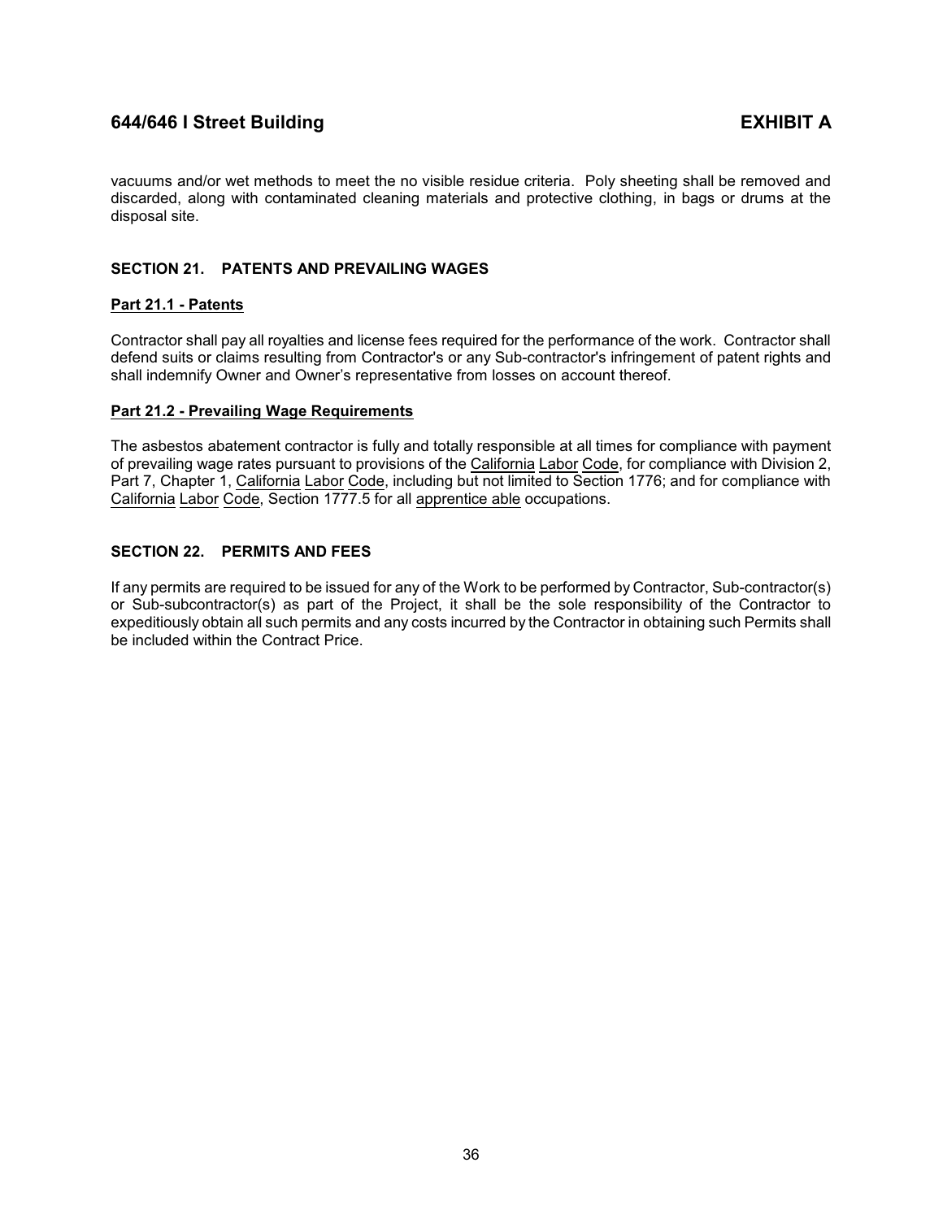vacuums and/or wet methods to meet the no visible residue criteria. Poly sheeting shall be removed and discarded, along with contaminated cleaning materials and protective clothing, in bags or drums at the disposal site.

## SECTION 21. PATENTS AND PREVAILING WAGES

### Part 21.1 - Patents

Contractor shall pay all royalties and license fees required for the performance of the work. Contractor shall defend suits or claims resulting from Contractor's or any Sub-contractor's infringement of patent rights and shall indemnify Owner and Owner's representative from losses on account thereof.

### Part 21.2 - Prevailing Wage Requirements

The asbestos abatement contractor is fully and totally responsible at all times for compliance with payment of prevailing wage rates pursuant to provisions of the California Labor Code, for compliance with Division 2, Part 7, Chapter 1, California Labor Code, including but not limited to Section 1776; and for compliance with California Labor Code, Section 1777.5 for all apprentice able occupations.

## SECTION 22. PERMITS AND FEES

If any permits are required to be issued for any of the Work to be performed by Contractor, Sub-contractor(s) or Sub-subcontractor(s) as part of the Project, it shall be the sole responsibility of the Contractor to expeditiously obtain all such permits and any costs incurred by the Contractor in obtaining such Permits shall be included within the Contract Price.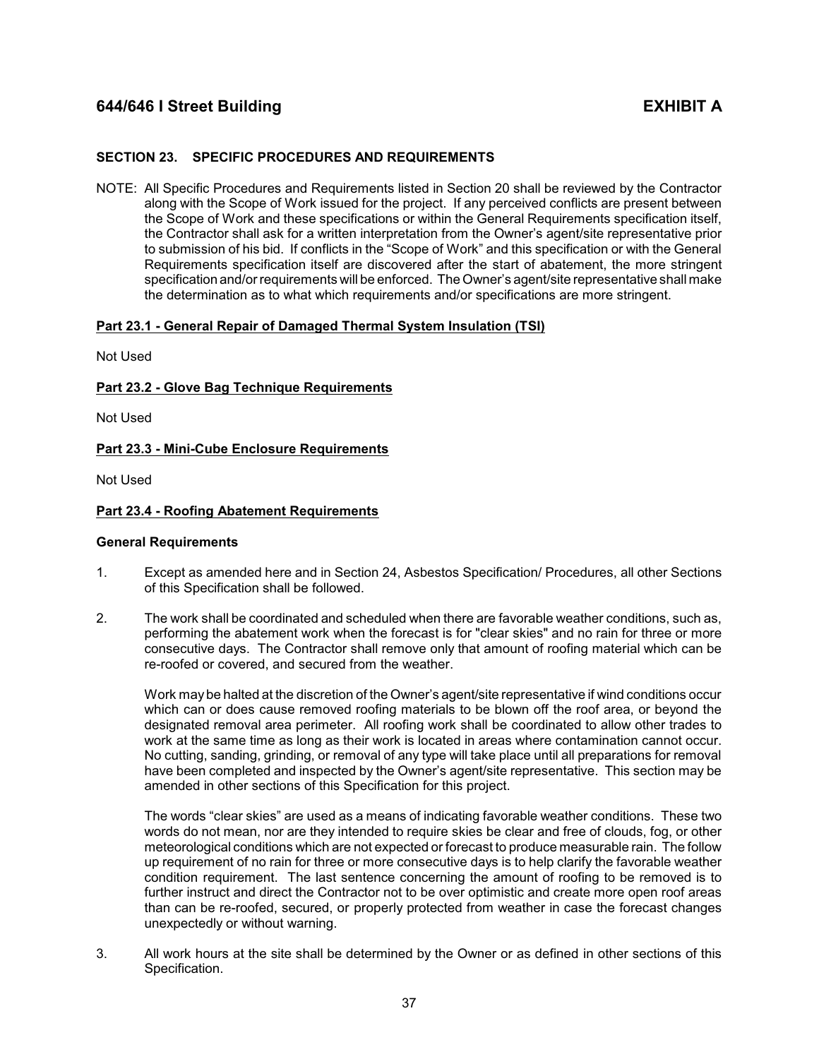## 644/646 I Street Building EXHIBIT A

### SECTION 23. SPECIFIC PROCEDURES AND REQUIREMENTS

NOTE: All Specific Procedures and Requirements listed in Section 20 shall be reviewed by the Contractor along with the Scope of Work issued for the project. If any perceived conflicts are present between the Scope of Work and these specifications or within the General Requirements specification itself, the Contractor shall ask for a written interpretation from the Owner's agent/site representative prior to submission of his bid. If conflicts in the "Scope of Work" and this specification or with the General Requirements specification itself are discovered after the start of abatement, the more stringent specification and/or requirements will be enforced. The Owner's agent/site representative shall make the determination as to what which requirements and/or specifications are more stringent.

**Part 23.1 - General Repair of Damaged Thermal System Insulation (TSI)**

Not Used

**Part 23.2 - Glove Bag Technique Requirements**

Not Used

**Part 23.3 - Mini-Cube Enclosure Requirements**

Not Used

**Part 23.4 - Roofing Abatement Requirements**

**General Requirements**

1. Except as amended here and in Section 24, Asbestos Specification/ Procedures, all other Sections of this Specification shall be followed.

2. The work shall be coordinated and scheduled when there are favorable weather conditions, such as, performing the abatement work when the forecast is for "clear skies" and no rain for three or more consecutive days. The Contractor shall remove only that amount of roofing material which can be re-roofed or covered, and secured from the weather.

   Work may be halted at the discretion of the Owner's agent/site representative if wind conditions occur which can or does cause removed roofing materials to be blown off the roof area, or beyond the designated removal area perimeter. All roofing work shall be coordinated to allow other trades to work at the same time as long as their work is located in areas where contamination cannot occur. No cutting, sanding, grinding, or removal of any type will take place until all preparations for removal have been completed and inspected by the Owner's agent/site representative. This section may be amended in other sections of this Specification for this project.

   The words "clear skies" are used as a means of indicating favorable weather conditions. These two words do not mean, nor are they intended to require skies be clear and free of clouds, fog, or other meteorological conditions which are not expected or forecast to produce measurable rain. The follow up requirement of no rain for three or more consecutive days is to help clarify the favorable weather condition requirement. The last sentence concerning the amount of roofing to be removed is to further instruct and direct the Contractor not to be over optimistic and create more open roof areas than can be re-roofed, secured, or properly protected from weather in case the forecast changes unexpectedly or without warning.

3. All work hours at the site shall be determined by the Owner or as defined in other sections of this Specification.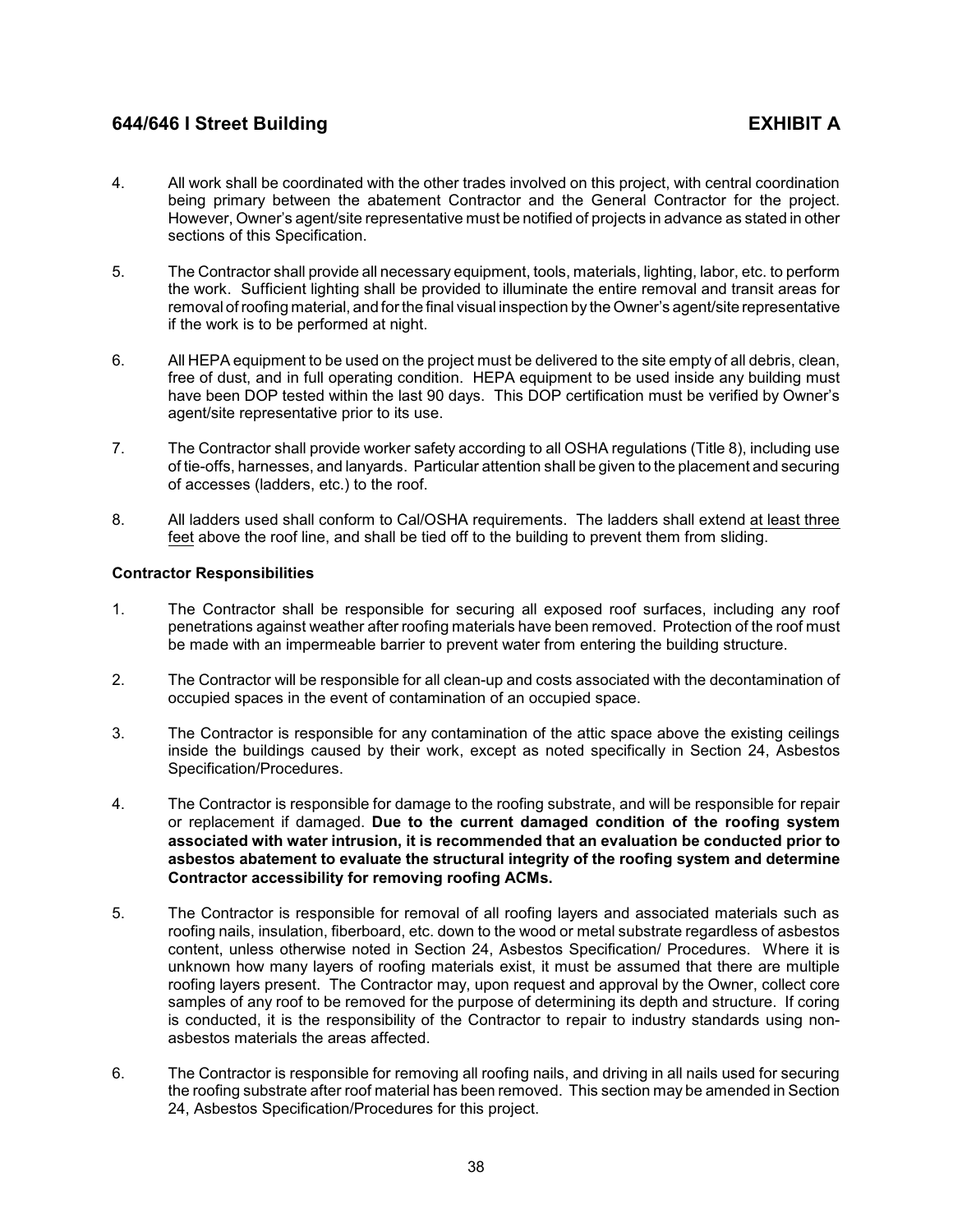4. All work shall be coordinated with the other trades involved on this project, with central coordination being primary between the abatement Contractor and the General Contractor for the project. However, Owner's agent/site representative must be notified of projects in advance as stated in other sections of this Specification.

5. The Contractor shall provide all necessary equipment, tools, materials, lighting, labor, etc. to perform the work. Sufficient lighting shall be provided to illuminate the entire removal and transit areas for removal of roofing material, and for the final visual inspection by the Owner's agent/site representative if the work is to be performed at night.

6. All HEPA equipment to be used on the project must be delivered to the site empty of all debris, clean, free of dust, and in full operating condition. HEPA equipment to be used inside any building must have been DOP tested within the last 90 days. This DOP certification must be verified by Owner's agent/site representative prior to its use.

7. The Contractor shall provide worker safety according to all OSHA regulations (Title 8), including use of tie-offs, harnesses, and lanyards. Particular attention shall be given to the placement and securing of accesses (ladders, etc.) to the roof.

8. All ladders used shall conform to Cal/OSHA requirements. The ladders shall extend <u>at least three feet</u> above the roof line, and shall be tied off to the building to prevent them from sliding.

**Contractor Responsibilities**

1. The Contractor shall be responsible for securing all exposed roof surfaces, including any roof penetrations against weather after roofing materials have been removed. Protection of the roof must be made with an impermeable barrier to prevent water from entering the building structure.

2. The Contractor will be responsible for all clean-up and costs associated with the decontamination of occupied spaces in the event of contamination of an occupied space.

3. The Contractor is responsible for any contamination of the attic space above the existing ceilings inside the buildings caused by their work, except as noted specifically in Section 24, Asbestos Specification/Procedures.

4. The Contractor is responsible for damage to the roofing substrate, and will be responsible for repair or replacement if damaged. **Due to the current damaged condition of the roofing system associated with water intrusion, it is recommended that an evaluation be conducted prior to asbestos abatement to evaluate the structural integrity of the roofing system and determine Contractor accessibility for removing roofing ACMs.**

5. The Contractor is responsible for removal of all roofing layers and associated materials such as roofing nails, insulation, fiberboard, etc. down to the wood or metal substrate regardless of asbestos content, unless otherwise noted in Section 24, Asbestos Specification/ Procedures. Where it is unknown how many layers of roofing materials exist, it must be assumed that there are multiple roofing layers present. The Contractor may, upon request and approval by the Owner, collect core samples of any roof to be removed for the purpose of determining its depth and structure. If coring is conducted, it is the responsibility of the Contractor to repair to industry standards using non-asbestos materials the areas affected.

6. The Contractor is responsible for removing all roofing nails, and driving in all nails used for securing the roofing substrate after roof material has been removed. This section may be amended in Section 24, Asbestos Specification/Procedures for this project.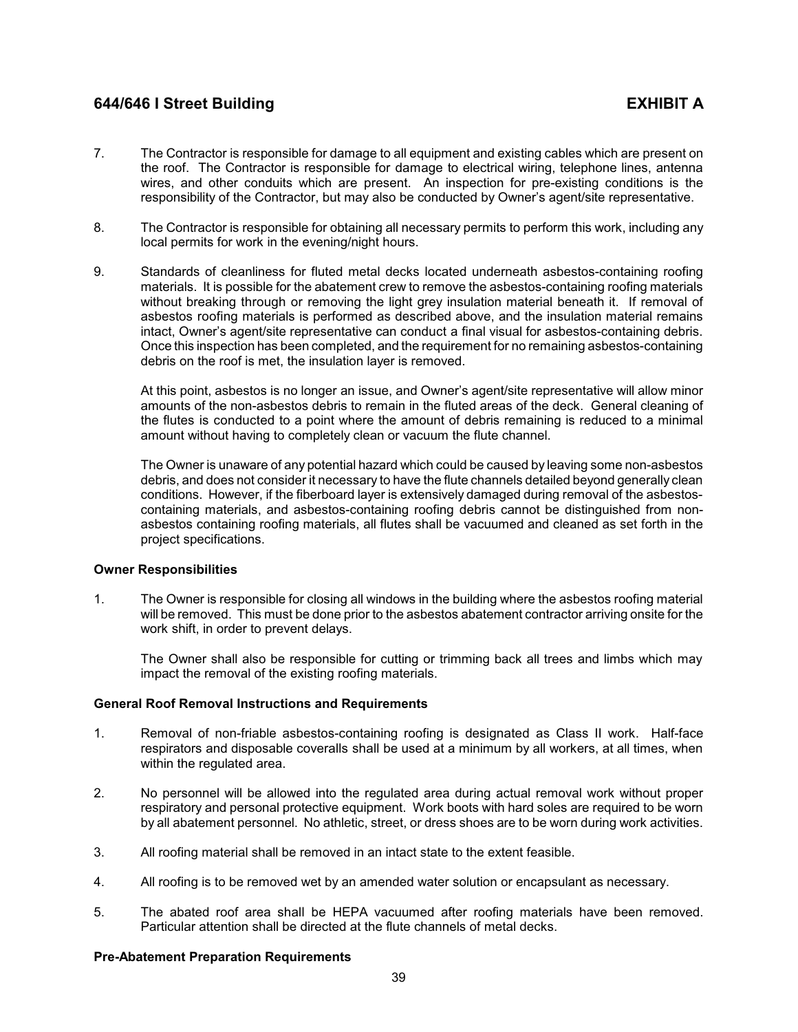7. The Contractor is responsible for damage to all equipment and existing cables which are present on the roof. The Contractor is responsible for damage to electrical wiring, telephone lines, antenna wires, and other conduits which are present. An inspection for pre-existing conditions is the responsibility of the Contractor, but may also be conducted by Owner's agent/site representative.

8. The Contractor is responsible for obtaining all necessary permits to perform this work, including any local permits for work in the evening/night hours.

9. Standards of cleanliness for fluted metal decks located underneath asbestos-containing roofing materials. It is possible for the abatement crew to remove the asbestos-containing roofing materials without breaking through or removing the light grey insulation material beneath it. If removal of asbestos roofing materials is performed as described above, and the insulation material remains intact, Owner's agent/site representative can conduct a final visual for asbestos-containing debris. Once this inspection has been completed, and the requirement for no remaining asbestos-containing debris on the roof is met, the insulation layer is removed.

   At this point, asbestos is no longer an issue, and Owner's agent/site representative will allow minor amounts of the non-asbestos debris to remain in the fluted areas of the deck. General cleaning of the flutes is conducted to a point where the amount of debris remaining is reduced to a minimal amount without having to completely clean or vacuum the flute channel.

   The Owner is unaware of any potential hazard which could be caused by leaving some non-asbestos debris, and does not consider it necessary to have the flute channels detailed beyond generally clean conditions. However, if the fiberboard layer is extensively damaged during removal of the asbestos-containing materials, and asbestos-containing roofing debris cannot be distinguished from non-asbestos containing roofing materials, all flutes shall be vacuumed and cleaned as set forth in the project specifications.

**Owner Responsibilities**

1. The Owner is responsible for closing all windows in the building where the asbestos roofing material will be removed. This must be done prior to the asbestos abatement contractor arriving onsite for the work shift, in order to prevent delays.

   The Owner shall also be responsible for cutting or trimming back all trees and limbs which may impact the removal of the existing roofing materials.

**General Roof Removal Instructions and Requirements**

1. Removal of non-friable asbestos-containing roofing is designated as Class II work. Half-face respirators and disposable coveralls shall be used at a minimum by all workers, at all times, when within the regulated area.

2. No personnel will be allowed into the regulated area during actual removal work without proper respiratory and personal protective equipment. Work boots with hard soles are required to be worn by all abatement personnel. No athletic, street, or dress shoes are to be worn during work activities.

3. All roofing material shall be removed in an intact state to the extent feasible.

4. All roofing is to be removed wet by an amended water solution or encapsulant as necessary.

5. The abated roof area shall be HEPA vacuumed after roofing materials have been removed. Particular attention shall be directed at the flute channels of metal decks.

**Pre-Abatement Preparation Requirements**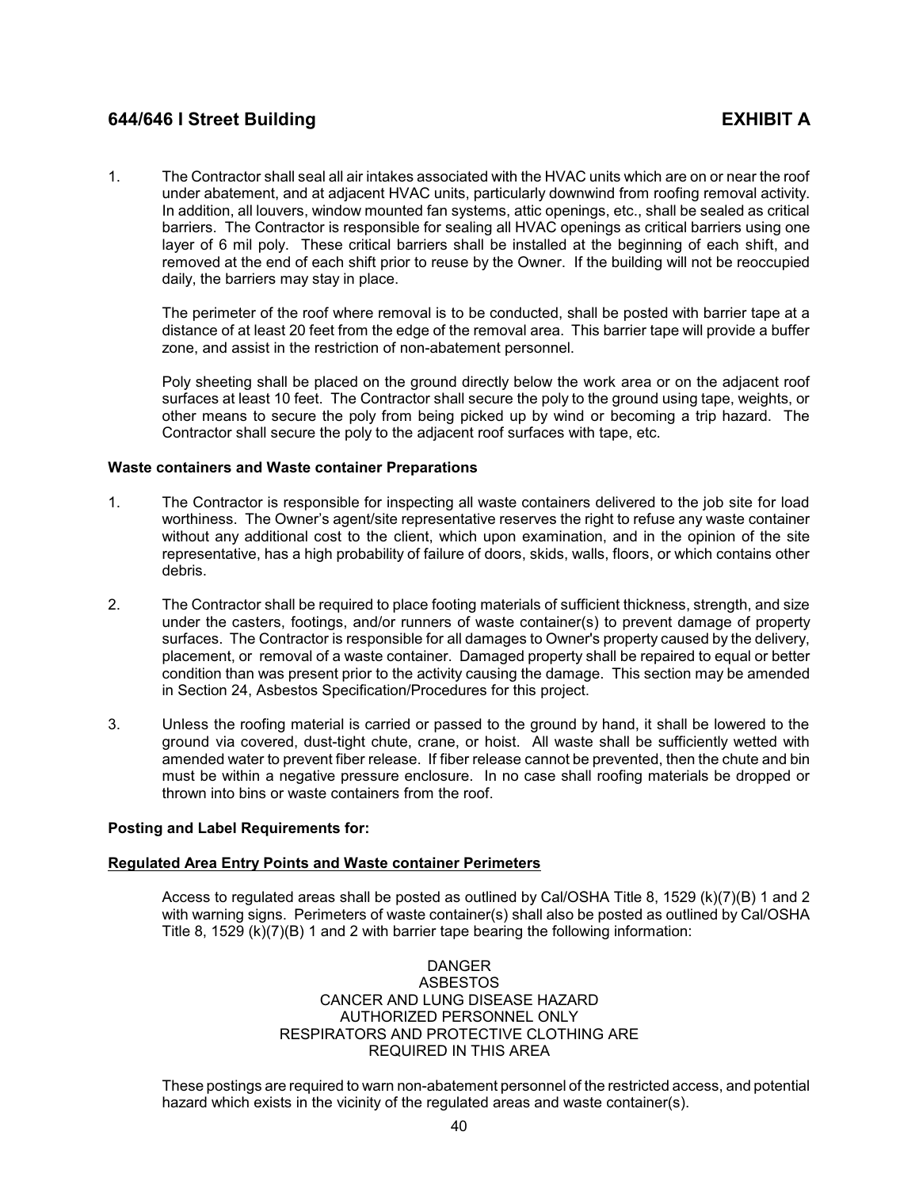## 644/646 I Street Building EXHIBIT A

1. The Contractor shall seal all air intakes associated with the HVAC units which are on or near the roof under abatement, and at adjacent HVAC units, particularly downwind from roofing removal activity. In addition, all louvers, window mounted fan systems, attic openings, etc., shall be sealed as critical barriers. The Contractor is responsible for sealing all HVAC openings as critical barriers using one layer of 6 mil poly. These critical barriers shall be installed at the beginning of each shift, and removed at the end of each shift prior to reuse by the Owner. If the building will not be reoccupied daily, the barriers may stay in place.

   The perimeter of the roof where removal is to be conducted, shall be posted with barrier tape at a distance of at least 20 feet from the edge of the removal area. This barrier tape will provide a buffer zone, and assist in the restriction of non-abatement personnel.

   Poly sheeting shall be placed on the ground directly below the work area or on the adjacent roof surfaces at least 10 feet. The Contractor shall secure the poly to the ground using tape, weights, or other means to secure the poly from being picked up by wind or becoming a trip hazard. The Contractor shall secure the poly to the adjacent roof surfaces with tape, etc.

**Waste containers and Waste container Preparations**

1. The Contractor is responsible for inspecting all waste containers delivered to the job site for load worthiness. The Owner's agent/site representative reserves the right to refuse any waste container without any additional cost to the client, which upon examination, and in the opinion of the site representative, has a high probability of failure of doors, skids, walls, floors, or which contains other debris.

2. The Contractor shall be required to place footing materials of sufficient thickness, strength, and size under the casters, footings, and/or runners of waste container(s) to prevent damage of property surfaces. The Contractor is responsible for all damages to Owner's property caused by the delivery, placement, or removal of a waste container. Damaged property shall be repaired to equal or better condition than was present prior to the activity causing the damage. This section may be amended in Section 24, Asbestos Specification/Procedures for this project.

3. Unless the roofing material is carried or passed to the ground by hand, it shall be lowered to the ground via covered, dust-tight chute, crane, or hoist. All waste shall be sufficiently wetted with amended water to prevent fiber release. If fiber release cannot be prevented, then the chute and bin must be within a negative pressure enclosure. In no case shall roofing materials be dropped or thrown into bins or waste containers from the roof.

**Posting and Label Requirements for:**

**Regulated Area Entry Points and Waste container Perimeters**

Access to regulated areas shall be posted as outlined by Cal/OSHA Title 8, 1529 (k)(7)(B) 1 and 2 with warning signs. Perimeters of waste container(s) shall also be posted as outlined by Cal/OSHA Title 8, 1529 (k)(7)(B) 1 and 2 with barrier tape bearing the following information:

DANGER
ASBESTOS
CANCER AND LUNG DISEASE HAZARD
AUTHORIZED PERSONNEL ONLY
RESPIRATORS AND PROTECTIVE CLOTHING ARE
REQUIRED IN THIS AREA

These postings are required to warn non-abatement personnel of the restricted access, and potential hazard which exists in the vicinity of the regulated areas and waste container(s).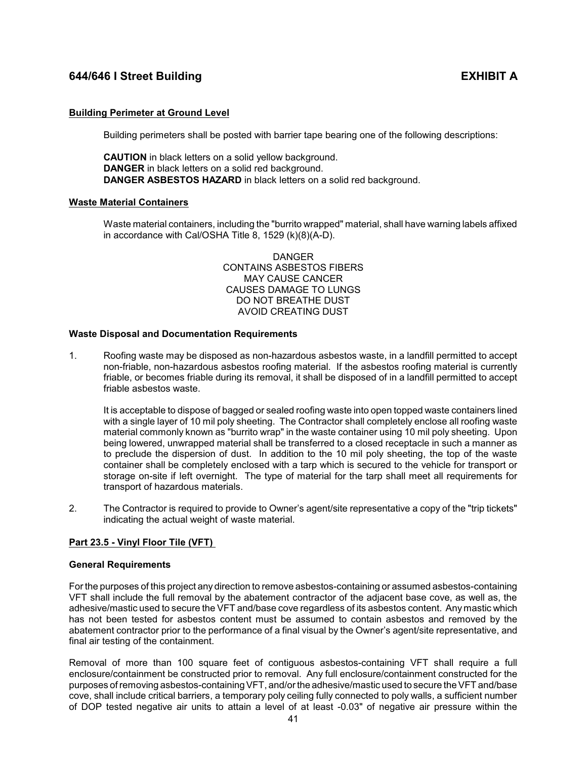**Building Perimeter at Ground Level**

Building perimeters shall be posted with barrier tape bearing one of the following descriptions:

**CAUTION** in black letters on a solid yellow background.
**DANGER** in black letters on a solid red background.
**DANGER ASBESTOS HAZARD** in black letters on a solid red background.

**Waste Material Containers**

Waste material containers, including the "burrito wrapped" material, shall have warning labels affixed in accordance with Cal/OSHA Title 8, 1529 (k)(8)(A-D).

DANGER
CONTAINS ASBESTOS FIBERS
MAY CAUSE CANCER
CAUSES DAMAGE TO LUNGS
DO NOT BREATHE DUST
AVOID CREATING DUST

**Waste Disposal and Documentation Requirements**

1. Roofing waste may be disposed as non-hazardous asbestos waste, in a landfill permitted to accept non-friable, non-hazardous asbestos roofing material. If the asbestos roofing material is currently friable, or becomes friable during its removal, it shall be disposed of in a landfill permitted to accept friable asbestos waste.

   It is acceptable to dispose of bagged or sealed roofing waste into open topped waste containers lined with a single layer of 10 mil poly sheeting. The Contractor shall completely enclose all roofing waste material commonly known as "burrito wrap" in the waste container using 10 mil poly sheeting. Upon being lowered, unwrapped material shall be transferred to a closed receptacle in such a manner as to preclude the dispersion of dust. In addition to the 10 mil poly sheeting, the top of the waste container shall be completely enclosed with a tarp which is secured to the vehicle for transport or storage on-site if left overnight. The type of material for the tarp shall meet all requirements for transport of hazardous materials.

2. The Contractor is required to provide to Owner's agent/site representative a copy of the "trip tickets" indicating the actual weight of waste material.

**Part 23.5 - Vinyl Floor Tile (VFT)**

**General Requirements**

For the purposes of this project any direction to remove asbestos-containing or assumed asbestos-containing VFT shall include the full removal by the abatement contractor of the adjacent base cove, as well as, the adhesive/mastic used to secure the VFT and/base cove regardless of its asbestos content. Any mastic which has not been tested for asbestos content must be assumed to contain asbestos and removed by the abatement contractor prior to the performance of a final visual by the Owner's agent/site representative, and final air testing of the containment.

Removal of more than 100 square feet of contiguous asbestos-containing VFT shall require a full enclosure/containment be constructed prior to removal. Any full enclosure/containment constructed for the purposes of removing asbestos-containing VFT, and/or the adhesive/mastic used to secure the VFT and/base cove, shall include critical barriers, a temporary poly ceiling fully connected to poly walls, a sufficient number of DOP tested negative air units to attain a level of at least -0.03" of negative air pressure within the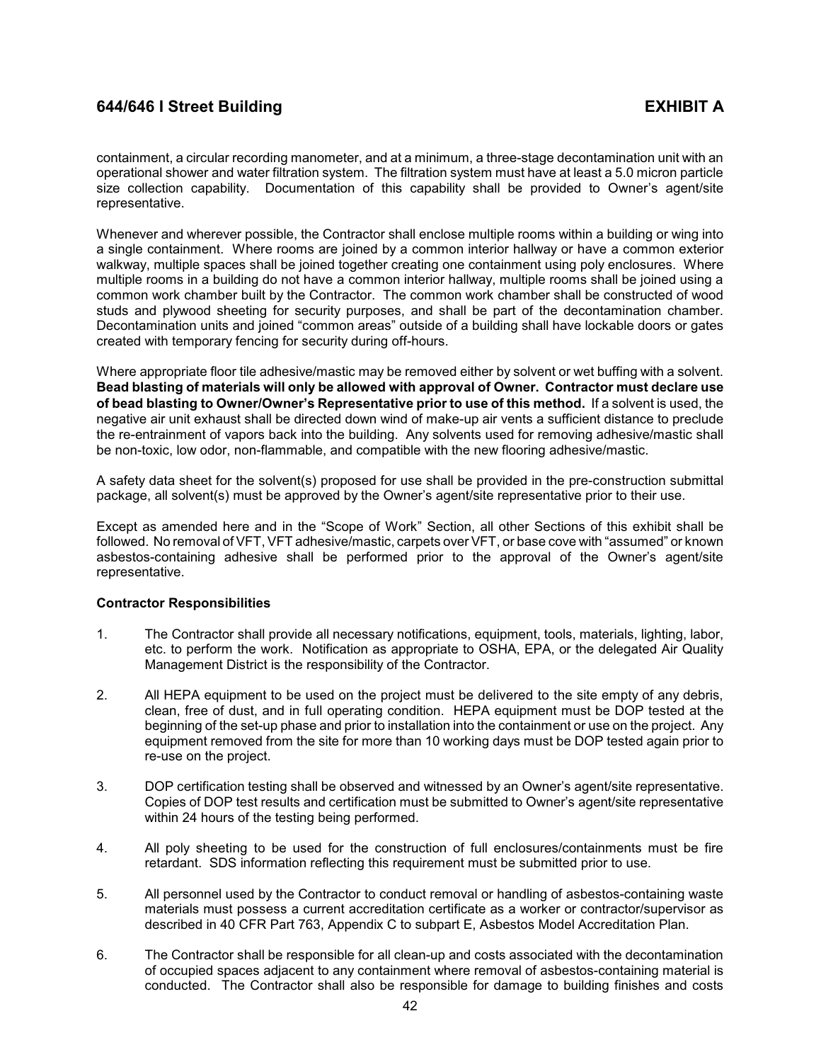containment, a circular recording manometer, and at a minimum, a three-stage decontamination unit with an operational shower and water filtration system. The filtration system must have at least a 5.0 micron particle size collection capability. Documentation of this capability shall be provided to Owner's agent/site representative.

Whenever and wherever possible, the Contractor shall enclose multiple rooms within a building or wing into a single containment. Where rooms are joined by a common interior hallway or have a common exterior walkway, multiple spaces shall be joined together creating one containment using poly enclosures. Where multiple rooms in a building do not have a common interior hallway, multiple rooms shall be joined using a common work chamber built by the Contractor. The common work chamber shall be constructed of wood studs and plywood sheeting for security purposes, and shall be part of the decontamination chamber. Decontamination units and joined "common areas" outside of a building shall have lockable doors or gates created with temporary fencing for security during off-hours.

Where appropriate floor tile adhesive/mastic may be removed either by solvent or wet buffing with a solvent. **Bead blasting of materials will only be allowed with approval of Owner. Contractor must declare use of bead blasting to Owner/Owner's Representative prior to use of this method.** If a solvent is used, the negative air unit exhaust shall be directed down wind of make-up air vents a sufficient distance to preclude the re-entrainment of vapors back into the building. Any solvents used for removing adhesive/mastic shall be non-toxic, low odor, non-flammable, and compatible with the new flooring adhesive/mastic.

A safety data sheet for the solvent(s) proposed for use shall be provided in the pre-construction submittal package, all solvent(s) must be approved by the Owner's agent/site representative prior to their use.

Except as amended here and in the "Scope of Work" Section, all other Sections of this exhibit shall be followed. No removal of VFT, VFT adhesive/mastic, carpets over VFT, or base cove with "assumed" or known asbestos-containing adhesive shall be performed prior to the approval of the Owner's agent/site representative.

**Contractor Responsibilities**

1. The Contractor shall provide all necessary notifications, equipment, tools, materials, lighting, labor, etc. to perform the work. Notification as appropriate to OSHA, EPA, or the delegated Air Quality Management District is the responsibility of the Contractor.

2. All HEPA equipment to be used on the project must be delivered to the site empty of any debris, clean, free of dust, and in full operating condition. HEPA equipment must be DOP tested at the beginning of the set-up phase and prior to installation into the containment or use on the project. Any equipment removed from the site for more than 10 working days must be DOP tested again prior to re-use on the project.

3. DOP certification testing shall be observed and witnessed by an Owner's agent/site representative. Copies of DOP test results and certification must be submitted to Owner's agent/site representative within 24 hours of the testing being performed.

4. All poly sheeting to be used for the construction of full enclosures/containments must be fire retardant. SDS information reflecting this requirement must be submitted prior to use.

5. All personnel used by the Contractor to conduct removal or handling of asbestos-containing waste materials must possess a current accreditation certificate as a worker or contractor/supervisor as described in 40 CFR Part 763, Appendix C to subpart E, Asbestos Model Accreditation Plan.

6. The Contractor shall be responsible for all clean-up and costs associated with the decontamination of occupied spaces adjacent to any containment where removal of asbestos-containing material is conducted. The Contractor shall also be responsible for damage to building finishes and costs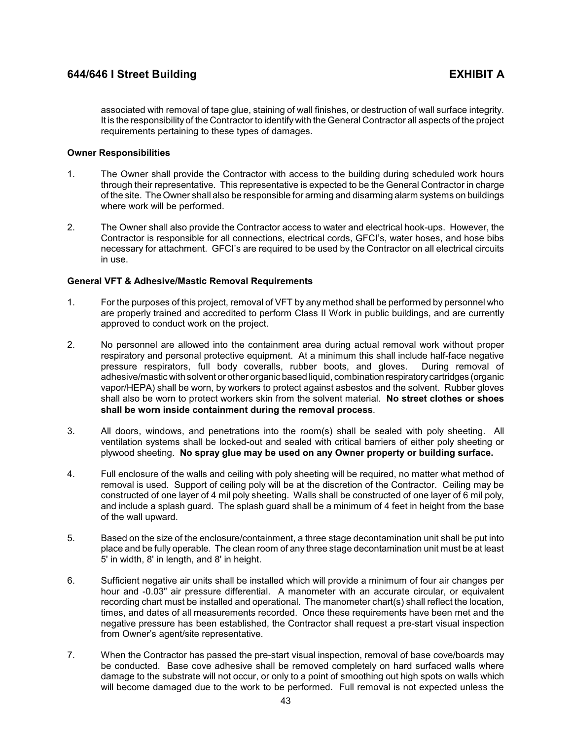associated with removal of tape glue, staining of wall finishes, or destruction of wall surface integrity. It is the responsibility of the Contractor to identify with the General Contractor all aspects of the project requirements pertaining to these types of damages.

**Owner Responsibilities**

1. The Owner shall provide the Contractor with access to the building during scheduled work hours through their representative. This representative is expected to be the General Contractor in charge of the site. The Owner shall also be responsible for arming and disarming alarm systems on buildings where work will be performed.

2. The Owner shall also provide the Contractor access to water and electrical hook-ups. However, the Contractor is responsible for all connections, electrical cords, GFCI's, water hoses, and hose bibs necessary for attachment. GFCI's are required to be used by the Contractor on all electrical circuits in use.

**General VFT & Adhesive/Mastic Removal Requirements**

1. For the purposes of this project, removal of VFT by any method shall be performed by personnel who are properly trained and accredited to perform Class II Work in public buildings, and are currently approved to conduct work on the project.

2. No personnel are allowed into the containment area during actual removal work without proper respiratory and personal protective equipment. At a minimum this shall include half-face negative pressure respirators, full body coveralls, rubber boots, and gloves. During removal of adhesive/mastic with solvent or other organic based liquid, combination respiratory cartridges (organic vapor/HEPA) shall be worn, by workers to protect against asbestos and the solvent. Rubber gloves shall also be worn to protect workers skin from the solvent material. **No street clothes or shoes shall be worn inside containment during the removal process**.

3. All doors, windows, and penetrations into the room(s) shall be sealed with poly sheeting. All ventilation systems shall be locked-out and sealed with critical barriers of either poly sheeting or plywood sheeting. **No spray glue may be used on any Owner property or building surface.**

4. Full enclosure of the walls and ceiling with poly sheeting will be required, no matter what method of removal is used. Support of ceiling poly will be at the discretion of the Contractor. Ceiling may be constructed of one layer of 4 mil poly sheeting. Walls shall be constructed of one layer of 6 mil poly, and include a splash guard. The splash guard shall be a minimum of 4 feet in height from the base of the wall upward.

5. Based on the size of the enclosure/containment, a three stage decontamination unit shall be put into place and be fully operable. The clean room of any three stage decontamination unit must be at least 5' in width, 8' in length, and 8' in height.

6. Sufficient negative air units shall be installed which will provide a minimum of four air changes per hour and -0.03" air pressure differential. A manometer with an accurate circular, or equivalent recording chart must be installed and operational. The manometer chart(s) shall reflect the location, times, and dates of all measurements recorded. Once these requirements have been met and the negative pressure has been established, the Contractor shall request a pre-start visual inspection from Owner's agent/site representative.

7. When the Contractor has passed the pre-start visual inspection, removal of base cove/boards may be conducted. Base cove adhesive shall be removed completely on hard surfaced walls where damage to the substrate will not occur, or only to a point of smoothing out high spots on walls which will become damaged due to the work to be performed. Full removal is not expected unless the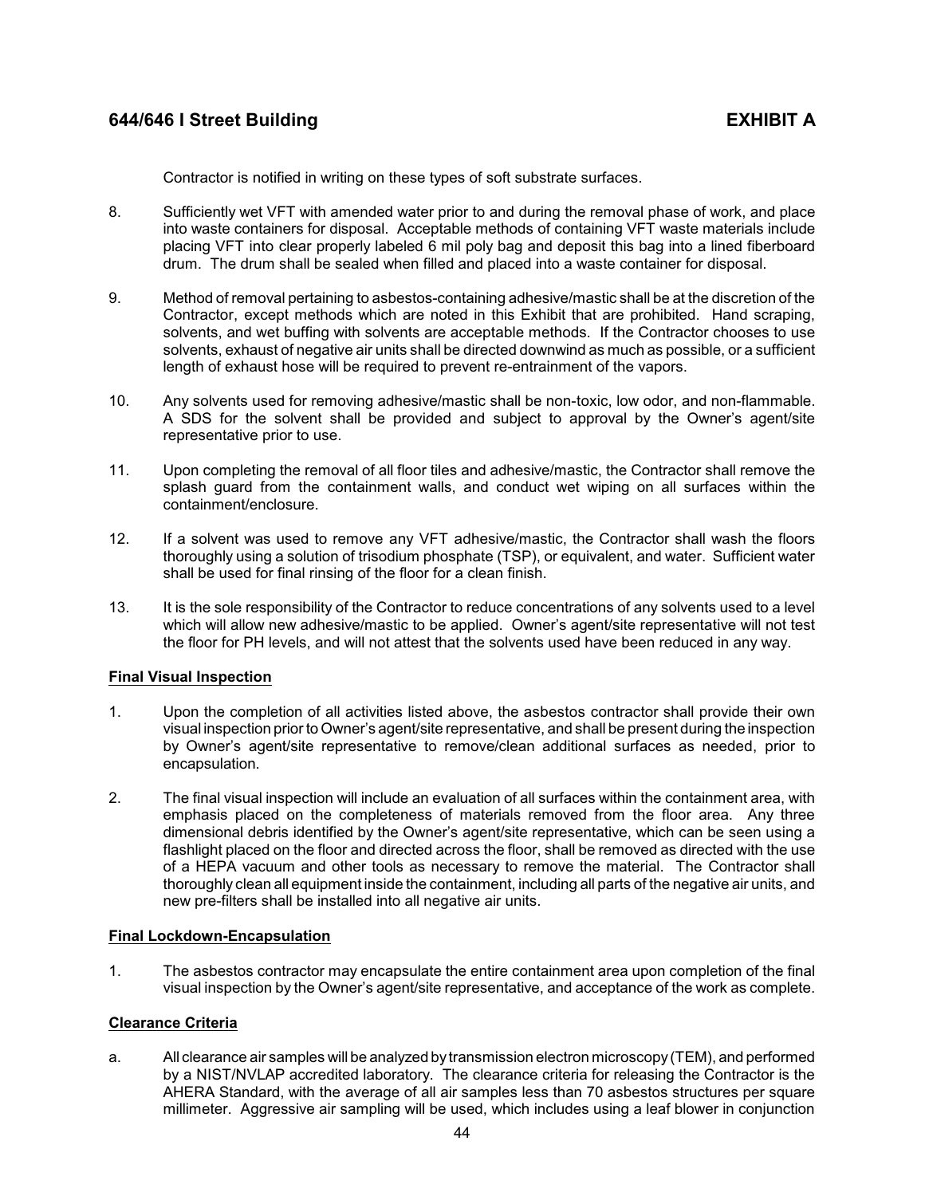Contractor is notified in writing on these types of soft substrate surfaces.

8. Sufficiently wet VFT with amended water prior to and during the removal phase of work, and place into waste containers for disposal. Acceptable methods of containing VFT waste materials include placing VFT into clear properly labeled 6 mil poly bag and deposit this bag into a lined fiberboard drum. The drum shall be sealed when filled and placed into a waste container for disposal.

9. Method of removal pertaining to asbestos-containing adhesive/mastic shall be at the discretion of the Contractor, except methods which are noted in this Exhibit that are prohibited. Hand scraping, solvents, and wet buffing with solvents are acceptable methods. If the Contractor chooses to use solvents, exhaust of negative air units shall be directed downwind as much as possible, or a sufficient length of exhaust hose will be required to prevent re-entrainment of the vapors.

10. Any solvents used for removing adhesive/mastic shall be non-toxic, low odor, and non-flammable. A SDS for the solvent shall be provided and subject to approval by the Owner's agent/site representative prior to use.

11. Upon completing the removal of all floor tiles and adhesive/mastic, the Contractor shall remove the splash guard from the containment walls, and conduct wet wiping on all surfaces within the containment/enclosure.

12. If a solvent was used to remove any VFT adhesive/mastic, the Contractor shall wash the floors thoroughly using a solution of trisodium phosphate (TSP), or equivalent, and water. Sufficient water shall be used for final rinsing of the floor for a clean finish.

13. It is the sole responsibility of the Contractor to reduce concentrations of any solvents used to a level which will allow new adhesive/mastic to be applied. Owner's agent/site representative will not test the floor for PH levels, and will not attest that the solvents used have been reduced in any way.

**Final Visual Inspection**

1. Upon the completion of all activities listed above, the asbestos contractor shall provide their own visual inspection prior to Owner's agent/site representative, and shall be present during the inspection by Owner's agent/site representative to remove/clean additional surfaces as needed, prior to encapsulation.

2. The final visual inspection will include an evaluation of all surfaces within the containment area, with emphasis placed on the completeness of materials removed from the floor area. Any three dimensional debris identified by the Owner's agent/site representative, which can be seen using a flashlight placed on the floor and directed across the floor, shall be removed as directed with the use of a HEPA vacuum and other tools as necessary to remove the material. The Contractor shall thoroughly clean all equipment inside the containment, including all parts of the negative air units, and new pre-filters shall be installed into all negative air units.

**Final Lockdown-Encapsulation**

1. The asbestos contractor may encapsulate the entire containment area upon completion of the final visual inspection by the Owner's agent/site representative, and acceptance of the work as complete.

**Clearance Criteria**

a. All clearance air samples will be analyzed by transmission electron microscopy (TEM), and performed by a NIST/NVLAP accredited laboratory. The clearance criteria for releasing the Contractor is the AHERA Standard, with the average of all air samples less than 70 asbestos structures per square millimeter. Aggressive air sampling will be used, which includes using a leaf blower in conjunction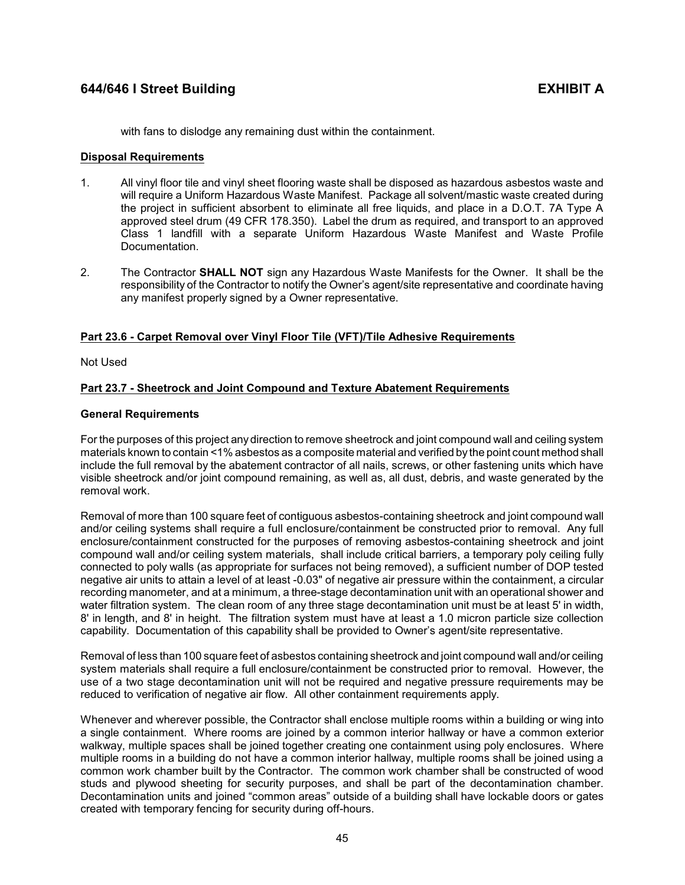with fans to dislodge any remaining dust within the containment.

**Disposal Requirements**

1. All vinyl floor tile and vinyl sheet flooring waste shall be disposed as hazardous asbestos waste and will require a Uniform Hazardous Waste Manifest. Package all solvent/mastic waste created during the project in sufficient absorbent to eliminate all free liquids, and place in a D.O.T. 7A Type A approved steel drum (49 CFR 178.350). Label the drum as required, and transport to an approved Class 1 landfill with a separate Uniform Hazardous Waste Manifest and Waste Profile Documentation.

2. The Contractor **SHALL NOT** sign any Hazardous Waste Manifests for the Owner. It shall be the responsibility of the Contractor to notify the Owner's agent/site representative and coordinate having any manifest properly signed by a Owner representative.

**Part 23.6 - Carpet Removal over Vinyl Floor Tile (VFT)/Tile Adhesive Requirements**

Not Used

**Part 23.7 - Sheetrock and Joint Compound and Texture Abatement Requirements**

**General Requirements**

For the purposes of this project any direction to remove sheetrock and joint compound wall and ceiling system materials known to contain <1% asbestos as a composite material and verified by the point count method shall include the full removal by the abatement contractor of all nails, screws, or other fastening units which have visible sheetrock and/or joint compound remaining, as well as, all dust, debris, and waste generated by the removal work.

Removal of more than 100 square feet of contiguous asbestos-containing sheetrock and joint compound wall and/or ceiling systems shall require a full enclosure/containment be constructed prior to removal. Any full enclosure/containment constructed for the purposes of removing asbestos-containing sheetrock and joint compound wall and/or ceiling system materials, shall include critical barriers, a temporary poly ceiling fully connected to poly walls (as appropriate for surfaces not being removed), a sufficient number of DOP tested negative air units to attain a level of at least -0.03" of negative air pressure within the containment, a circular recording manometer, and at a minimum, a three-stage decontamination unit with an operational shower and water filtration system. The clean room of any three stage decontamination unit must be at least 5' in width, 8' in length, and 8' in height. The filtration system must have at least a 1.0 micron particle size collection capability. Documentation of this capability shall be provided to Owner's agent/site representative.

Removal of less than 100 square feet of asbestos containing sheetrock and joint compound wall and/or ceiling system materials shall require a full enclosure/containment be constructed prior to removal. However, the use of a two stage decontamination unit will not be required and negative pressure requirements may be reduced to verification of negative air flow. All other containment requirements apply.

Whenever and wherever possible, the Contractor shall enclose multiple rooms within a building or wing into a single containment. Where rooms are joined by a common interior hallway or have a common exterior walkway, multiple spaces shall be joined together creating one containment using poly enclosures. Where multiple rooms in a building do not have a common interior hallway, multiple rooms shall be joined using a common work chamber built by the Contractor. The common work chamber shall be constructed of wood studs and plywood sheeting for security purposes, and shall be part of the decontamination chamber. Decontamination units and joined "common areas" outside of a building shall have lockable doors or gates created with temporary fencing for security during off-hours.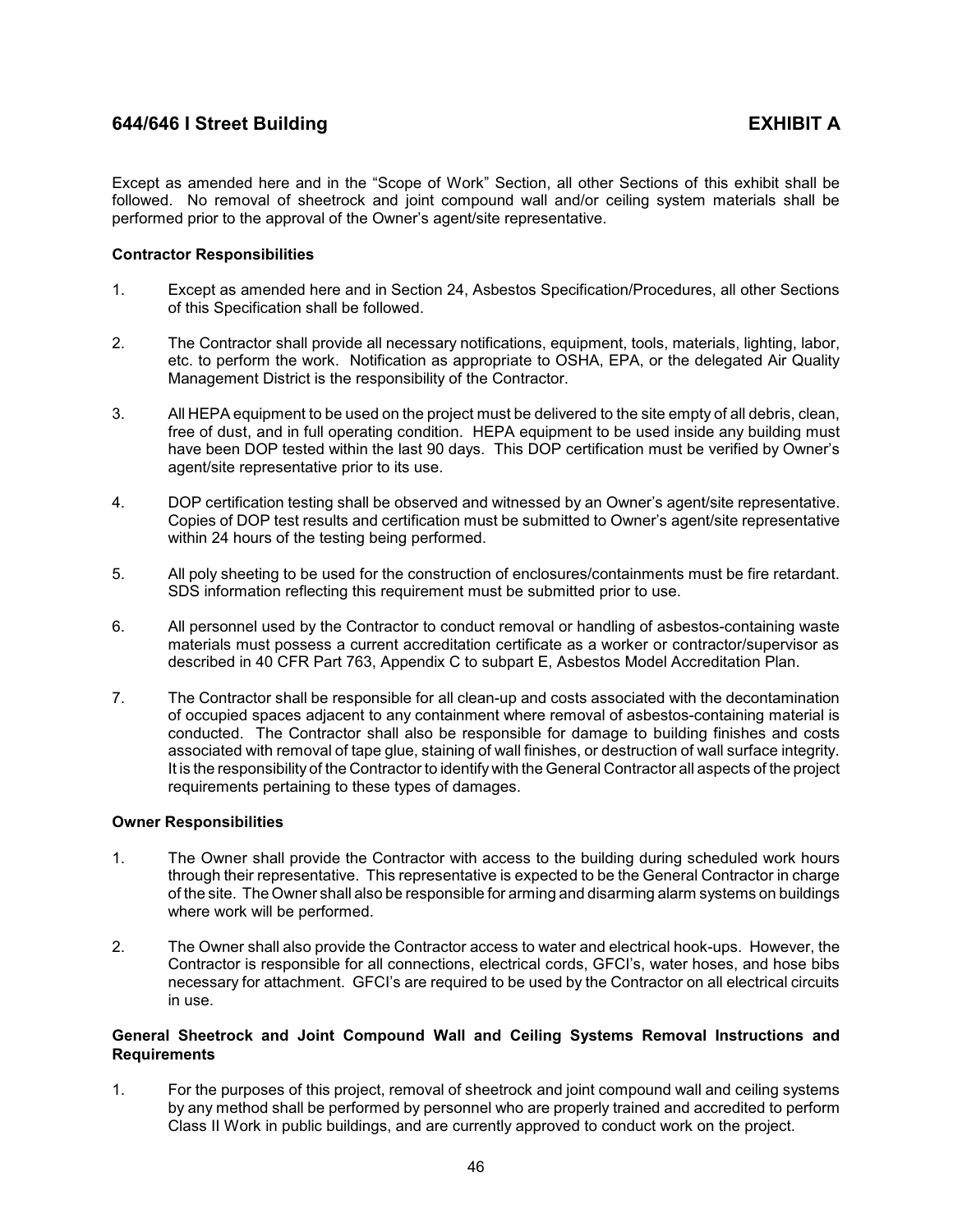## 644/646 I Street Building EXHIBIT A

Except as amended here and in the "Scope of Work" Section, all other Sections of this exhibit shall be followed. No removal of sheetrock and joint compound wall and/or ceiling system materials shall be performed prior to the approval of the Owner's agent/site representative.

**Contractor Responsibilities**

1. Except as amended here and in Section 24, Asbestos Specification/Procedures, all other Sections of this Specification shall be followed.

2. The Contractor shall provide all necessary notifications, equipment, tools, materials, lighting, labor, etc. to perform the work. Notification as appropriate to OSHA, EPA, or the delegated Air Quality Management District is the responsibility of the Contractor.

3. All HEPA equipment to be used on the project must be delivered to the site empty of all debris, clean, free of dust, and in full operating condition. HEPA equipment to be used inside any building must have been DOP tested within the last 90 days. This DOP certification must be verified by Owner's agent/site representative prior to its use.

4. DOP certification testing shall be observed and witnessed by an Owner's agent/site representative. Copies of DOP test results and certification must be submitted to Owner's agent/site representative within 24 hours of the testing being performed.

5. All poly sheeting to be used for the construction of enclosures/containments must be fire retardant. SDS information reflecting this requirement must be submitted prior to use.

6. All personnel used by the Contractor to conduct removal or handling of asbestos-containing waste materials must possess a current accreditation certificate as a worker or contractor/supervisor as described in 40 CFR Part 763, Appendix C to subpart E, Asbestos Model Accreditation Plan.

7. The Contractor shall be responsible for all clean-up and costs associated with the decontamination of occupied spaces adjacent to any containment where removal of asbestos-containing material is conducted. The Contractor shall also be responsible for damage to building finishes and costs associated with removal of tape glue, staining of wall finishes, or destruction of wall surface integrity. It is the responsibility of the Contractor to identify with the General Contractor all aspects of the project requirements pertaining to these types of damages.

**Owner Responsibilities**

1. The Owner shall provide the Contractor with access to the building during scheduled work hours through their representative. This representative is expected to be the General Contractor in charge of the site. The Owner shall also be responsible for arming and disarming alarm systems on buildings where work will be performed.

2. The Owner shall also provide the Contractor access to water and electrical hook-ups. However, the Contractor is responsible for all connections, electrical cords, GFCI's, water hoses, and hose bibs necessary for attachment. GFCI's are required to be used by the Contractor on all electrical circuits in use.

**General Sheetrock and Joint Compound Wall and Ceiling Systems Removal Instructions and Requirements**

1. For the purposes of this project, removal of sheetrock and joint compound wall and ceiling systems by any method shall be performed by personnel who are properly trained and accredited to perform Class II Work in public buildings, and are currently approved to conduct work on the project.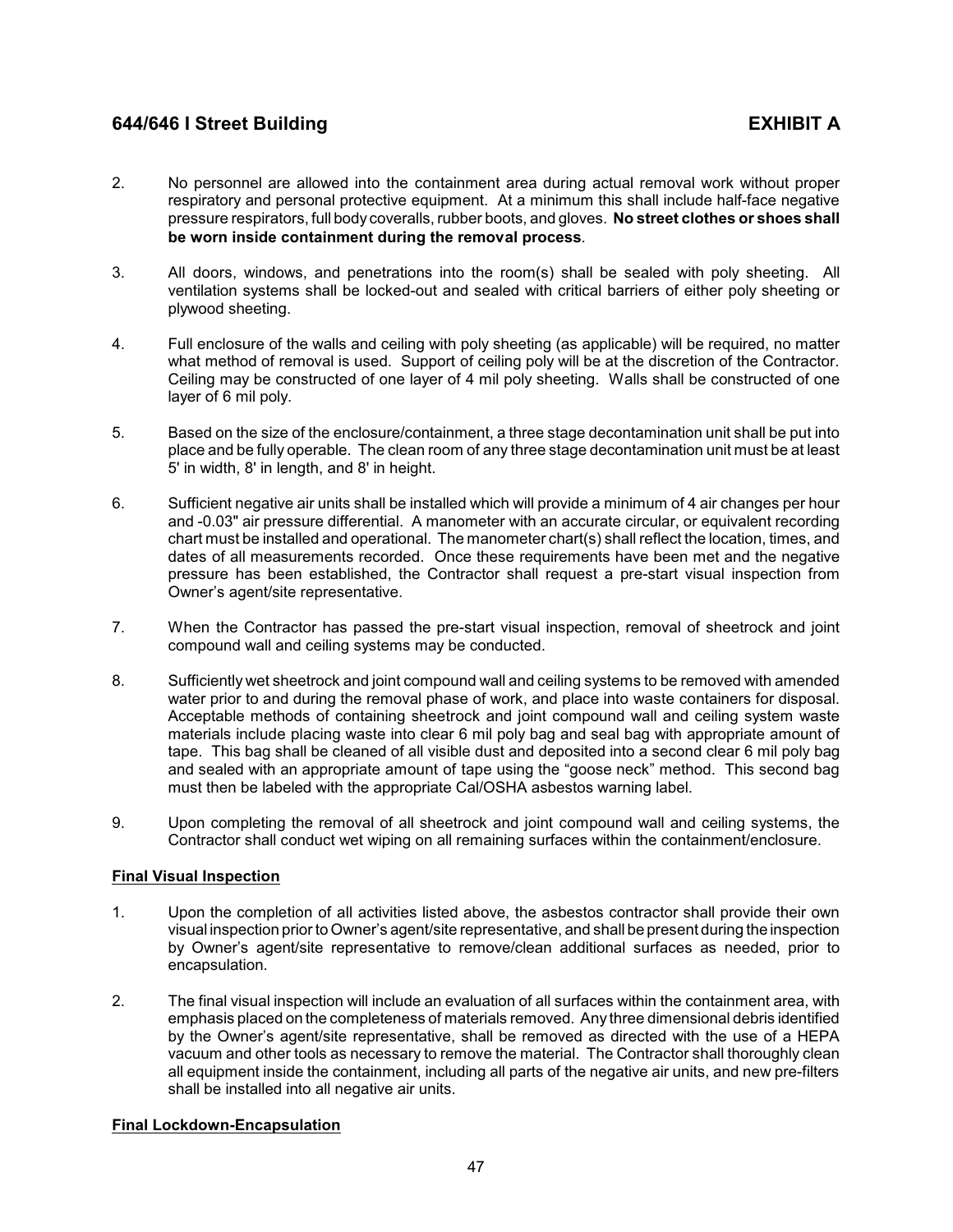2. No personnel are allowed into the containment area during actual removal work without proper respiratory and personal protective equipment. At a minimum this shall include half-face negative pressure respirators, full body coveralls, rubber boots, and gloves. **No street clothes or shoes shall be worn inside containment during the removal process**.

3. All doors, windows, and penetrations into the room(s) shall be sealed with poly sheeting. All ventilation systems shall be locked-out and sealed with critical barriers of either poly sheeting or plywood sheeting.

4. Full enclosure of the walls and ceiling with poly sheeting (as applicable) will be required, no matter what method of removal is used. Support of ceiling poly will be at the discretion of the Contractor. Ceiling may be constructed of one layer of 4 mil poly sheeting. Walls shall be constructed of one layer of 6 mil poly.

5. Based on the size of the enclosure/containment, a three stage decontamination unit shall be put into place and be fully operable. The clean room of any three stage decontamination unit must be at least 5' in width, 8' in length, and 8' in height.

6. Sufficient negative air units shall be installed which will provide a minimum of 4 air changes per hour and -0.03" air pressure differential. A manometer with an accurate circular, or equivalent recording chart must be installed and operational. The manometer chart(s) shall reflect the location, times, and dates of all measurements recorded. Once these requirements have been met and the negative pressure has been established, the Contractor shall request a pre-start visual inspection from Owner's agent/site representative.

7. When the Contractor has passed the pre-start visual inspection, removal of sheetrock and joint compound wall and ceiling systems may be conducted.

8. Sufficiently wet sheetrock and joint compound wall and ceiling systems to be removed with amended water prior to and during the removal phase of work, and place into waste containers for disposal. Acceptable methods of containing sheetrock and joint compound wall and ceiling system waste materials include placing waste into clear 6 mil poly bag and seal bag with appropriate amount of tape. This bag shall be cleaned of all visible dust and deposited into a second clear 6 mil poly bag and sealed with an appropriate amount of tape using the "goose neck" method. This second bag must then be labeled with the appropriate Cal/OSHA asbestos warning label.

9. Upon completing the removal of all sheetrock and joint compound wall and ceiling systems, the Contractor shall conduct wet wiping on all remaining surfaces within the containment/enclosure.

**Final Visual Inspection**

1. Upon the completion of all activities listed above, the asbestos contractor shall provide their own visual inspection prior to Owner's agent/site representative, and shall be present during the inspection by Owner's agent/site representative to remove/clean additional surfaces as needed, prior to encapsulation.

2. The final visual inspection will include an evaluation of all surfaces within the containment area, with emphasis placed on the completeness of materials removed. Any three dimensional debris identified by the Owner's agent/site representative, shall be removed as directed with the use of a HEPA vacuum and other tools as necessary to remove the material. The Contractor shall thoroughly clean all equipment inside the containment, including all parts of the negative air units, and new pre-filters shall be installed into all negative air units.

**Final Lockdown-Encapsulation**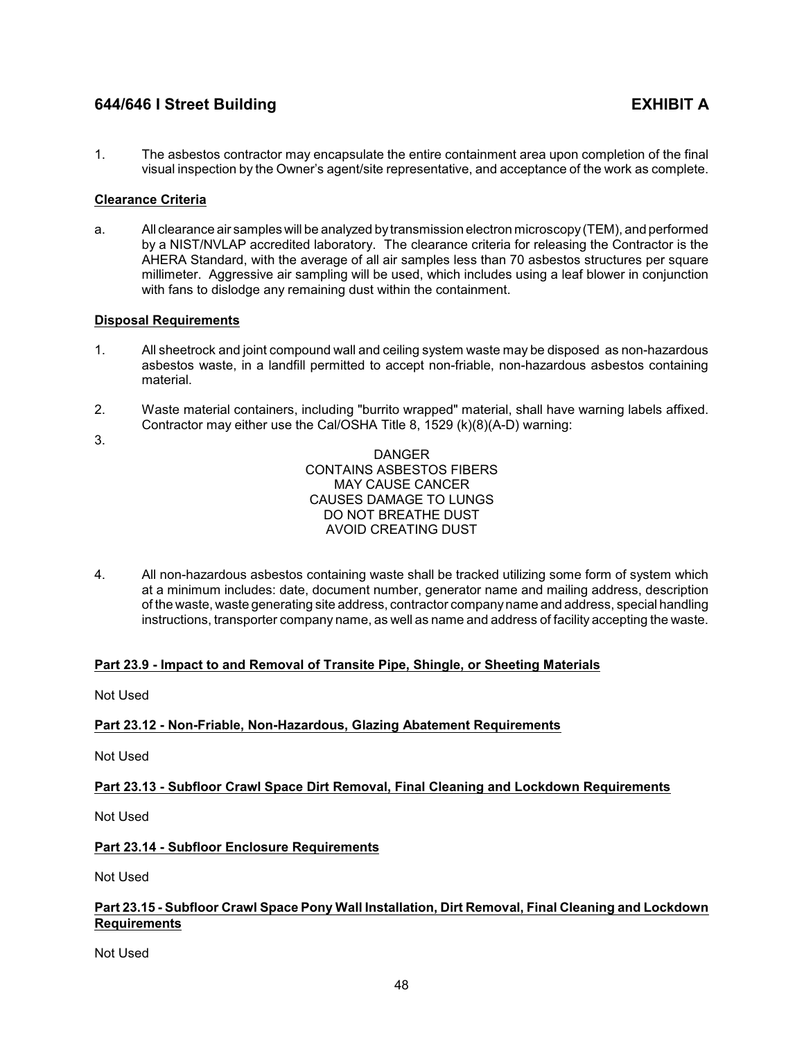1. The asbestos contractor may encapsulate the entire containment area upon completion of the final visual inspection by the Owner's agent/site representative, and acceptance of the work as complete.

**Clearance Criteria**

a. All clearance air samples will be analyzed by transmission electron microscopy (TEM), and performed by a NIST/NVLAP accredited laboratory. The clearance criteria for releasing the Contractor is the AHERA Standard, with the average of all air samples less than 70 asbestos structures per square millimeter. Aggressive air sampling will be used, which includes using a leaf blower in conjunction with fans to dislodge any remaining dust within the containment.

**Disposal Requirements**

1. All sheetrock and joint compound wall and ceiling system waste may be disposed as non-hazardous asbestos waste, in a landfill permitted to accept non-friable, non-hazardous asbestos containing material.

2. Waste material containers, including "burrito wrapped" material, shall have warning labels affixed. Contractor may either use the Cal/OSHA Title 8, 1529 (k)(8)(A-D) warning:

3.

DANGER
CONTAINS ASBESTOS FIBERS
MAY CAUSE CANCER
CAUSES DAMAGE TO LUNGS
DO NOT BREATHE DUST
AVOID CREATING DUST

4. All non-hazardous asbestos containing waste shall be tracked utilizing some form of system which at a minimum includes: date, document number, generator name and mailing address, description of the waste, waste generating site address, contractor company name and address, special handling instructions, transporter company name, as well as name and address of facility accepting the waste.

**Part 23.9 - Impact to and Removal of Transite Pipe, Shingle, or Sheeting Materials**

Not Used

**Part 23.12 - Non-Friable, Non-Hazardous, Glazing Abatement Requirements**

Not Used

**Part 23.13 - Subfloor Crawl Space Dirt Removal, Final Cleaning and Lockdown Requirements**

Not Used

**Part 23.14 - Subfloor Enclosure Requirements**

Not Used

**Part 23.15 - Subfloor Crawl Space Pony Wall Installation, Dirt Removal, Final Cleaning and Lockdown Requirements**

Not Used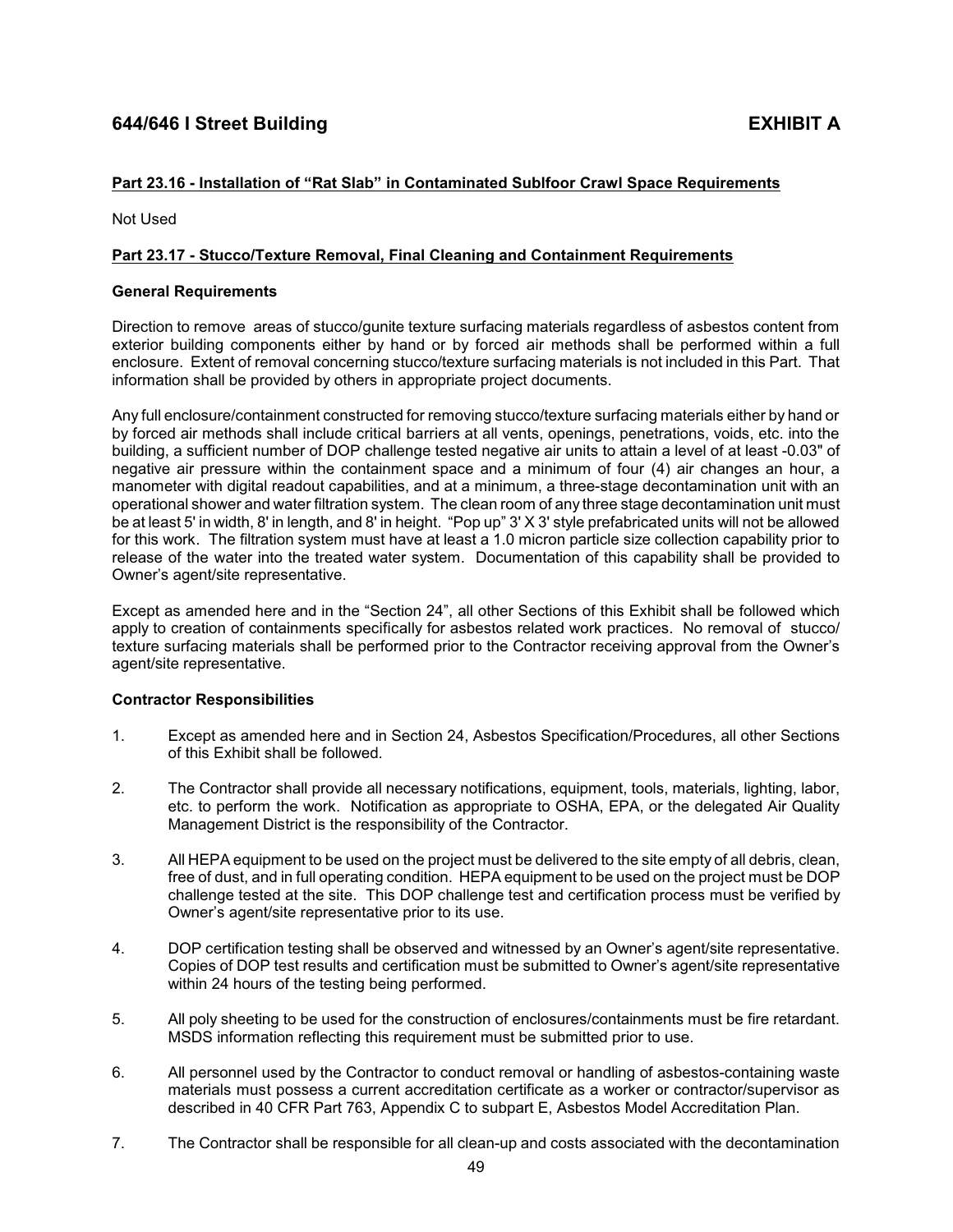## Part 23.16 - Installation of "Rat Slab" in Contaminated Sublfoor Crawl Space Requirements

Not Used

## Part 23.17 - Stucco/Texture Removal, Final Cleaning and Containment Requirements

### General Requirements

Direction to remove areas of stucco/gunite texture surfacing materials regardless of asbestos content from exterior building components either by hand or by forced air methods shall be performed within a full enclosure. Extent of removal concerning stucco/texture surfacing materials is not included in this Part. That information shall be provided by others in appropriate project documents.

Any full enclosure/containment constructed for removing stucco/texture surfacing materials either by hand or by forced air methods shall include critical barriers at all vents, openings, penetrations, voids, etc. into the building, a sufficient number of DOP challenge tested negative air units to attain a level of at least -0.03" of negative air pressure within the containment space and a minimum of four (4) air changes an hour, a manometer with digital readout capabilities, and at a minimum, a three-stage decontamination unit with an operational shower and water filtration system. The clean room of any three stage decontamination unit must be at least 5' in width, 8' in length, and 8' in height. "Pop up" 3' X 3' style prefabricated units will not be allowed for this work. The filtration system must have at least a 1.0 micron particle size collection capability prior to release of the water into the treated water system. Documentation of this capability shall be provided to Owner's agent/site representative.

Except as amended here and in the "Section 24", all other Sections of this Exhibit shall be followed which apply to creation of containments specifically for asbestos related work practices. No removal of stucco/ texture surfacing materials shall be performed prior to the Contractor receiving approval from the Owner's agent/site representative.

### Contractor Responsibilities

1. Except as amended here and in Section 24, Asbestos Specification/Procedures, all other Sections of this Exhibit shall be followed.

2. The Contractor shall provide all necessary notifications, equipment, tools, materials, lighting, labor, etc. to perform the work. Notification as appropriate to OSHA, EPA, or the delegated Air Quality Management District is the responsibility of the Contractor.

3. All HEPA equipment to be used on the project must be delivered to the site empty of all debris, clean, free of dust, and in full operating condition. HEPA equipment to be used on the project must be DOP challenge tested at the site. This DOP challenge test and certification process must be verified by Owner's agent/site representative prior to its use.

4. DOP certification testing shall be observed and witnessed by an Owner's agent/site representative. Copies of DOP test results and certification must be submitted to Owner's agent/site representative within 24 hours of the testing being performed.

5. All poly sheeting to be used for the construction of enclosures/containments must be fire retardant. MSDS information reflecting this requirement must be submitted prior to use.

6. All personnel used by the Contractor to conduct removal or handling of asbestos-containing waste materials must possess a current accreditation certificate as a worker or contractor/supervisor as described in 40 CFR Part 763, Appendix C to subpart E, Asbestos Model Accreditation Plan.

7. The Contractor shall be responsible for all clean-up and costs associated with the decontamination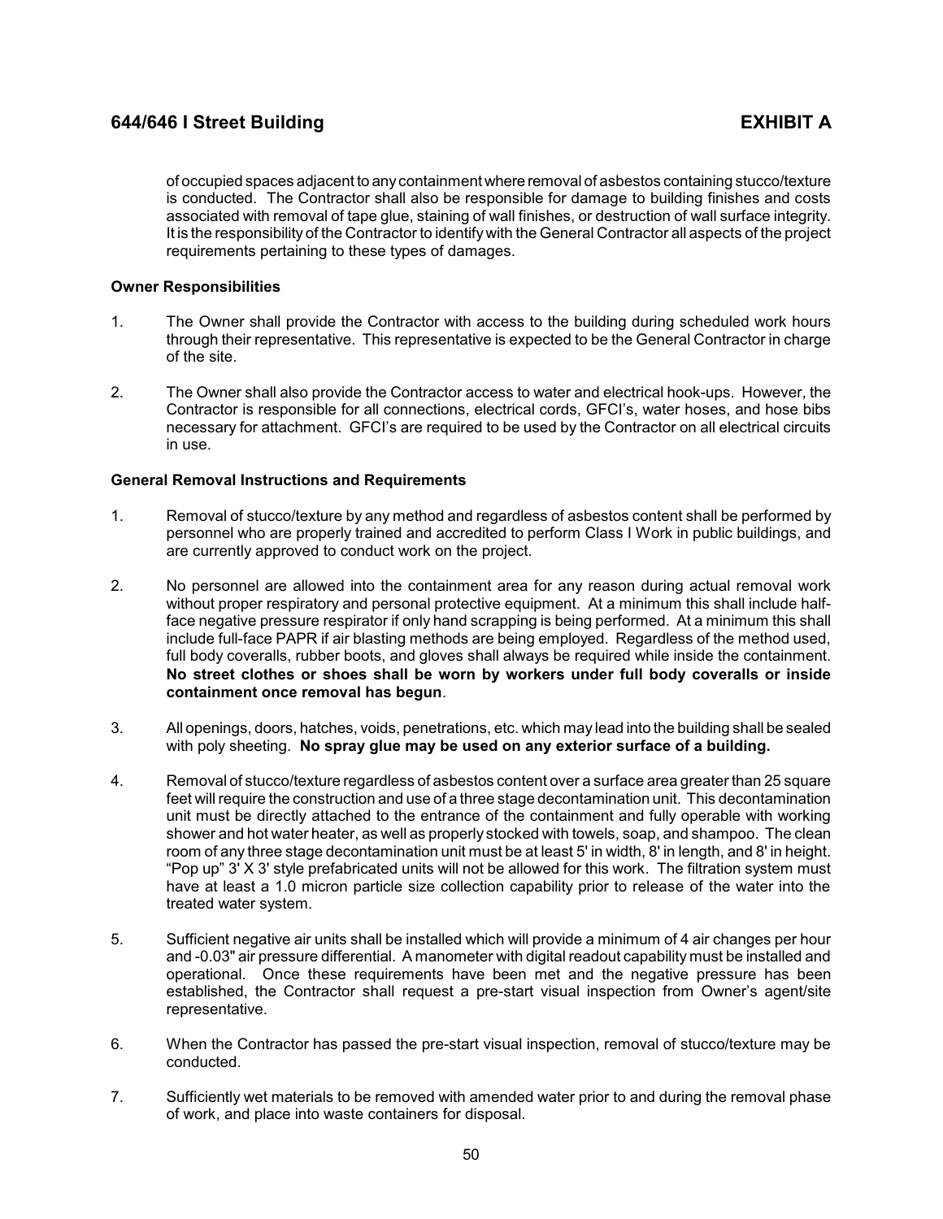of occupied spaces adjacent to any containment where removal of asbestos containing stucco/texture is conducted. The Contractor shall also be responsible for damage to building finishes and costs associated with removal of tape glue, staining of wall finishes, or destruction of wall surface integrity. It is the responsibility of the Contractor to identify with the General Contractor all aspects of the project requirements pertaining to these types of damages.

**Owner Responsibilities**

1. The Owner shall provide the Contractor with access to the building during scheduled work hours through their representative. This representative is expected to be the General Contractor in charge of the site.

2. The Owner shall also provide the Contractor access to water and electrical hook-ups. However, the Contractor is responsible for all connections, electrical cords, GFCI's, water hoses, and hose bibs necessary for attachment. GFCI's are required to be used by the Contractor on all electrical circuits in use.

**General Removal Instructions and Requirements**

1. Removal of stucco/texture by any method and regardless of asbestos content shall be performed by personnel who are properly trained and accredited to perform Class I Work in public buildings, and are currently approved to conduct work on the project.

2. No personnel are allowed into the containment area for any reason during actual removal work without proper respiratory and personal protective equipment. At a minimum this shall include half-face negative pressure respirator if only hand scrapping is being performed. At a minimum this shall include full-face PAPR if air blasting methods are being employed. Regardless of the method used, full body coveralls, rubber boots, and gloves shall always be required while inside the containment. **No street clothes or shoes shall be worn by workers under full body coveralls or inside containment once removal has begun**.

3. All openings, doors, hatches, voids, penetrations, etc. which may lead into the building shall be sealed with poly sheeting. **No spray glue may be used on any exterior surface of a building.**

4. Removal of stucco/texture regardless of asbestos content over a surface area greater than 25 square feet will require the construction and use of a three stage decontamination unit. This decontamination unit must be directly attached to the entrance of the containment and fully operable with working shower and hot water heater, as well as properly stocked with towels, soap, and shampoo. The clean room of any three stage decontamination unit must be at least 5' in width, 8' in length, and 8' in height. "Pop up" 3' X 3' style prefabricated units will not be allowed for this work. The filtration system must have at least a 1.0 micron particle size collection capability prior to release of the water into the treated water system.

5. Sufficient negative air units shall be installed which will provide a minimum of 4 air changes per hour and -0.03" air pressure differential. A manometer with digital readout capability must be installed and operational. Once these requirements have been met and the negative pressure has been established, the Contractor shall request a pre-start visual inspection from Owner's agent/site representative.

6. When the Contractor has passed the pre-start visual inspection, removal of stucco/texture may be conducted.

7. Sufficiently wet materials to be removed with amended water prior to and during the removal phase of work, and place into waste containers for disposal.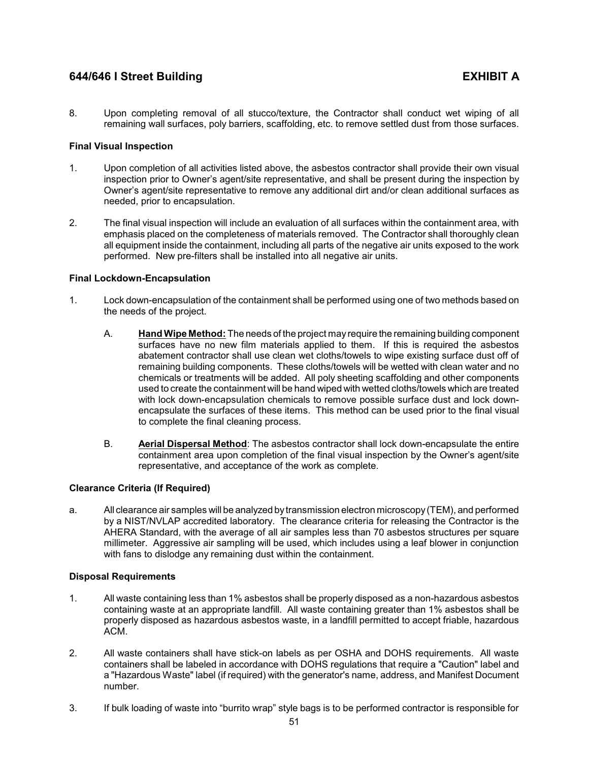8. Upon completing removal of all stucco/texture, the Contractor shall conduct wet wiping of all remaining wall surfaces, poly barriers, scaffolding, etc. to remove settled dust from those surfaces.

**Final Visual Inspection**

1. Upon completion of all activities listed above, the asbestos contractor shall provide their own visual inspection prior to Owner's agent/site representative, and shall be present during the inspection by Owner's agent/site representative to remove any additional dirt and/or clean additional surfaces as needed, prior to encapsulation.

2. The final visual inspection will include an evaluation of all surfaces within the containment area, with emphasis placed on the completeness of materials removed. The Contractor shall thoroughly clean all equipment inside the containment, including all parts of the negative air units exposed to the work performed. New pre-filters shall be installed into all negative air units.

**Final Lockdown-Encapsulation**

1. Lock down-encapsulation of the containment shall be performed using one of two methods based on the needs of the project.

   A. **Hand Wipe Method:** The needs of the project may require the remaining building component surfaces have no new film materials applied to them. If this is required the asbestos abatement contractor shall use clean wet cloths/towels to wipe existing surface dust off of remaining building components. These cloths/towels will be wetted with clean water and no chemicals or treatments will be added. All poly sheeting scaffolding and other components used to create the containment will be hand wiped with wetted cloths/towels which are treated with lock down-encapsulation chemicals to remove possible surface dust and lock down-encapsulate the surfaces of these items. This method can be used prior to the final visual to complete the final cleaning process.

   B. **Aerial Dispersal Method**: The asbestos contractor shall lock down-encapsulate the entire containment area upon completion of the final visual inspection by the Owner's agent/site representative, and acceptance of the work as complete.

**Clearance Criteria (If Required)**

a. All clearance air samples will be analyzed by transmission electron microscopy (TEM), and performed by a NIST/NVLAP accredited laboratory. The clearance criteria for releasing the Contractor is the AHERA Standard, with the average of all air samples less than 70 asbestos structures per square millimeter. Aggressive air sampling will be used, which includes using a leaf blower in conjunction with fans to dislodge any remaining dust within the containment.

**Disposal Requirements**

1. All waste containing less than 1% asbestos shall be properly disposed as a non-hazardous asbestos containing waste at an appropriate landfill. All waste containing greater than 1% asbestos shall be properly disposed as hazardous asbestos waste, in a landfill permitted to accept friable, hazardous ACM.

2. All waste containers shall have stick-on labels as per OSHA and DOHS requirements. All waste containers shall be labeled in accordance with DOHS regulations that require a "Caution" label and a "Hazardous Waste" label (if required) with the generator's name, address, and Manifest Document number.

3. If bulk loading of waste into "burrito wrap" style bags is to be performed contractor is responsible for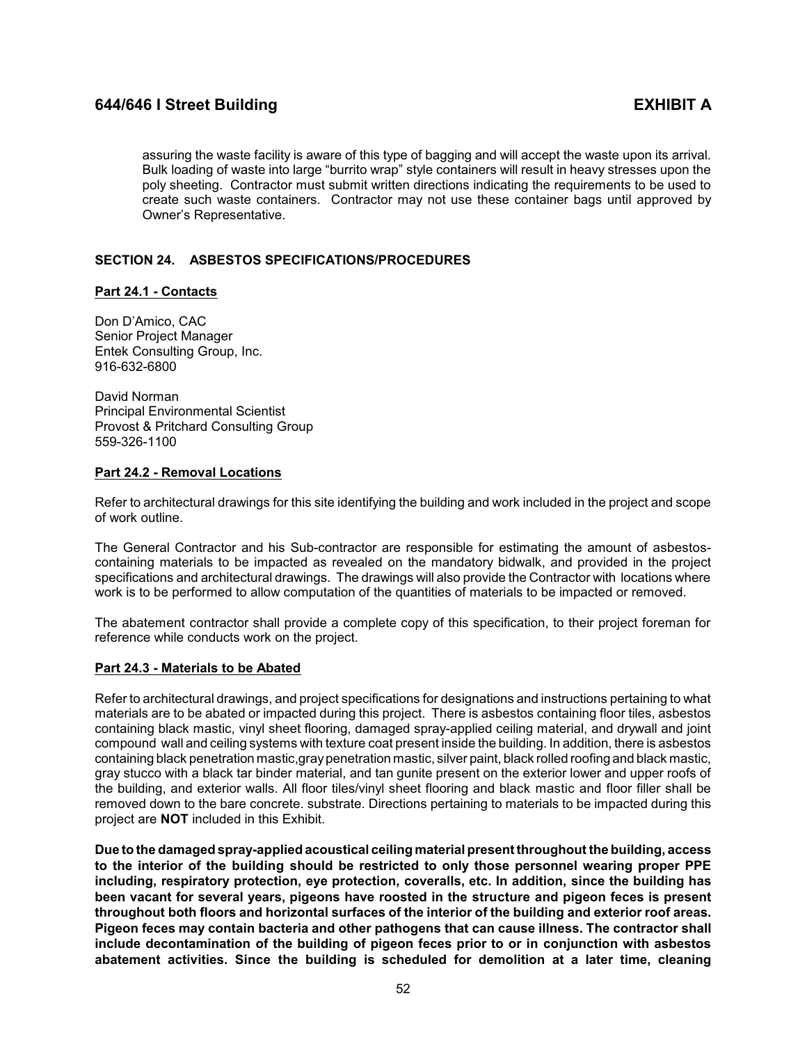assuring the waste facility is aware of this type of bagging and will accept the waste upon its arrival. Bulk loading of waste into large "burrito wrap" style containers will result in heavy stresses upon the poly sheeting. Contractor must submit written directions indicating the requirements to be used to create such waste containers. Contractor may not use these container bags until approved by Owner's Representative.

## SECTION 24. ASBESTOS SPECIFICATIONS/PROCEDURES

### Part 24.1 - Contacts

Don D'Amico, CAC
Senior Project Manager
Entek Consulting Group, Inc.
916-632-6800

David Norman
Principal Environmental Scientist
Provost & Pritchard Consulting Group
559-326-1100

### Part 24.2 - Removal Locations

Refer to architectural drawings for this site identifying the building and work included in the project and scope of work outline.

The General Contractor and his Sub-contractor are responsible for estimating the amount of asbestos-containing materials to be impacted as revealed on the mandatory bidwalk, and provided in the project specifications and architectural drawings. The drawings will also provide the Contractor with locations where work is to be performed to allow computation of the quantities of materials to be impacted or removed.

The abatement contractor shall provide a complete copy of this specification, to their project foreman for reference while conducts work on the project.

### Part 24.3 - Materials to be Abated

Refer to architectural drawings, and project specifications for designations and instructions pertaining to what materials are to be abated or impacted during this project. There is asbestos containing floor tiles, asbestos containing black mastic, vinyl sheet flooring, damaged spray-applied ceiling material, and drywall and joint compound wall and ceiling systems with texture coat present inside the building. In addition, there is asbestos containing black penetration mastic,gray penetration mastic, silver paint, black rolled roofing and black mastic, gray stucco with a black tar binder material, and tan gunite present on the exterior lower and upper roofs of the building, and exterior walls. All floor tiles/vinyl sheet flooring and black mastic and floor filler shall be removed down to the bare concrete. substrate. Directions pertaining to materials to be impacted during this project are **NOT** included in this Exhibit.

**Due to the damaged spray-applied acoustical ceiling material present throughout the building, access to the interior of the building should be restricted to only those personnel wearing proper PPE including, respiratory protection, eye protection, coveralls, etc. In addition, since the building has been vacant for several years, pigeons have roosted in the structure and pigeon feces is present throughout both floors and horizontal surfaces of the interior of the building and exterior roof areas. Pigeon feces may contain bacteria and other pathogens that can cause illness. The contractor shall include decontamination of the building of pigeon feces prior to or in conjunction with asbestos abatement activities. Since the building is scheduled for demolition at a later time, cleaning**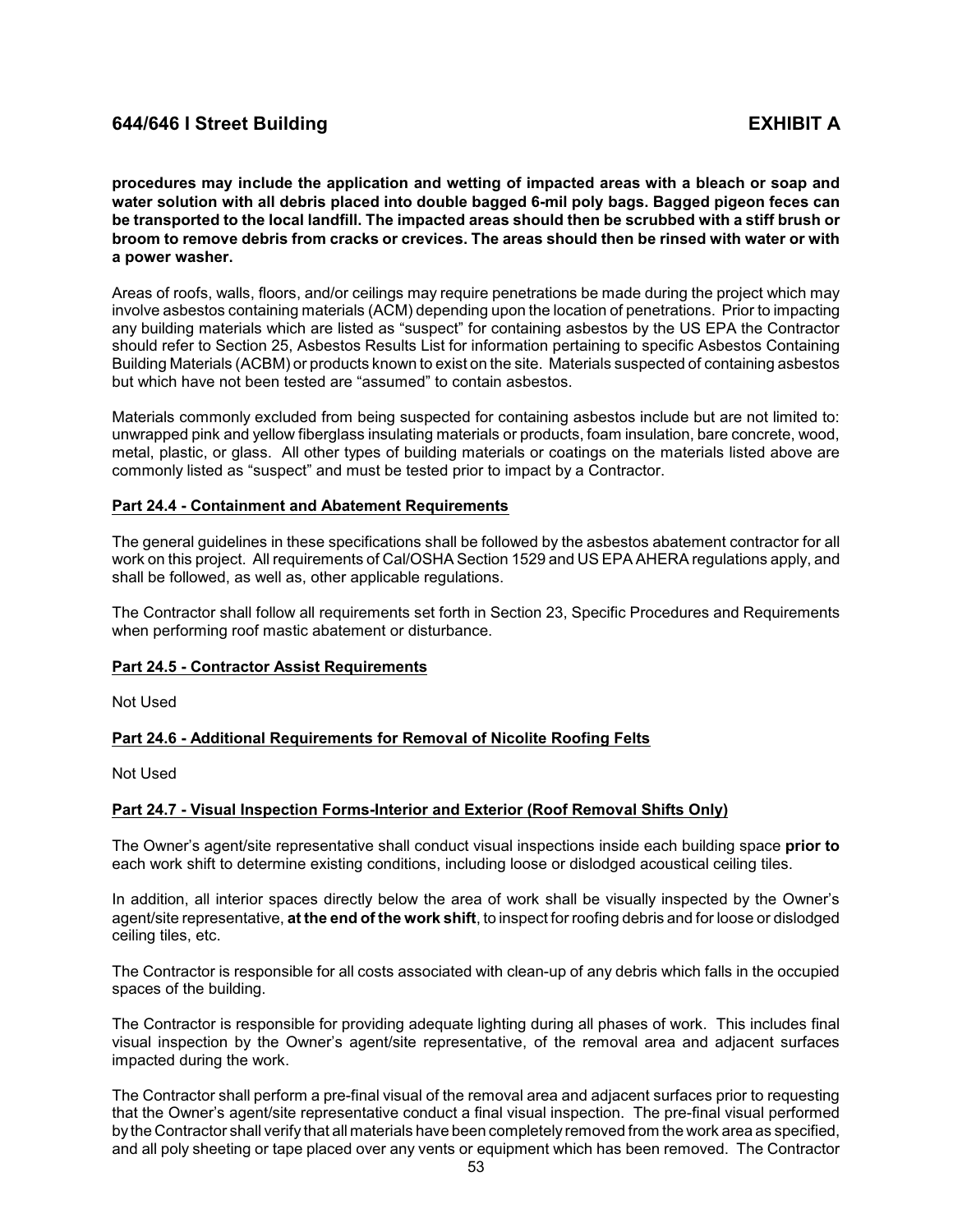**procedures may include the application and wetting of impacted areas with a bleach or soap and water solution with all debris placed into double bagged 6-mil poly bags. Bagged pigeon feces can be transported to the local landfill. The impacted areas should then be scrubbed with a stiff brush or broom to remove debris from cracks or crevices. The areas should then be rinsed with water or with a power washer.**

Areas of roofs, walls, floors, and/or ceilings may require penetrations be made during the project which may involve asbestos containing materials (ACM) depending upon the location of penetrations. Prior to impacting any building materials which are listed as "suspect" for containing asbestos by the US EPA the Contractor should refer to Section 25, Asbestos Results List for information pertaining to specific Asbestos Containing Building Materials (ACBM) or products known to exist on the site. Materials suspected of containing asbestos but which have not been tested are "assumed" to contain asbestos.

Materials commonly excluded from being suspected for containing asbestos include but are not limited to: unwrapped pink and yellow fiberglass insulating materials or products, foam insulation, bare concrete, wood, metal, plastic, or glass. All other types of building materials or coatings on the materials listed above are commonly listed as "suspect" and must be tested prior to impact by a Contractor.

**Part 24.4 - Containment and Abatement Requirements**

The general guidelines in these specifications shall be followed by the asbestos abatement contractor for all work on this project. All requirements of Cal/OSHA Section 1529 and US EPA AHERA regulations apply, and shall be followed, as well as, other applicable regulations.

The Contractor shall follow all requirements set forth in Section 23, Specific Procedures and Requirements when performing roof mastic abatement or disturbance.

**Part 24.5 - Contractor Assist Requirements**

Not Used

**Part 24.6 - Additional Requirements for Removal of Nicolite Roofing Felts**

Not Used

**Part 24.7 - Visual Inspection Forms-Interior and Exterior (Roof Removal Shifts Only)**

The Owner's agent/site representative shall conduct visual inspections inside each building space **prior to** each work shift to determine existing conditions, including loose or dislodged acoustical ceiling tiles.

In addition, all interior spaces directly below the area of work shall be visually inspected by the Owner's agent/site representative, **at the end of the work shift**, to inspect for roofing debris and for loose or dislodged ceiling tiles, etc.

The Contractor is responsible for all costs associated with clean-up of any debris which falls in the occupied spaces of the building.

The Contractor is responsible for providing adequate lighting during all phases of work. This includes final visual inspection by the Owner's agent/site representative, of the removal area and adjacent surfaces impacted during the work.

The Contractor shall perform a pre-final visual of the removal area and adjacent surfaces prior to requesting that the Owner's agent/site representative conduct a final visual inspection. The pre-final visual performed by the Contractor shall verify that all materials have been completely removed from the work area as specified, and all poly sheeting or tape placed over any vents or equipment which has been removed. The Contractor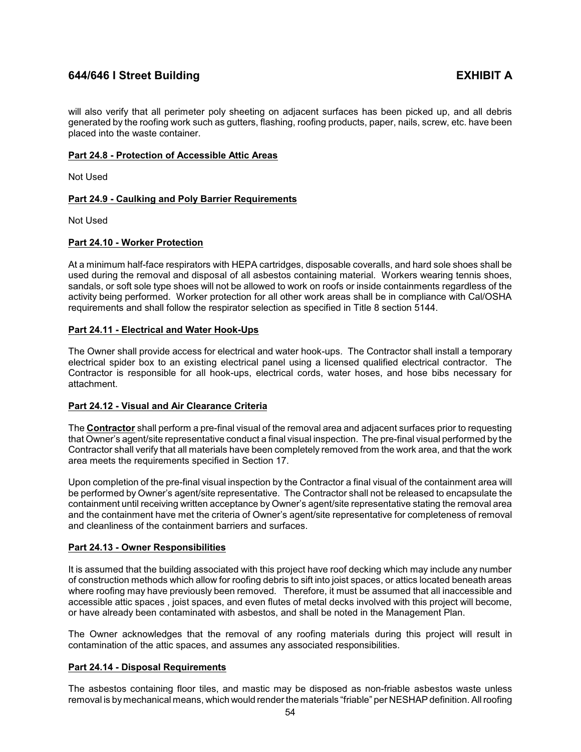will also verify that all perimeter poly sheeting on adjacent surfaces has been picked up, and all debris generated by the roofing work such as gutters, flashing, roofing products, paper, nails, screw, etc. have been placed into the waste container.

**Part 24.8 - Protection of Accessible Attic Areas**

Not Used

**Part 24.9 - Caulking and Poly Barrier Requirements**

Not Used

**Part 24.10 - Worker Protection**

At a minimum half-face respirators with HEPA cartridges, disposable coveralls, and hard sole shoes shall be used during the removal and disposal of all asbestos containing material. Workers wearing tennis shoes, sandals, or soft sole type shoes will not be allowed to work on roofs or inside containments regardless of the activity being performed. Worker protection for all other work areas shall be in compliance with Cal/OSHA requirements and shall follow the respirator selection as specified in Title 8 section 5144.

**Part 24.11 - Electrical and Water Hook-Ups**

The Owner shall provide access for electrical and water hook-ups. The Contractor shall install a temporary electrical spider box to an existing electrical panel using a licensed qualified electrical contractor. The Contractor is responsible for all hook-ups, electrical cords, water hoses, and hose bibs necessary for attachment.

**Part 24.12 - Visual and Air Clearance Criteria**

The **Contractor** shall perform a pre-final visual of the removal area and adjacent surfaces prior to requesting that Owner's agent/site representative conduct a final visual inspection. The pre-final visual performed by the Contractor shall verify that all materials have been completely removed from the work area, and that the work area meets the requirements specified in Section 17.

Upon completion of the pre-final visual inspection by the Contractor a final visual of the containment area will be performed by Owner's agent/site representative. The Contractor shall not be released to encapsulate the containment until receiving written acceptance by Owner's agent/site representative stating the removal area and the containment have met the criteria of Owner's agent/site representative for completeness of removal and cleanliness of the containment barriers and surfaces.

**Part 24.13 - Owner Responsibilities**

It is assumed that the building associated with this project have roof decking which may include any number of construction methods which allow for roofing debris to sift into joist spaces, or attics located beneath areas where roofing may have previously been removed. Therefore, it must be assumed that all inaccessible and accessible attic spaces , joist spaces, and even flutes of metal decks involved with this project will become, or have already been contaminated with asbestos, and shall be noted in the Management Plan.

The Owner acknowledges that the removal of any roofing materials during this project will result in contamination of the attic spaces, and assumes any associated responsibilities.

**Part 24.14 - Disposal Requirements**

The asbestos containing floor tiles, and mastic may be disposed as non-friable asbestos waste unless removal is by mechanical means, which would render the materials "friable" per NESHAP definition. All roofing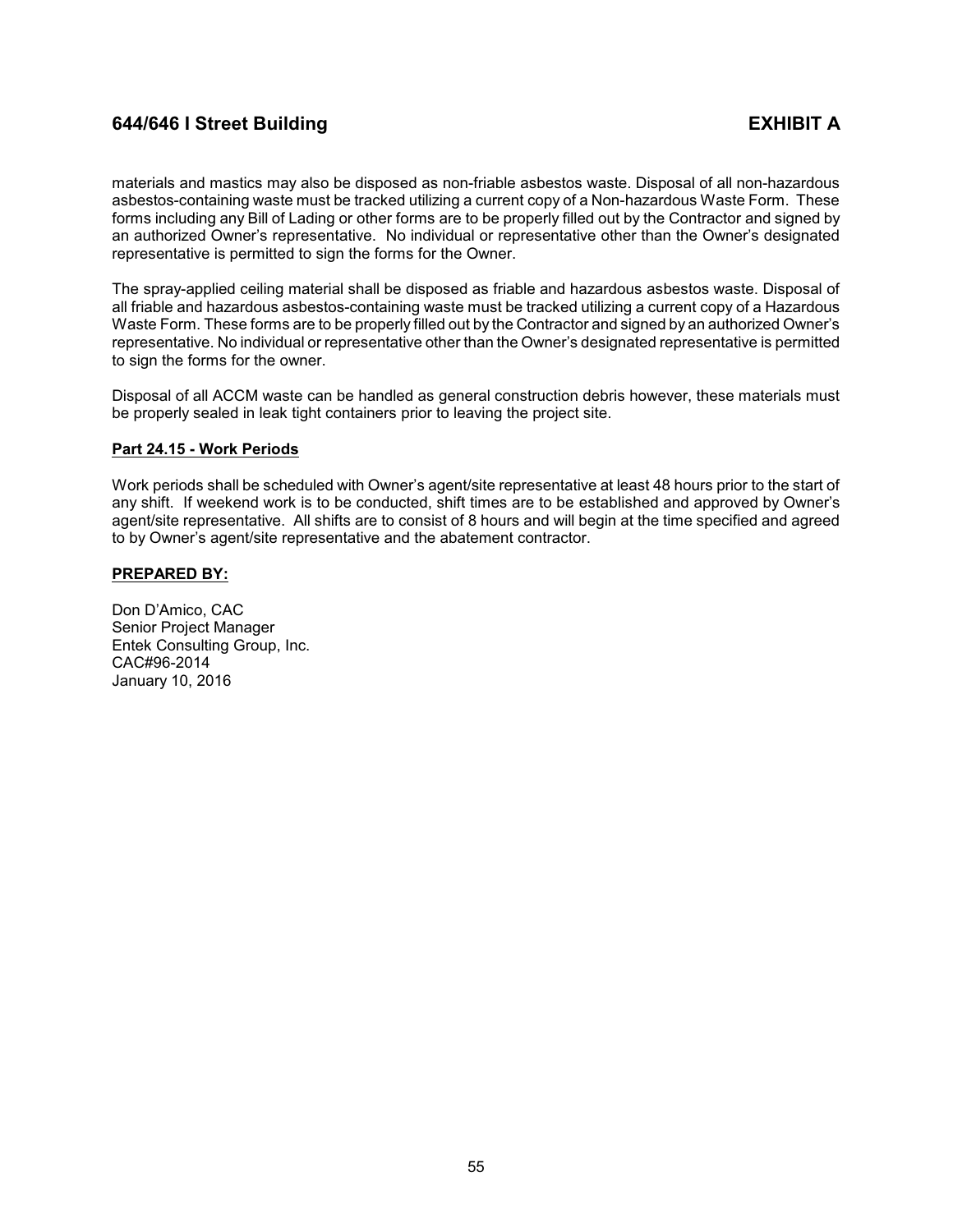materials and mastics may also be disposed as non-friable asbestos waste. Disposal of all non-hazardous asbestos-containing waste must be tracked utilizing a current copy of a Non-hazardous Waste Form. These forms including any Bill of Lading or other forms are to be properly filled out by the Contractor and signed by an authorized Owner's representative. No individual or representative other than the Owner's designated representative is permitted to sign the forms for the Owner.

The spray-applied ceiling material shall be disposed as friable and hazardous asbestos waste. Disposal of all friable and hazardous asbestos-containing waste must be tracked utilizing a current copy of a Hazardous Waste Form. These forms are to be properly filled out by the Contractor and signed by an authorized Owner's representative. No individual or representative other than the Owner's designated representative is permitted to sign the forms for the owner.

Disposal of all ACCM waste can be handled as general construction debris however, these materials must be properly sealed in leak tight containers prior to leaving the project site.

**Part 24.15 - Work Periods**

Work periods shall be scheduled with Owner's agent/site representative at least 48 hours prior to the start of any shift. If weekend work is to be conducted, shift times are to be established and approved by Owner's agent/site representative. All shifts are to consist of 8 hours and will begin at the time specified and agreed to by Owner's agent/site representative and the abatement contractor.

**PREPARED BY:**

Don D'Amico, CAC
Senior Project Manager
Entek Consulting Group, Inc.
CAC#96-2014
January 10, 2016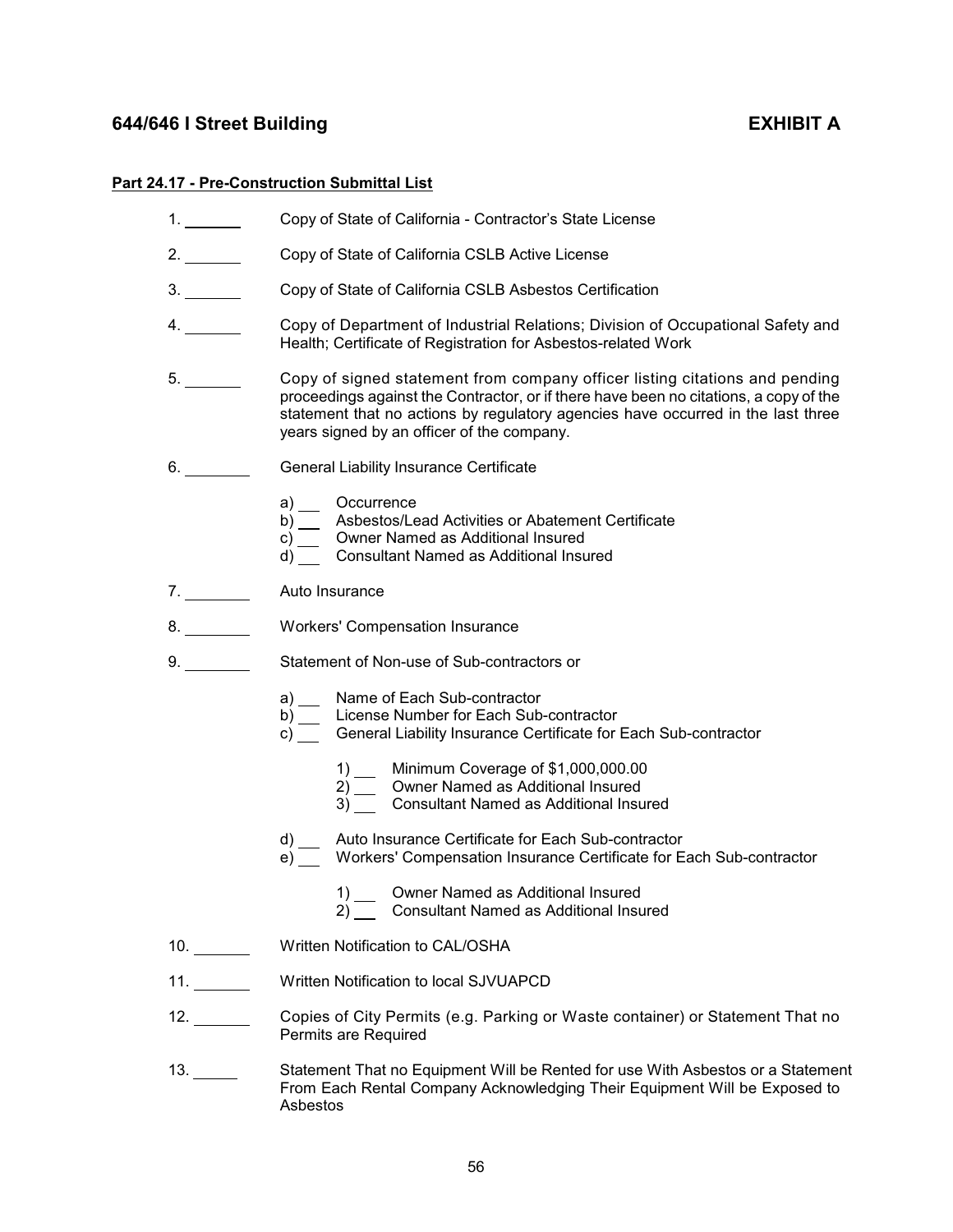**644/646 I Street Building** **EXHIBIT A**

**Part 24.17 - Pre-Construction Submittal List**

1. _______ Copy of State of California - Contractor's State License

2. _______ Copy of State of California CSLB Active License

3. _______ Copy of State of California CSLB Asbestos Certification

4. _______ Copy of Department of Industrial Relations; Division of Occupational Safety and Health; Certificate of Registration for Asbestos-related Work

5. _______ Copy of signed statement from company officer listing citations and pending proceedings against the Contractor, or if there have been no citations, a copy of the statement that no actions by regulatory agencies have occurred in the last three years signed by an officer of the company.

6. _______ General Liability Insurance Certificate

   a) ___ Occurrence
   b) ___ Asbestos/Lead Activities or Abatement Certificate
   c) ___ Owner Named as Additional Insured
   d) ___ Consultant Named as Additional Insured

7. _______ Auto Insurance

8. _______ Workers' Compensation Insurance

9. _______ Statement of Non-use of Sub-contractors or

   a) ___ Name of Each Sub-contractor
   b) ___ License Number for Each Sub-contractor
   c) ___ General Liability Insurance Certificate for Each Sub-contractor

      1) ___ Minimum Coverage of $1,000,000.00
      2) ___ Owner Named as Additional Insured
      3) ___ Consultant Named as Additional Insured

   d) ___ Auto Insurance Certificate for Each Sub-contractor
   e) ___ Workers' Compensation Insurance Certificate for Each Sub-contractor

      1) ___ Owner Named as Additional Insured
      2) ___ Consultant Named as Additional Insured

10. _______ Written Notification to CAL/OSHA

11. _______ Written Notification to local SJVUAPCD

12. _______ Copies of City Permits (e.g. Parking or Waste container) or Statement That no Permits are Required

13. _____ Statement That no Equipment Will be Rented for use With Asbestos or a Statement From Each Rental Company Acknowledging Their Equipment Will be Exposed to Asbestos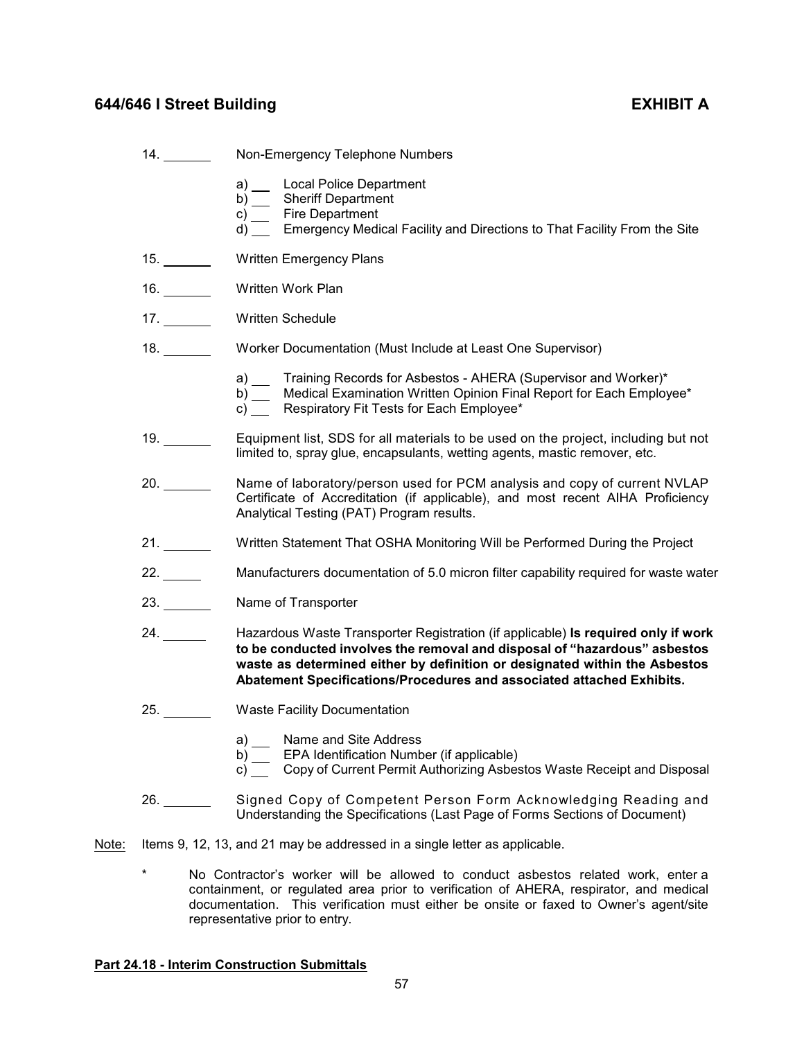14. _______ Non-Emergency Telephone Numbers

   a) ___ Local Police Department
   b) ___ Sheriff Department
   c) ___ Fire Department
   d) ___ Emergency Medical Facility and Directions to That Facility From the Site

15. _______ Written Emergency Plans

16. _______ Written Work Plan

17. _______ Written Schedule

18. _______ Worker Documentation (Must Include at Least One Supervisor)

   a) ___ Training Records for Asbestos - AHERA (Supervisor and Worker)*
   b) ___ Medical Examination Written Opinion Final Report for Each Employee*
   c) ___ Respiratory Fit Tests for Each Employee*

19. _______ Equipment list, SDS for all materials to be used on the project, including but not limited to, spray glue, encapsulants, wetting agents, mastic remover, etc.

20. _______ Name of laboratory/person used for PCM analysis and copy of current NVLAP Certificate of Accreditation (if applicable), and most recent AIHA Proficiency Analytical Testing (PAT) Program results.

21. _______ Written Statement That OSHA Monitoring Will be Performed During the Project

22. _____ Manufacturers documentation of 5.0 micron filter capability required for waste water

23. _______ Name of Transporter

24. ______ Hazardous Waste Transporter Registration (if applicable) **Is required only if work to be conducted involves the removal and disposal of "hazardous" asbestos waste as determined either by definition or designated within the Asbestos Abatement Specifications/Procedures and associated attached Exhibits.**

25. _______ Waste Facility Documentation

   a) ___ Name and Site Address
   b) ___ EPA Identification Number (if applicable)
   c) ___ Copy of Current Permit Authorizing Asbestos Waste Receipt and Disposal

26. _______ Signed Copy of Competent Person Form Acknowledging Reading and Understanding the Specifications (Last Page of Forms Sections of Document)

Note: Items 9, 12, 13, and 21 may be addressed in a single letter as applicable.

\* No Contractor's worker will be allowed to conduct asbestos related work, enter a containment, or regulated area prior to verification of AHERA, respirator, and medical documentation. This verification must either be onsite or faxed to Owner's agent/site representative prior to entry.

**Part 24.18 - Interim Construction Submittals**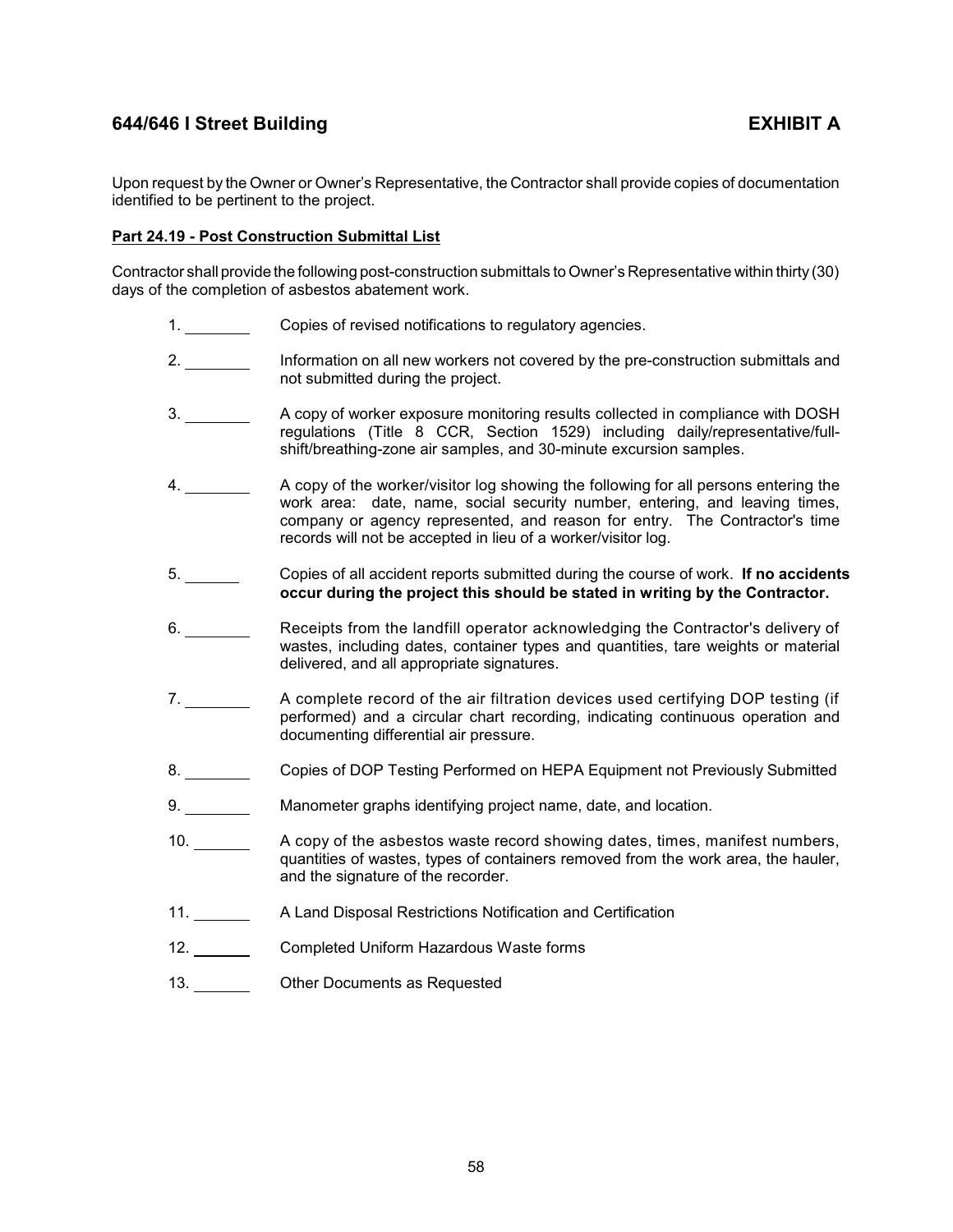Upon request by the Owner or Owner's Representative, the Contractor shall provide copies of documentation identified to be pertinent to the project.

**Part 24.19 - Post Construction Submittal List**

Contractor shall provide the following post-construction submittals to Owner's Representative within thirty (30) days of the completion of asbestos abatement work.

1. ________ Copies of revised notifications to regulatory agencies.
2. ________ Information on all new workers not covered by the pre-construction submittals and not submitted during the project.
3. ________ A copy of worker exposure monitoring results collected in compliance with DOSH regulations (Title 8 CCR, Section 1529) including daily/representative/full-shift/breathing-zone air samples, and 30-minute excursion samples.
4. ________ A copy of the worker/visitor log showing the following for all persons entering the work area: date, name, social security number, entering, and leaving times, company or agency represented, and reason for entry. The Contractor's time records will not be accepted in lieu of a worker/visitor log.
5. ______ Copies of all accident reports submitted during the course of work. **If no accidents occur during the project this should be stated in writing by the Contractor.**
6. ________ Receipts from the landfill operator acknowledging the Contractor's delivery of wastes, including dates, container types and quantities, tare weights or material delivered, and all appropriate signatures.
7. ________ A complete record of the air filtration devices used certifying DOP testing (if performed) and a circular chart recording, indicating continuous operation and documenting differential air pressure.
8. ________ Copies of DOP Testing Performed on HEPA Equipment not Previously Submitted
9. ________ Manometer graphs identifying project name, date, and location.
10. _______ A copy of the asbestos waste record showing dates, times, manifest numbers, quantities of wastes, types of containers removed from the work area, the hauler, and the signature of the recorder.
11. _______ A Land Disposal Restrictions Notification and Certification
12. _______ Completed Uniform Hazardous Waste forms
13. _______ Other Documents as Requested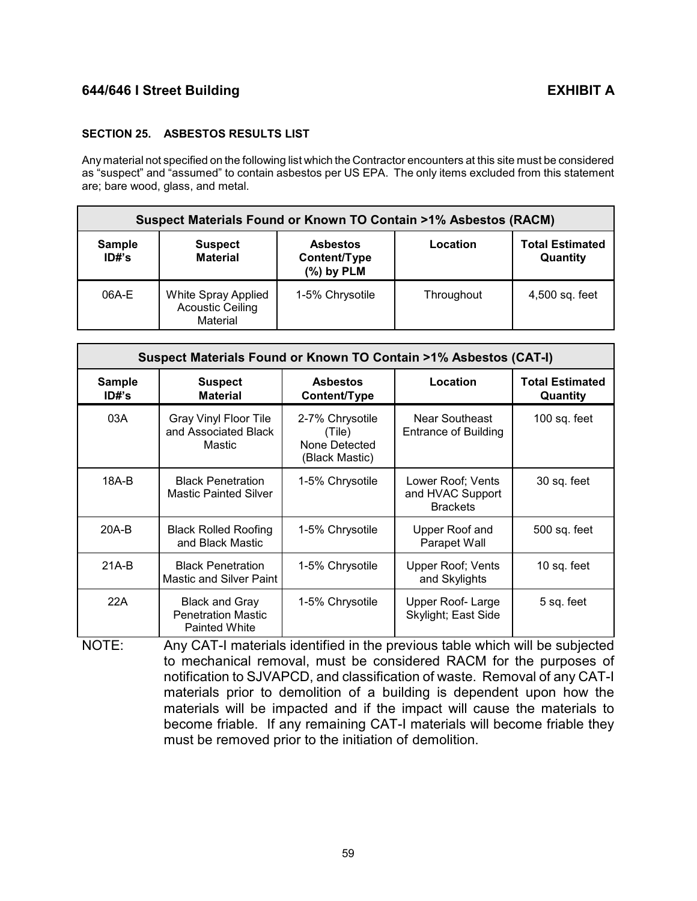**644/646 I Street Building** **EXHIBIT A**

**SECTION 25. ASBESTOS RESULTS LIST**

Any material not specified on the following list which the Contractor encounters at this site must be considered as "suspect" and "assumed" to contain asbestos per US EPA. The only items excluded from this statement are; bare wood, glass, and metal.

| **Suspect Materials Found or Known TO Contain >1% Asbestos (RACM)** | | | | |
|---|---|---|---|---|
| **Sample ID#'s** | **Suspect Material** | **Asbestos Content/Type (%) by PLM** | **Location** | **Total Estimated Quantity** |
| 06A-E | White Spray Applied Acoustic Ceiling Material | 1-5% Chrysotile | Throughout | 4,500 sq. feet |

| **Suspect Materials Found or Known TO Contain >1% Asbestos (CAT-I)** | | | | |
|---|---|---|---|---|
| **Sample ID#'s** | **Suspect Material** | **Asbestos Content/Type** | **Location** | **Total Estimated Quantity** |
| 03A | Gray Vinyl Floor Tile and Associated Black Mastic | 2-7% Chrysotile (Tile) None Detected (Black Mastic) | Near Southeast Entrance of Building | 100 sq. feet |
| 18A-B | Black Penetration Mastic Painted Silver | 1-5% Chrysotile | Lower Roof; Vents and HVAC Support Brackets | 30 sq. feet |
| 20A-B | Black Rolled Roofing and Black Mastic | 1-5% Chrysotile | Upper Roof and Parapet Wall | 500 sq. feet |
| 21A-B | Black Penetration Mastic and Silver Paint | 1-5% Chrysotile | Upper Roof; Vents and Skylights | 10 sq. feet |
| 22A | Black and Gray Penetration Mastic Painted White | 1-5% Chrysotile | Upper Roof- Large Skylight; East Side | 5 sq. feet |

NOTE: Any CAT-I materials identified in the previous table which will be subjected to mechanical removal, must be considered RACM for the purposes of notification to SJVAPCD, and classification of waste. Removal of any CAT-I materials prior to demolition of a building is dependent upon how the materials will be impacted and if the impact will cause the materials to become friable. If any remaining CAT-I materials will become friable they must be removed prior to the initiation of demolition.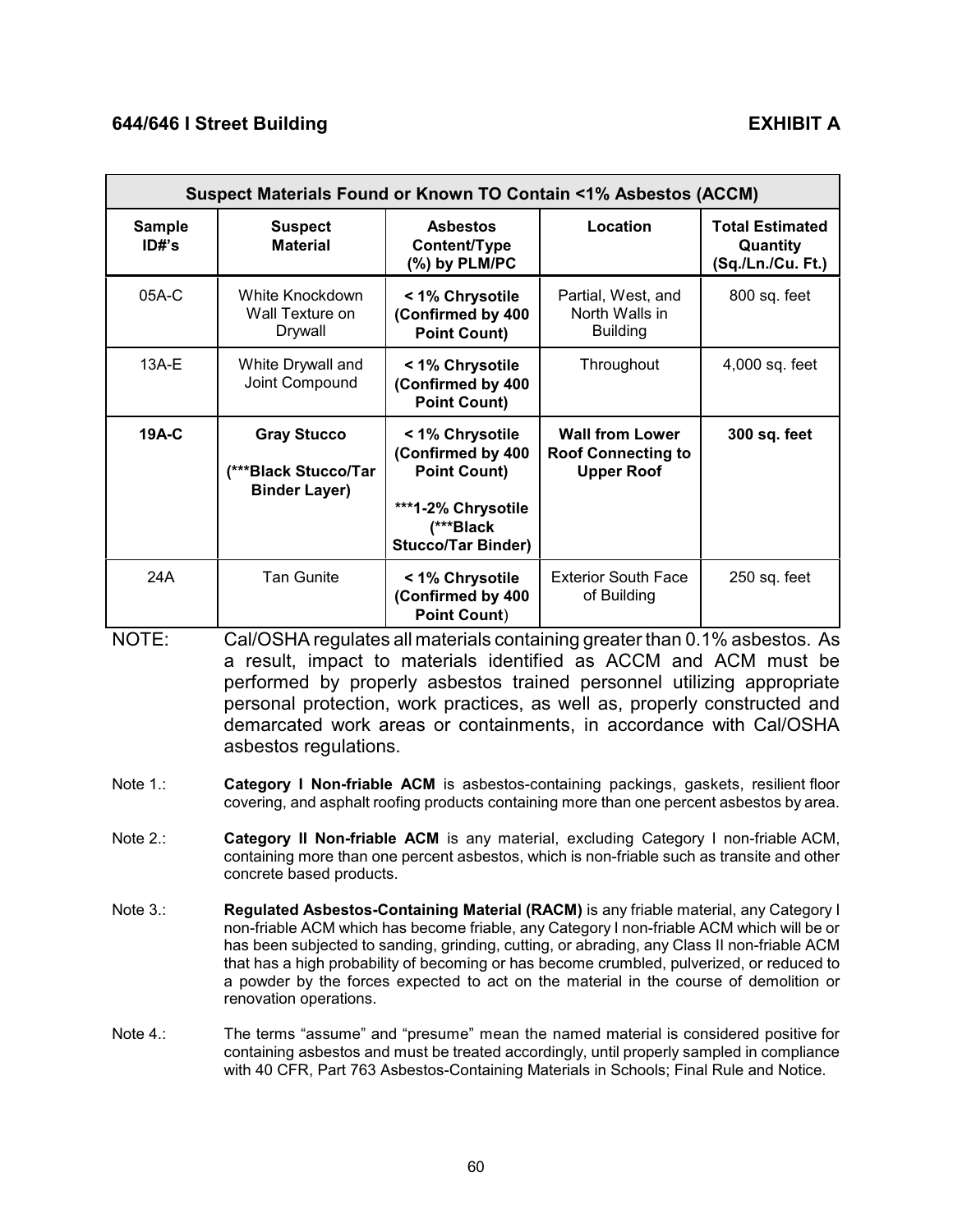**644/646 I Street Building** **EXHIBIT A**

| Suspect Materials Found or Known TO Contain <1% Asbestos (ACCM) | | | | |
|---|---|---|---|---|
| **Sample ID#'s** | **Suspect Material** | **Asbestos Content/Type (%) by PLM/PC** | **Location** | **Total Estimated Quantity (Sq./Ln./Cu. Ft.)** |
| 05A-C | White Knockdown Wall Texture on Drywall | **< 1% Chrysotile (Confirmed by 400 Point Count)** | Partial, West, and North Walls in Building | 800 sq. feet |
| 13A-E | White Drywall and Joint Compound | **< 1% Chrysotile (Confirmed by 400 Point Count)** | Throughout | 4,000 sq. feet |
| **19A-C** | **Gray Stucco (***Black Stucco/Tar Binder Layer)** | **< 1% Chrysotile (Confirmed by 400 Point Count) ***1-2% Chrysotile (***Black Stucco/Tar Binder)** | **Wall from Lower Roof Connecting to Upper Roof** | **300 sq. feet** |
| 24A | Tan Gunite | **< 1% Chrysotile (Confirmed by 400 Point Count)** | Exterior South Face of Building | 250 sq. feet |

NOTE: Cal/OSHA regulates all materials containing greater than 0.1% asbestos. As a result, impact to materials identified as ACCM and ACM must be performed by properly asbestos trained personnel utilizing appropriate personal protection, work practices, as well as, properly constructed and demarcated work areas or containments, in accordance with Cal/OSHA asbestos regulations.

Note 1.: **Category I Non-friable ACM** is asbestos-containing packings, gaskets, resilient floor covering, and asphalt roofing products containing more than one percent asbestos by area.

Note 2.: **Category II Non-friable ACM** is any material, excluding Category I non-friable ACM, containing more than one percent asbestos, which is non-friable such as transite and other concrete based products.

Note 3.: **Regulated Asbestos-Containing Material (RACM)** is any friable material, any Category I non-friable ACM which has become friable, any Category I non-friable ACM which will be or has been subjected to sanding, grinding, cutting, or abrading, any Class II non-friable ACM that has a high probability of becoming or has become crumbled, pulverized, or reduced to a powder by the forces expected to act on the material in the course of demolition or renovation operations.

Note 4.: The terms "assume" and "presume" mean the named material is considered positive for containing asbestos and must be treated accordingly, until properly sampled in compliance with 40 CFR, Part 763 Asbestos-Containing Materials in Schools; Final Rule and Notice.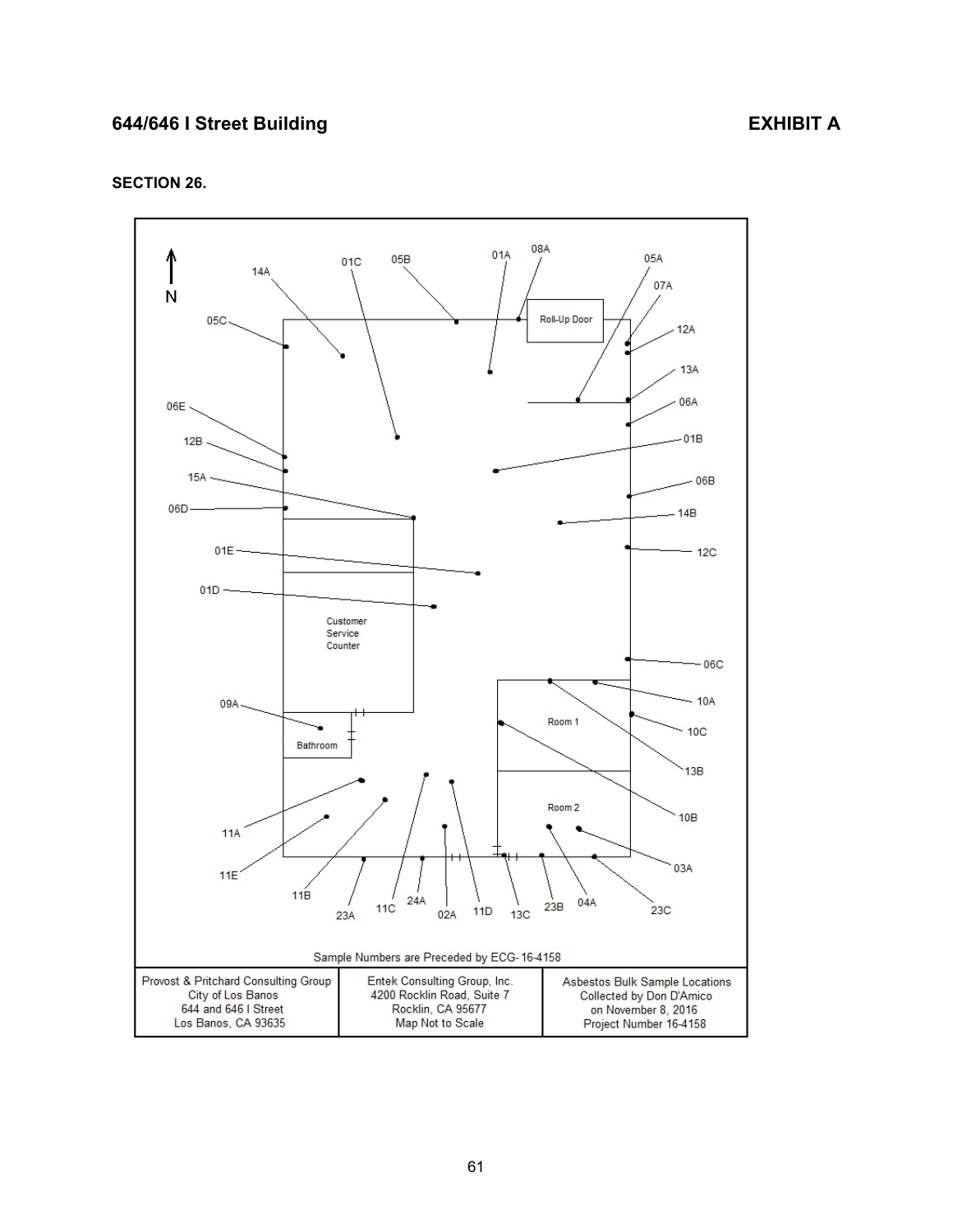## 644/646 I Street Building

## EXHIBIT A

**SECTION 26.**

N

14A, 01C, 05B, 01A, 08A, 05A, 07A, 05C, 12A, 13A, 06E, 06A, 01B, 12B, 15A, 06B, 06D, 14B, 01E, 12C, 01D, 06C, 10A, 09A, 10C, 13B, 10B, 11A, 03A, 11E, 11B, 24A, 23B, 04A, 23A, 11C, 02A, 11D, 13C, 23C

Roll-Up Door

Customer Service Counter

Bathroom

Room 1

Room 2

Sample Numbers are Preceded by ECG-16-4158

| Provost & Pritchard Consulting Group<br>City of Los Banos<br>644 and 646 I Street<br>Los Banos, CA 93635 | Entek Consulting Group, Inc.<br>4200 Rocklin Road, Suite 7<br>Rocklin, CA 95677<br>Map Not to Scale | Asbestos Bulk Sample Locations<br>Collected by Don D'Amico<br>on November 8, 2016<br>Project Number 16-4158 |
|---|---|---|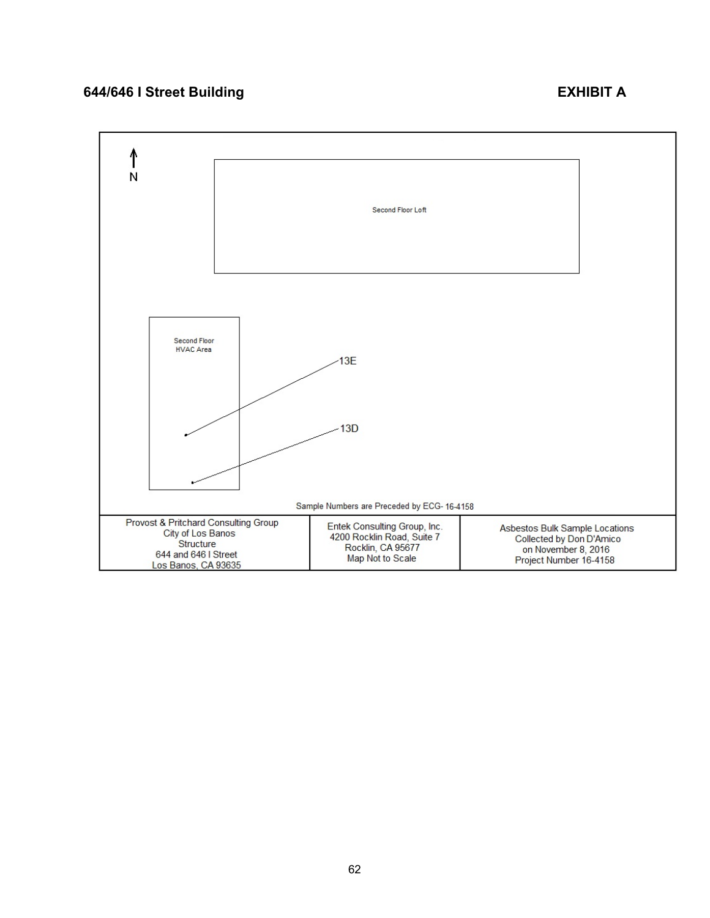**644/646 I Street Building** **EXHIBIT A**

N

Second Floor Loft

Second Floor HVAC Area

13E

13D

Sample Numbers are Preceded by ECG- 16-4158

| Provost & Pritchard Consulting Group<br>City of Los Banos<br>Structure<br>644 and 646 I Street<br>Los Banos, CA 93635 | Entek Consulting Group, Inc.<br>4200 Rocklin Road, Suite 7<br>Rocklin, CA 95677<br>Map Not to Scale | Asbestos Bulk Sample Locations<br>Collected by Don D'Amico<br>on November 8, 2016<br>Project Number 16-4158 |
|---|---|---|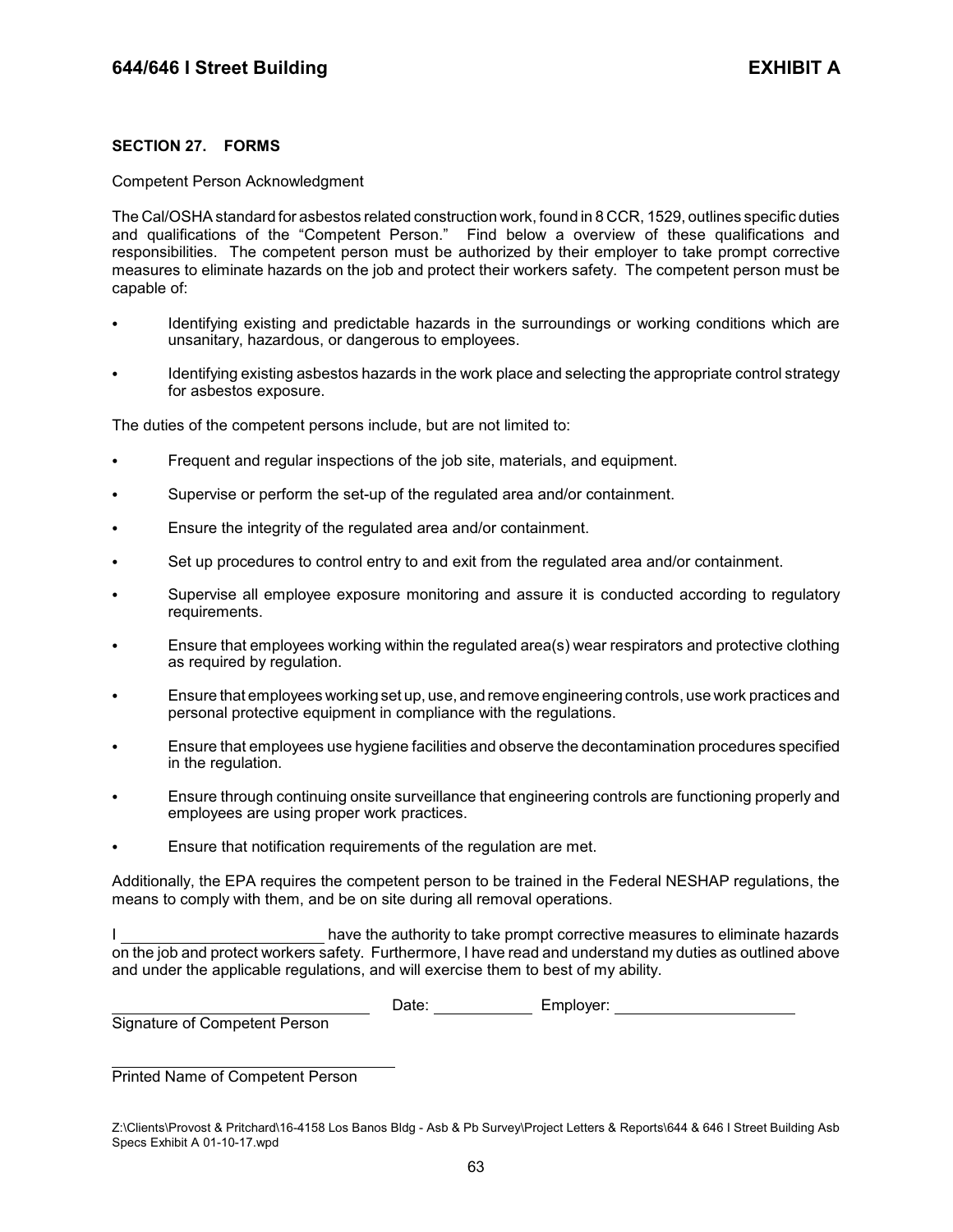## SECTION 27. FORMS

Competent Person Acknowledgment

The Cal/OSHA standard for asbestos related construction work, found in 8 CCR, 1529, outlines specific duties and qualifications of the "Competent Person." Find below a overview of these qualifications and responsibilities. The competent person must be authorized by their employer to take prompt corrective measures to eliminate hazards on the job and protect their workers safety. The competent person must be capable of:

- Identifying existing and predictable hazards in the surroundings or working conditions which are unsanitary, hazardous, or dangerous to employees.
- Identifying existing asbestos hazards in the work place and selecting the appropriate control strategy for asbestos exposure.

The duties of the competent persons include, but are not limited to:

- Frequent and regular inspections of the job site, materials, and equipment.
- Supervise or perform the set-up of the regulated area and/or containment.
- Ensure the integrity of the regulated area and/or containment.
- Set up procedures to control entry to and exit from the regulated area and/or containment.
- Supervise all employee exposure monitoring and assure it is conducted according to regulatory requirements.
- Ensure that employees working within the regulated area(s) wear respirators and protective clothing as required by regulation.
- Ensure that employees working set up, use, and remove engineering controls, use work practices and personal protective equipment in compliance with the regulations.
- Ensure that employees use hygiene facilities and observe the decontamination procedures specified in the regulation.
- Ensure through continuing onsite surveillance that engineering controls are functioning properly and employees are using proper work practices.
- Ensure that notification requirements of the regulation are met.

Additionally, the EPA requires the competent person to be trained in the Federal NESHAP regulations, the means to comply with them, and be on site during all removal operations.

I ______________________ have the authority to take prompt corrective measures to eliminate hazards on the job and protect workers safety. Furthermore, I have read and understand my duties as outlined above and under the applicable regulations, and will exercise them to best of my ability.

______________________________ Date: ___________ Employer: ____________________

Signature of Competent Person

______________________________

Printed Name of Competent Person

Z:\Clients\Provost & Pritchard\16-4158 Los Banos Bldg - Asb & Pb Survey\Project Letters & Reports\644 & 646 I Street Building Asb Specs Exhibit A 01-10-17.wpd